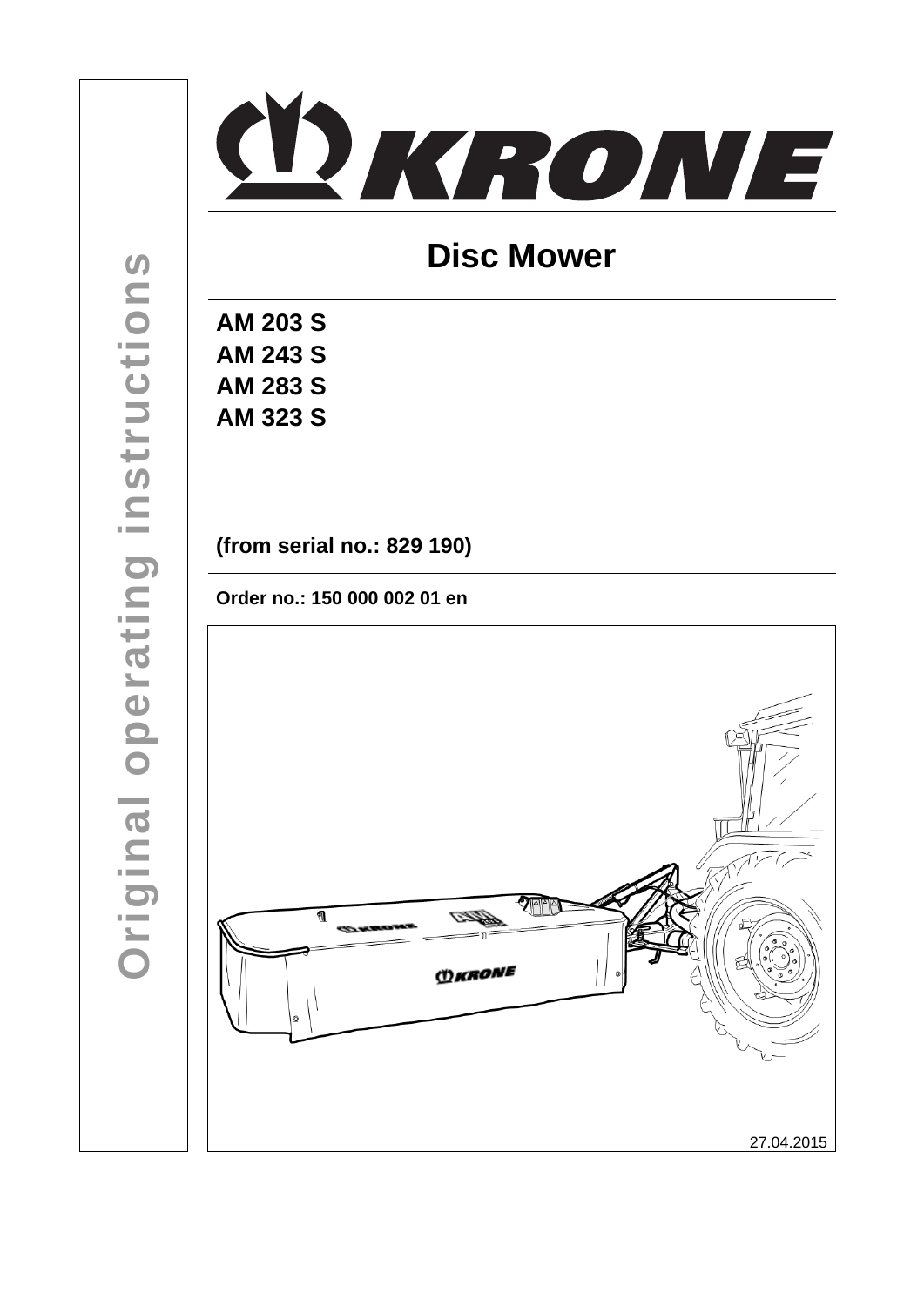Original operating instructions

KRONE

# Disc Mower

**AM 203 S**
**AM 243 S**
**AM 283 S**
**AM 323 S**

**(from serial no.: 829 190)**

**Order no.: 150 000 002 01 en**

27.04.2015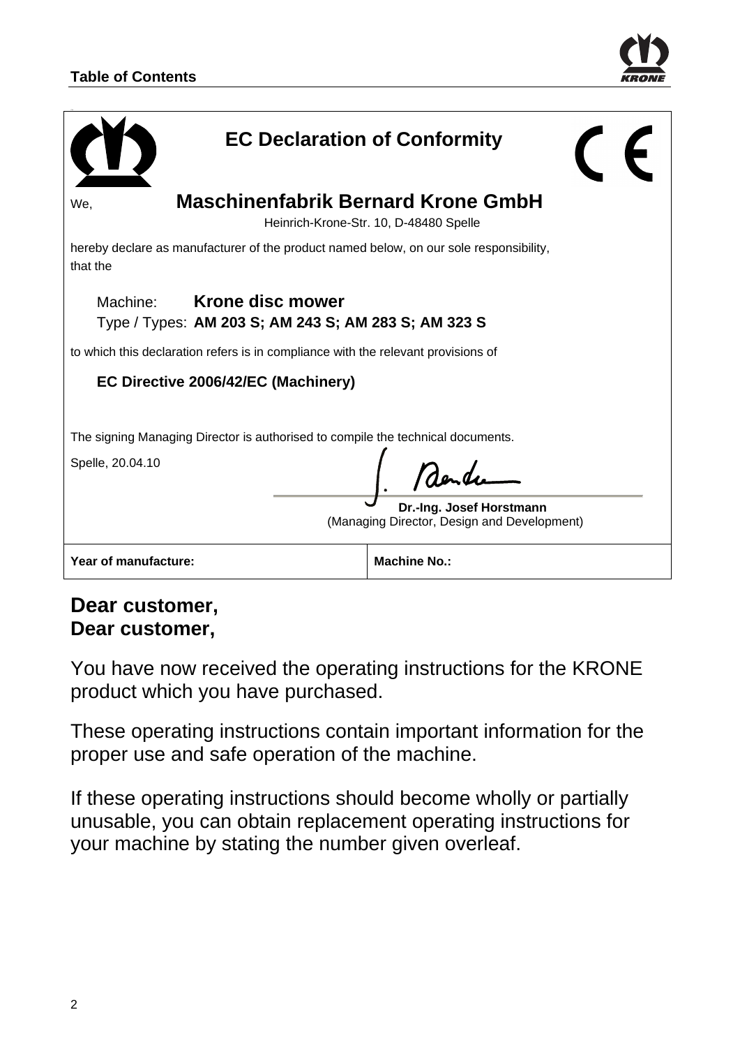## EC Declaration of Conformity

We, **Maschinenfabrik Bernard Krone GmbH**

Heinrich-Krone-Str. 10, D-48480 Spelle

hereby declare as manufacturer of the product named below, on our sole responsibility, that the

Machine: **Krone disc mower**

Type / Types: **AM 203 S; AM 243 S; AM 283 S; AM 323 S**

to which this declaration refers is in compliance with the relevant provisions of

**EC Directive 2006/42/EC (Machinery)**

The signing Managing Director is authorised to compile the technical documents.

Spelle, 20.04.10

**Dr.-Ing. Josef Horstmann**
(Managing Director, Design and Development)

| | |
|---|---|
| **Year of manufacture:** | **Machine No.:** |

## Dear customer,
## Dear customer,

You have now received the operating instructions for the KRONE product which you have purchased.

These operating instructions contain important information for the proper use and safe operation of the machine.

If these operating instructions should become wholly or partially unusable, you can obtain replacement operating instructions for your machine by stating the number given overleaf.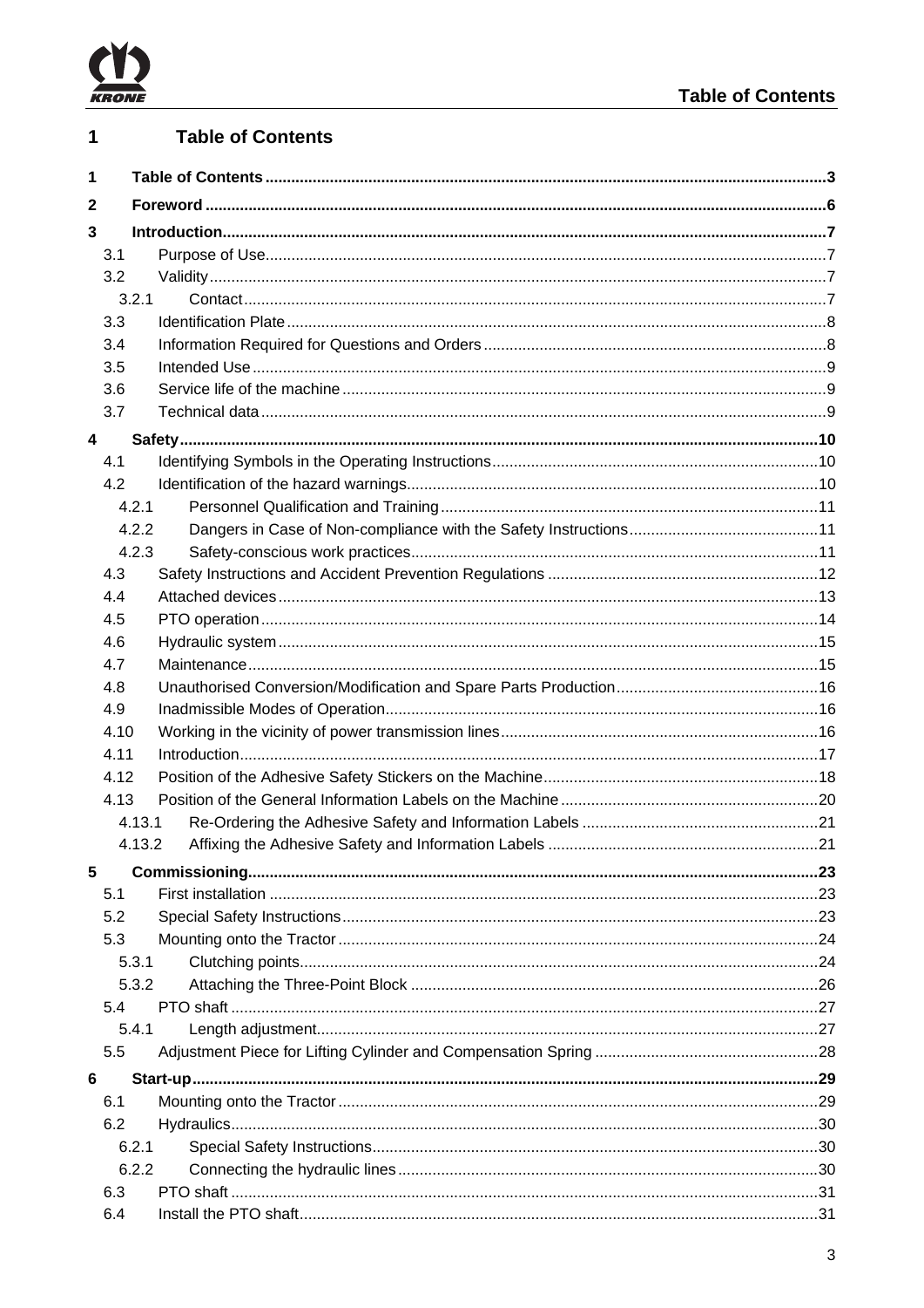# 1 Table of Contents

**1 Table of Contents ........ 3**

**2 Foreword ........ 6**

**3 Introduction ........ 7**

- 3.1 Purpose of Use ........ 7
- 3.2 Validity ........ 7
  - 3.2.1 Contact ........ 7
- 3.3 Identification Plate ........ 8
- 3.4 Information Required for Questions and Orders ........ 8
- 3.5 Intended Use ........ 9
- 3.6 Service life of the machine ........ 9
- 3.7 Technical data ........ 9

**4 Safety ........ 10**

- 4.1 Identifying Symbols in the Operating Instructions ........ 10
- 4.2 Identification of the hazard warnings ........ 10
  - 4.2.1 Personnel Qualification and Training ........ 11
  - 4.2.2 Dangers in Case of Non-compliance with the Safety Instructions ........ 11
  - 4.2.3 Safety-conscious work practices ........ 11
- 4.3 Safety Instructions and Accident Prevention Regulations ........ 12
- 4.4 Attached devices ........ 13
- 4.5 PTO operation ........ 14
- 4.6 Hydraulic system ........ 15
- 4.7 Maintenance ........ 15
- 4.8 Unauthorised Conversion/Modification and Spare Parts Production ........ 16
- 4.9 Inadmissible Modes of Operation ........ 16
- 4.10 Working in the vicinity of power transmission lines ........ 16
- 4.11 Introduction ........ 17
- 4.12 Position of the Adhesive Safety Stickers on the Machine ........ 18
- 4.13 Position of the General Information Labels on the Machine ........ 20
  - 4.13.1 Re-Ordering the Adhesive Safety and Information Labels ........ 21
  - 4.13.2 Affixing the Adhesive Safety and Information Labels ........ 21

**5 Commissioning ........ 23**

- 5.1 First installation ........ 23
- 5.2 Special Safety Instructions ........ 23
- 5.3 Mounting onto the Tractor ........ 24
  - 5.3.1 Clutching points ........ 24
  - 5.3.2 Attaching the Three-Point Block ........ 26
- 5.4 PTO shaft ........ 27
  - 5.4.1 Length adjustment ........ 27
- 5.5 Adjustment Piece for Lifting Cylinder and Compensation Spring ........ 28

**6 Start-up ........ 29**

- 6.1 Mounting onto the Tractor ........ 29
- 6.2 Hydraulics ........ 30
  - 6.2.1 Special Safety Instructions ........ 30
  - 6.2.2 Connecting the hydraulic lines ........ 30
- 6.3 PTO shaft ........ 31
- 6.4 Install the PTO shaft ........ 31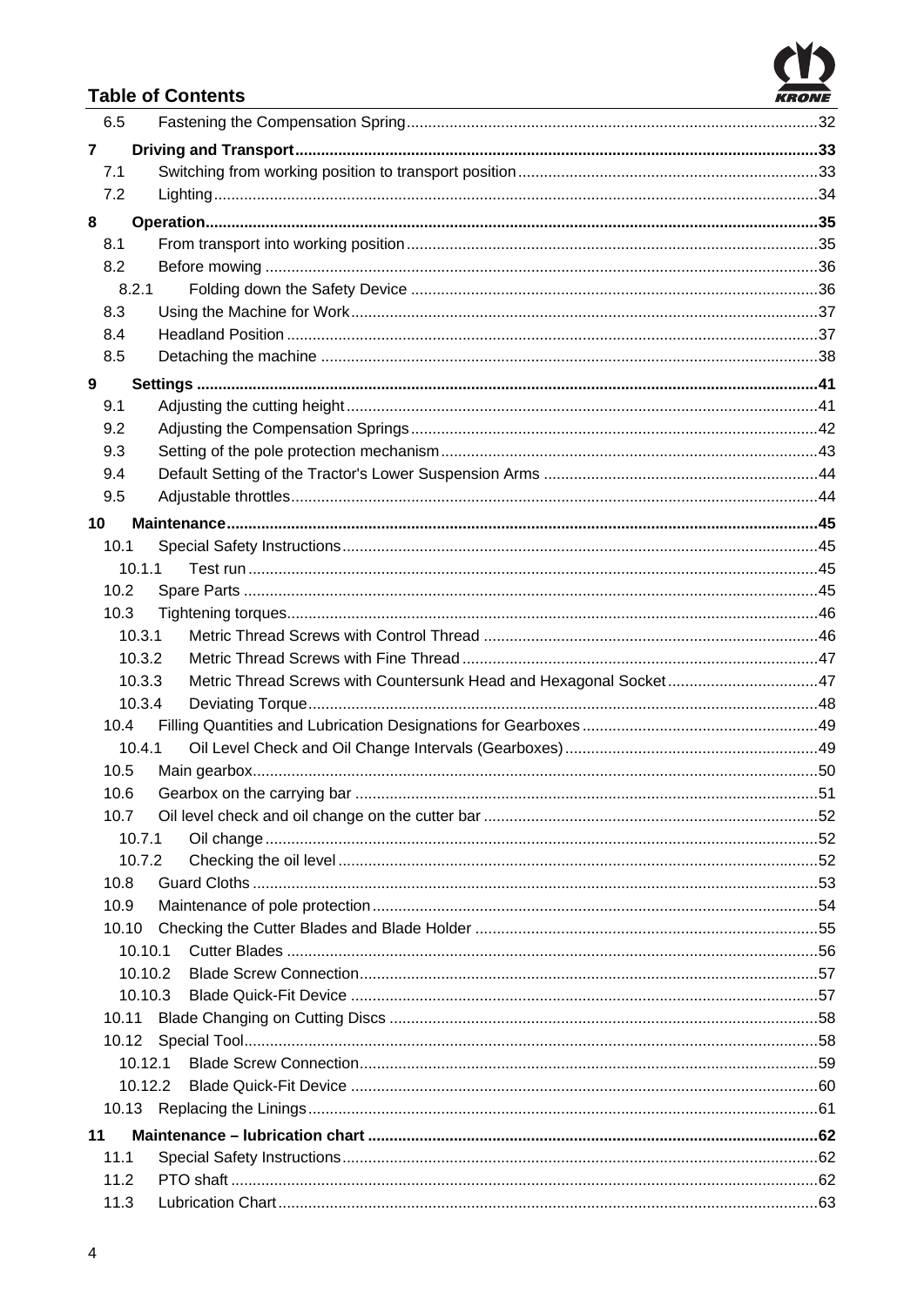## Table of Contents

6.5 Fastening the Compensation Spring ........ 32

**7 Driving and Transport ........ 33**

7.1 Switching from working position to transport position ........ 33

7.2 Lighting ........ 34

**8 Operation ........ 35**

8.1 From transport into working position ........ 35

8.2 Before mowing ........ 36

8.2.1 Folding down the Safety Device ........ 36

8.3 Using the Machine for Work ........ 37

8.4 Headland Position ........ 37

8.5 Detaching the machine ........ 38

**9 Settings ........ 41**

9.1 Adjusting the cutting height ........ 41

9.2 Adjusting the Compensation Springs ........ 42

9.3 Setting of the pole protection mechanism ........ 43

9.4 Default Setting of the Tractor's Lower Suspension Arms ........ 44

9.5 Adjustable throttles ........ 44

**10 Maintenance ........ 45**

10.1 Special Safety Instructions ........ 45

10.1.1 Test run ........ 45

10.2 Spare Parts ........ 45

10.3 Tightening torques ........ 46

10.3.1 Metric Thread Screws with Control Thread ........ 46

10.3.2 Metric Thread Screws with Fine Thread ........ 47

10.3.3 Metric Thread Screws with Countersunk Head and Hexagonal Socket ........ 47

10.3.4 Deviating Torque ........ 48

10.4 Filling Quantities and Lubrication Designations for Gearboxes ........ 49

10.4.1 Oil Level Check and Oil Change Intervals (Gearboxes) ........ 49

10.5 Main gearbox ........ 50

10.6 Gearbox on the carrying bar ........ 51

10.7 Oil level check and oil change on the cutter bar ........ 52

10.7.1 Oil change ........ 52

10.7.2 Checking the oil level ........ 52

10.8 Guard Cloths ........ 53

10.9 Maintenance of pole protection ........ 54

10.10 Checking the Cutter Blades and Blade Holder ........ 55

10.10.1 Cutter Blades ........ 56

10.10.2 Blade Screw Connection ........ 57

10.10.3 Blade Quick-Fit Device ........ 57

10.11 Blade Changing on Cutting Discs ........ 58

10.12 Special Tool ........ 58

10.12.1 Blade Screw Connection ........ 59

10.12.2 Blade Quick-Fit Device ........ 60

10.13 Replacing the Linings ........ 61

**11 Maintenance – lubrication chart ........ 62**

11.1 Special Safety Instructions ........ 62

11.2 PTO shaft ........ 62

11.3 Lubrication Chart ........ 63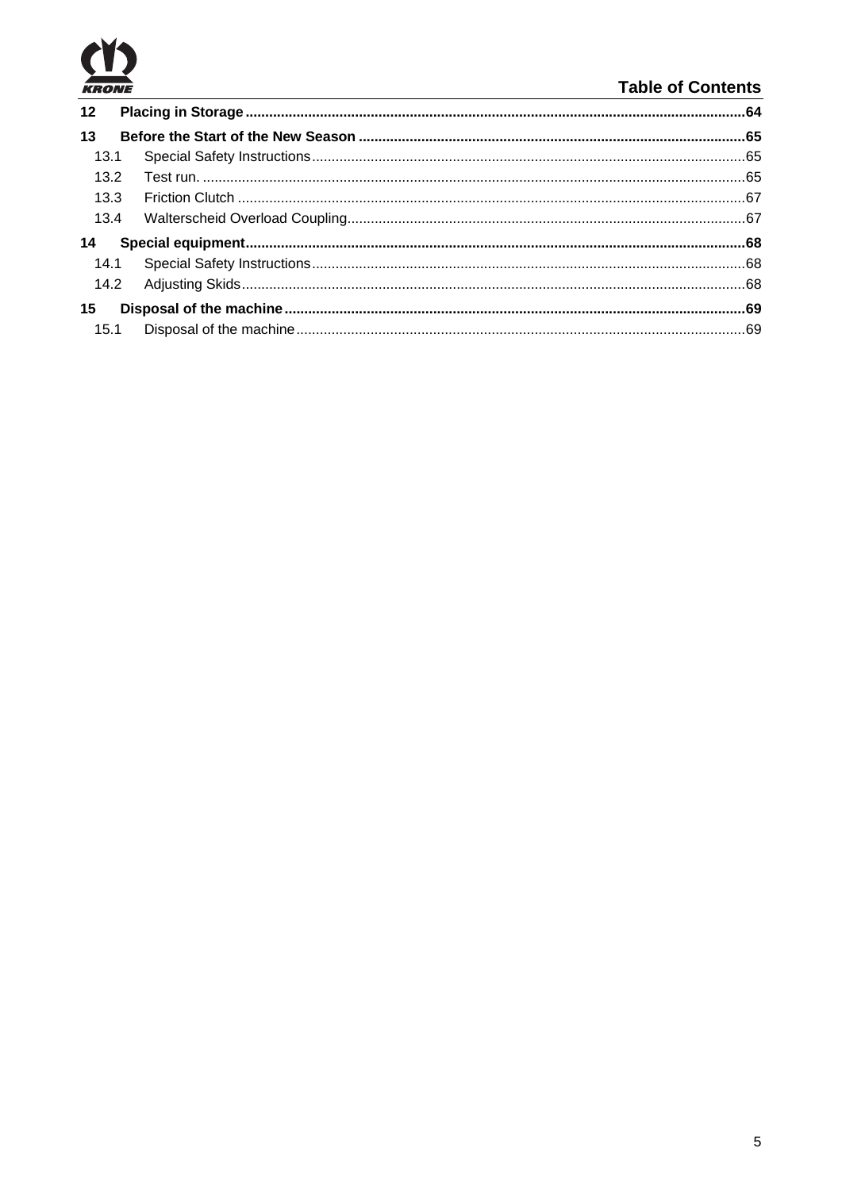| | | |
|---|---|---|
| **12** | **Placing in Storage** | **64** |
| **13** | **Before the Start of the New Season** | **65** |
| 13.1 | Special Safety Instructions | 65 |
| 13.2 | Test run. | 65 |
| 13.3 | Friction Clutch | 67 |
| 13.4 | Walterscheid Overload Coupling | 67 |
| **14** | **Special equipment** | **68** |
| 14.1 | Special Safety Instructions | 68 |
| 14.2 | Adjusting Skids | 68 |
| **15** | **Disposal of the machine** | **69** |
| 15.1 | Disposal of the machine | 69 |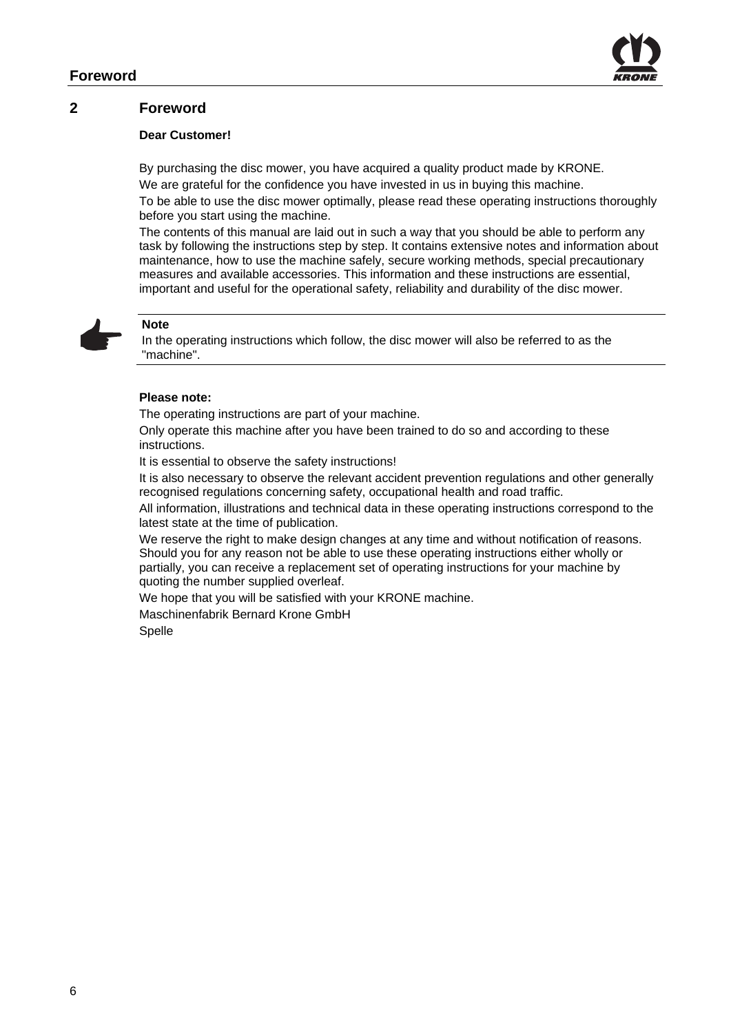# 2 Foreword

**Dear Customer!**

By purchasing the disc mower, you have acquired a quality product made by KRONE.

We are grateful for the confidence you have invested in us in buying this machine.

To be able to use the disc mower optimally, please read these operating instructions thoroughly before you start using the machine.

The contents of this manual are laid out in such a way that you should be able to perform any task by following the instructions step by step. It contains extensive notes and information about maintenance, how to use the machine safely, secure working methods, special precautionary measures and available accessories. This information and these instructions are essential, important and useful for the operational safety, reliability and durability of the disc mower.

**Note**

In the operating instructions which follow, the disc mower will also be referred to as the "machine".

**Please note:**

The operating instructions are part of your machine.

Only operate this machine after you have been trained to do so and according to these instructions.

It is essential to observe the safety instructions!

It is also necessary to observe the relevant accident prevention regulations and other generally recognised regulations concerning safety, occupational health and road traffic.

All information, illustrations and technical data in these operating instructions correspond to the latest state at the time of publication.

We reserve the right to make design changes at any time and without notification of reasons. Should you for any reason not be able to use these operating instructions either wholly or partially, you can receive a replacement set of operating instructions for your machine by quoting the number supplied overleaf.

We hope that you will be satisfied with your KRONE machine.

Maschinenfabrik Bernard Krone GmbH

Spelle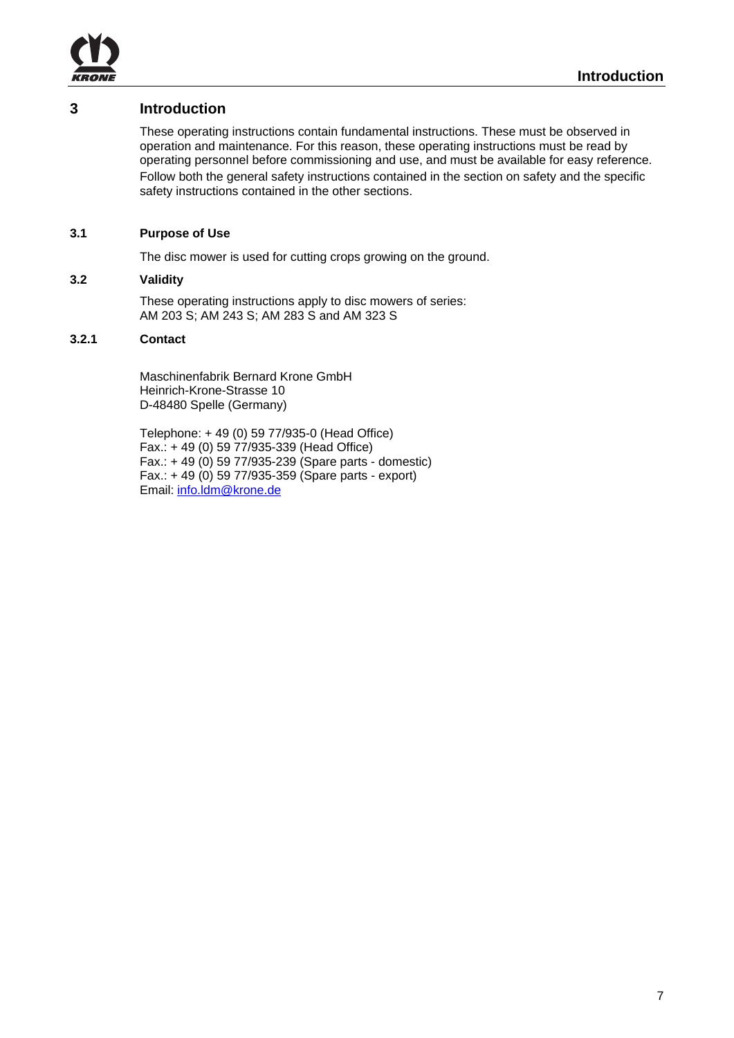# 3 Introduction

These operating instructions contain fundamental instructions. These must be observed in operation and maintenance. For this reason, these operating instructions must be read by operating personnel before commissioning and use, and must be available for easy reference.
Follow both the general safety instructions contained in the section on safety and the specific safety instructions contained in the other sections.

## 3.1 Purpose of Use

The disc mower is used for cutting crops growing on the ground.

## 3.2 Validity

These operating instructions apply to disc mowers of series:
AM 203 S; AM 243 S; AM 283 S and AM 323 S

### 3.2.1 Contact

Maschinenfabrik Bernard Krone GmbH
Heinrich-Krone-Strasse 10
D-48480 Spelle (Germany)

Telephone: + 49 (0) 59 77/935-0 (Head Office)
Fax.: + 49 (0) 59 77/935-339 (Head Office)
Fax.: + 49 (0) 59 77/935-239 (Spare parts - domestic)
Fax.: + 49 (0) 59 77/935-359 (Spare parts - export)
Email: info.ldm@krone.de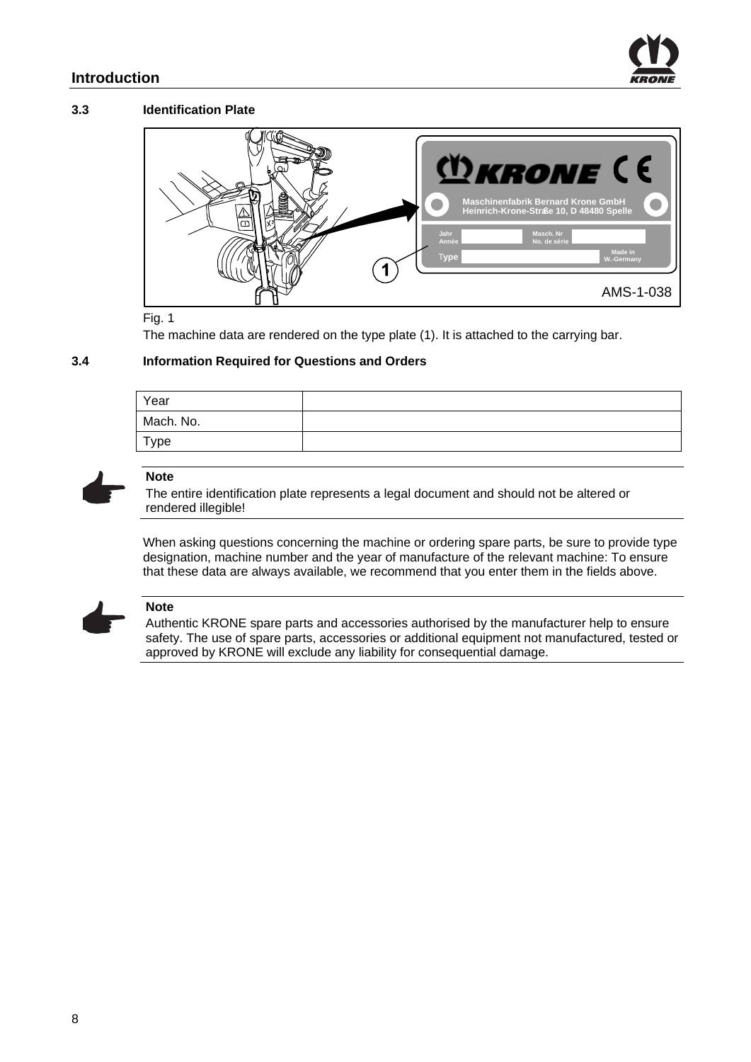## 3.3 Identification Plate

Fig. 1

The machine data are rendered on the type plate (1). It is attached to the carrying bar.

## 3.4 Information Required for Questions and Orders

| | |
|---|---|
| Year | |
| Mach. No. | |
| Type | |

**Note**

The entire identification plate represents a legal document and should not be altered or rendered illegible!

When asking questions concerning the machine or ordering spare parts, be sure to provide type designation, machine number and the year of manufacture of the relevant machine: To ensure that these data are always available, we recommend that you enter them in the fields above.

**Note**

Authentic KRONE spare parts and accessories authorised by the manufacturer help to ensure safety. The use of spare parts, accessories or additional equipment not manufactured, tested or approved by KRONE will exclude any liability for consequential damage.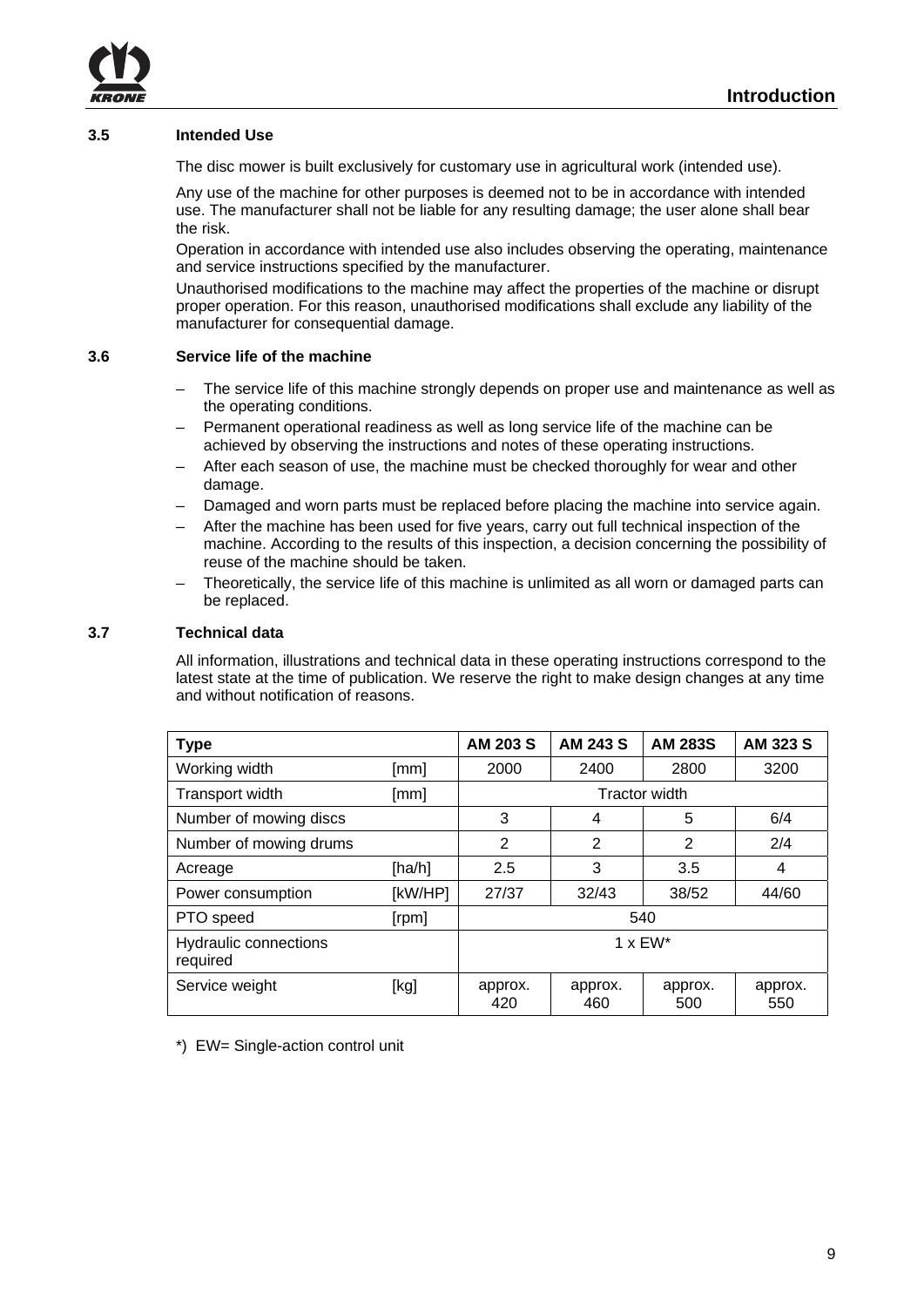### 3.5 Intended Use

The disc mower is built exclusively for customary use in agricultural work (intended use).

Any use of the machine for other purposes is deemed not to be in accordance with intended use. The manufacturer shall not be liable for any resulting damage; the user alone shall bear the risk.

Operation in accordance with intended use also includes observing the operating, maintenance and service instructions specified by the manufacturer.

Unauthorised modifications to the machine may affect the properties of the machine or disrupt proper operation. For this reason, unauthorised modifications shall exclude any liability of the manufacturer for consequential damage.

### 3.6 Service life of the machine

- The service life of this machine strongly depends on proper use and maintenance as well as the operating conditions.
- Permanent operational readiness as well as long service life of the machine can be achieved by observing the instructions and notes of these operating instructions.
- After each season of use, the machine must be checked thoroughly for wear and other damage.
- Damaged and worn parts must be replaced before placing the machine into service again.
- After the machine has been used for five years, carry out full technical inspection of the machine. According to the results of this inspection, a decision concerning the possibility of reuse of the machine should be taken.
- Theoretically, the service life of this machine is unlimited as all worn or damaged parts can be replaced.

### 3.7 Technical data

All information, illustrations and technical data in these operating instructions correspond to the latest state at the time of publication. We reserve the right to make design changes at any time and without notification of reasons.

| **Type** | | **AM 203 S** | **AM 243 S** | **AM 283S** | **AM 323 S** |
|---|---|---|---|---|---|
| Working width | [mm] | 2000 | 2400 | 2800 | 3200 |
| Transport width | [mm] | Tractor width | | | |
| Number of mowing discs | | 3 | 4 | 5 | 6/4 |
| Number of mowing drums | | 2 | 2 | 2 | 2/4 |
| Acreage | [ha/h] | 2.5 | 3 | 3.5 | 4 |
| Power consumption | [kW/HP] | 27/37 | 32/43 | 38/52 | 44/60 |
| PTO speed | [rpm] | 540 | | | |
| Hydraulic connections required | | 1 x EW* | | | |
| Service weight | [kg] | approx. 420 | approx. 460 | approx. 500 | approx. 550 |

*) EW= Single-action control unit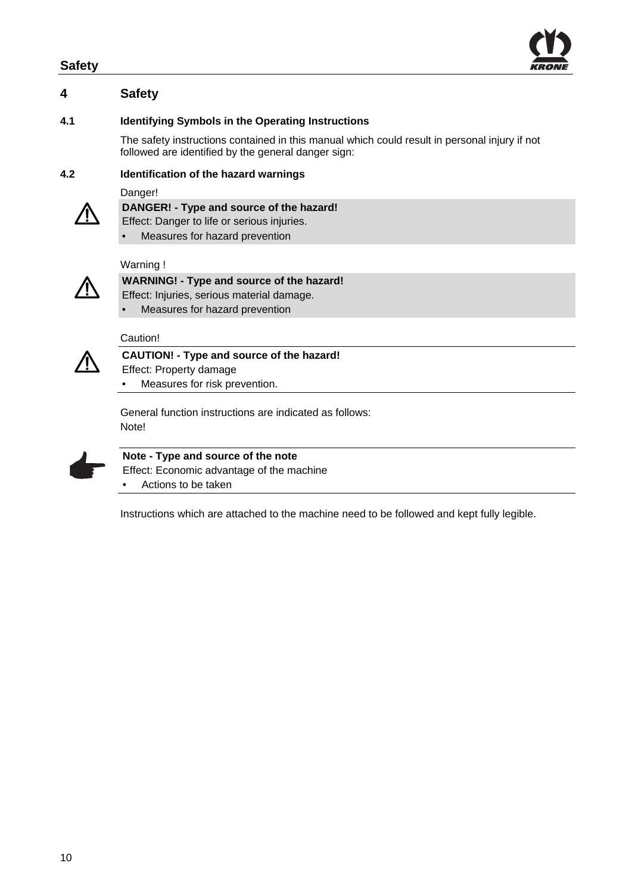# 4 Safety

## 4.1 Identifying Symbols in the Operating Instructions

The safety instructions contained in this manual which could result in personal injury if not followed are identified by the general danger sign:

## 4.2 Identification of the hazard warnings

Danger!

**DANGER! - Type and source of the hazard!**

Effect: Danger to life or serious injuries.

- Measures for hazard prevention

Warning !

**WARNING! - Type and source of the hazard!**

Effect: Injuries, serious material damage.

- Measures for hazard prevention

Caution!

**CAUTION! - Type and source of the hazard!**

Effect: Property damage

- Measures for risk prevention.

General function instructions are indicated as follows:

Note!

**Note - Type and source of the note**

Effect: Economic advantage of the machine

- Actions to be taken

Instructions which are attached to the machine need to be followed and kept fully legible.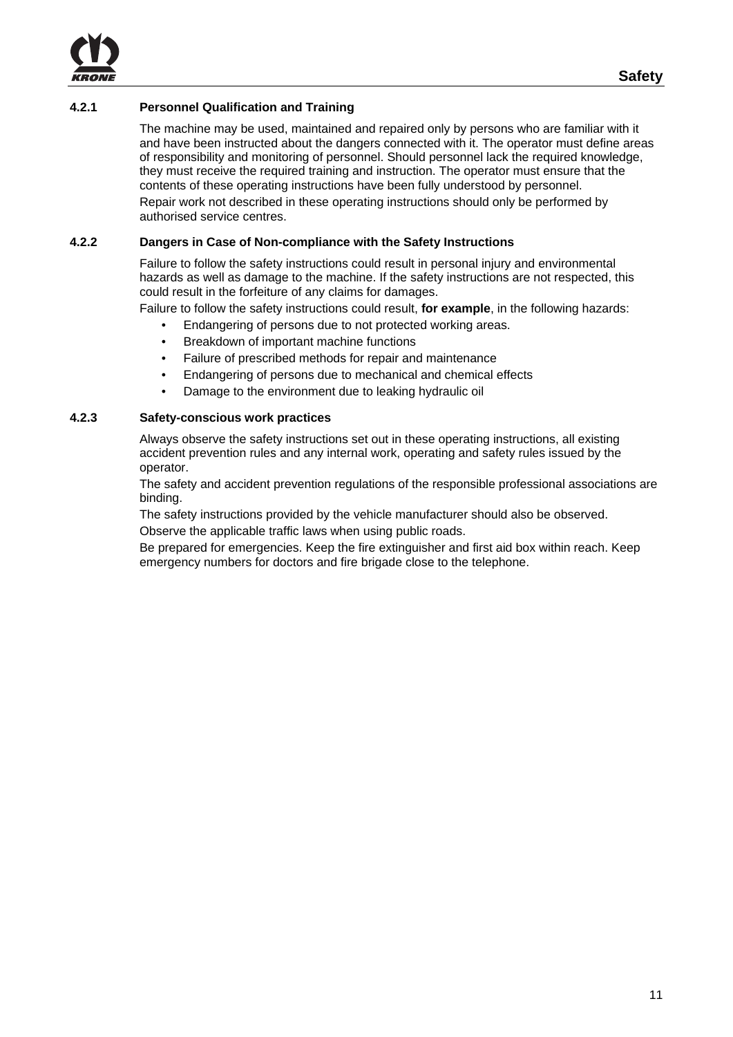### 4.2.1 Personnel Qualification and Training

The machine may be used, maintained and repaired only by persons who are familiar with it and have been instructed about the dangers connected with it. The operator must define areas of responsibility and monitoring of personnel. Should personnel lack the required knowledge, they must receive the required training and instruction. The operator must ensure that the contents of these operating instructions have been fully understood by personnel.

Repair work not described in these operating instructions should only be performed by authorised service centres.

### 4.2.2 Dangers in Case of Non-compliance with the Safety Instructions

Failure to follow the safety instructions could result in personal injury and environmental hazards as well as damage to the machine. If the safety instructions are not respected, this could result in the forfeiture of any claims for damages.

Failure to follow the safety instructions could result, **for example**, in the following hazards:

- Endangering of persons due to not protected working areas.
- Breakdown of important machine functions
- Failure of prescribed methods for repair and maintenance
- Endangering of persons due to mechanical and chemical effects
- Damage to the environment due to leaking hydraulic oil

### 4.2.3 Safety-conscious work practices

Always observe the safety instructions set out in these operating instructions, all existing accident prevention rules and any internal work, operating and safety rules issued by the operator.

The safety and accident prevention regulations of the responsible professional associations are binding.

The safety instructions provided by the vehicle manufacturer should also be observed.

Observe the applicable traffic laws when using public roads.

Be prepared for emergencies. Keep the fire extinguisher and first aid box within reach. Keep emergency numbers for doctors and fire brigade close to the telephone.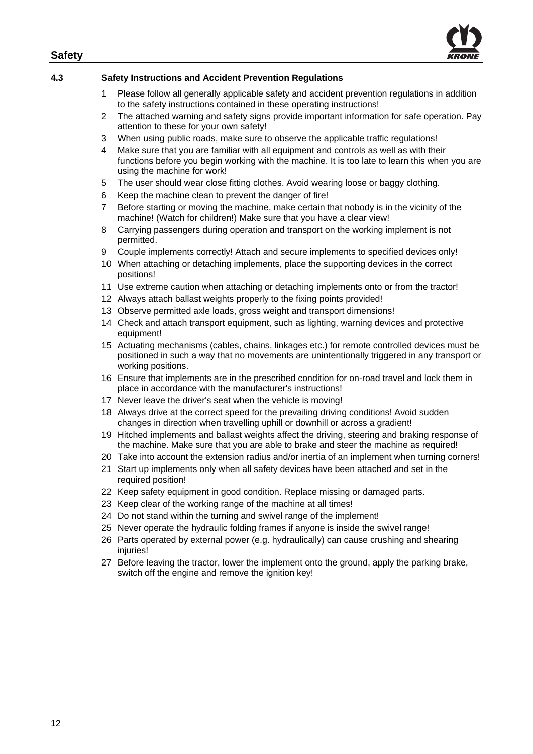### 4.3 Safety Instructions and Accident Prevention Regulations

1. Please follow all generally applicable safety and accident prevention regulations in addition to the safety instructions contained in these operating instructions!
2. The attached warning and safety signs provide important information for safe operation. Pay attention to these for your own safety!
3. When using public roads, make sure to observe the applicable traffic regulations!
4. Make sure that you are familiar with all equipment and controls as well as with their functions before you begin working with the machine. It is too late to learn this when you are using the machine for work!
5. The user should wear close fitting clothes. Avoid wearing loose or baggy clothing.
6. Keep the machine clean to prevent the danger of fire!
7. Before starting or moving the machine, make certain that nobody is in the vicinity of the machine! (Watch for children!) Make sure that you have a clear view!
8. Carrying passengers during operation and transport on the working implement is not permitted.
9. Couple implements correctly! Attach and secure implements to specified devices only!
10. When attaching or detaching implements, place the supporting devices in the correct positions!
11. Use extreme caution when attaching or detaching implements onto or from the tractor!
12. Always attach ballast weights properly to the fixing points provided!
13. Observe permitted axle loads, gross weight and transport dimensions!
14. Check and attach transport equipment, such as lighting, warning devices and protective equipment!
15. Actuating mechanisms (cables, chains, linkages etc.) for remote controlled devices must be positioned in such a way that no movements are unintentionally triggered in any transport or working positions.
16. Ensure that implements are in the prescribed condition for on-road travel and lock them in place in accordance with the manufacturer's instructions!
17. Never leave the driver's seat when the vehicle is moving!
18. Always drive at the correct speed for the prevailing driving conditions! Avoid sudden changes in direction when travelling uphill or downhill or across a gradient!
19. Hitched implements and ballast weights affect the driving, steering and braking response of the machine. Make sure that you are able to brake and steer the machine as required!
20. Take into account the extension radius and/or inertia of an implement when turning corners!
21. Start up implements only when all safety devices have been attached and set in the required position!
22. Keep safety equipment in good condition. Replace missing or damaged parts.
23. Keep clear of the working range of the machine at all times!
24. Do not stand within the turning and swivel range of the implement!
25. Never operate the hydraulic folding frames if anyone is inside the swivel range!
26. Parts operated by external power (e.g. hydraulically) can cause crushing and shearing injuries!
27. Before leaving the tractor, lower the implement onto the ground, apply the parking brake, switch off the engine and remove the ignition key!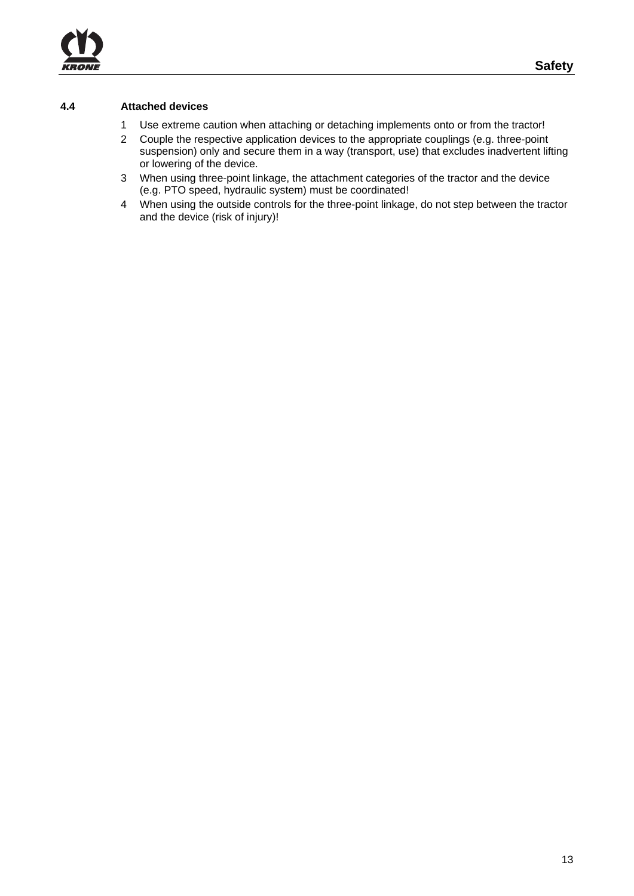## 4.4 Attached devices

1. Use extreme caution when attaching or detaching implements onto or from the tractor!
2. Couple the respective application devices to the appropriate couplings (e.g. three-point suspension) only and secure them in a way (transport, use) that excludes inadvertent lifting or lowering of the device.
3. When using three-point linkage, the attachment categories of the tractor and the device (e.g. PTO speed, hydraulic system) must be coordinated!
4. When using the outside controls for the three-point linkage, do not step between the tractor and the device (risk of injury)!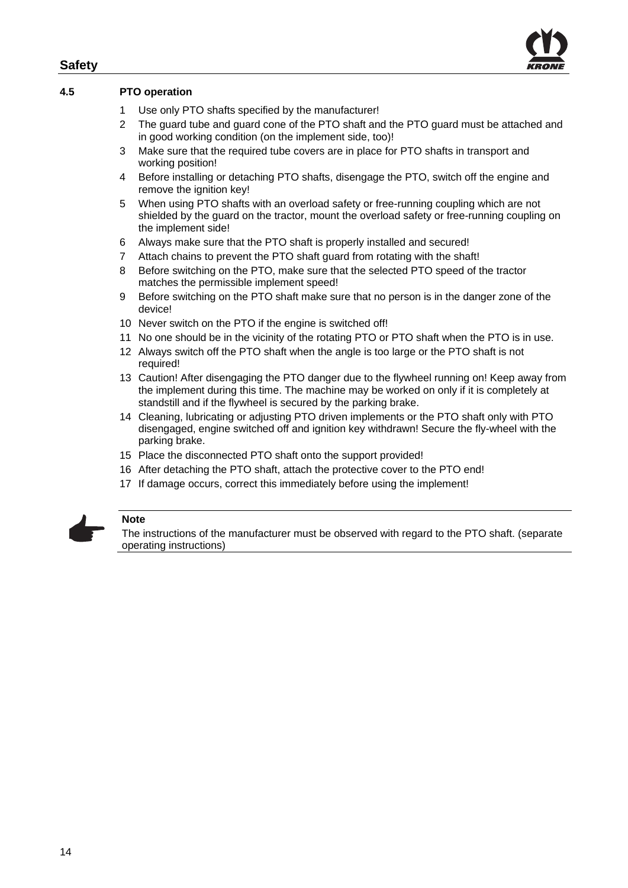## 4.5 PTO operation

1. Use only PTO shafts specified by the manufacturer!
2. The guard tube and guard cone of the PTO shaft and the PTO guard must be attached and in good working condition (on the implement side, too)!
3. Make sure that the required tube covers are in place for PTO shafts in transport and working position!
4. Before installing or detaching PTO shafts, disengage the PTO, switch off the engine and remove the ignition key!
5. When using PTO shafts with an overload safety or free-running coupling which are not shielded by the guard on the tractor, mount the overload safety or free-running coupling on the implement side!
6. Always make sure that the PTO shaft is properly installed and secured!
7. Attach chains to prevent the PTO shaft guard from rotating with the shaft!
8. Before switching on the PTO, make sure that the selected PTO speed of the tractor matches the permissible implement speed!
9. Before switching on the PTO shaft make sure that no person is in the danger zone of the device!
10. Never switch on the PTO if the engine is switched off!
11. No one should be in the vicinity of the rotating PTO or PTO shaft when the PTO is in use.
12. Always switch off the PTO shaft when the angle is too large or the PTO shaft is not required!
13. Caution! After disengaging the PTO danger due to the flywheel running on! Keep away from the implement during this time. The machine may be worked on only if it is completely at standstill and if the flywheel is secured by the parking brake.
14. Cleaning, lubricating or adjusting PTO driven implements or the PTO shaft only with PTO disengaged, engine switched off and ignition key withdrawn! Secure the fly-wheel with the parking brake.
15. Place the disconnected PTO shaft onto the support provided!
16. After detaching the PTO shaft, attach the protective cover to the PTO end!
17. If damage occurs, correct this immediately before using the implement!

**Note**

The instructions of the manufacturer must be observed with regard to the PTO shaft. (separate operating instructions)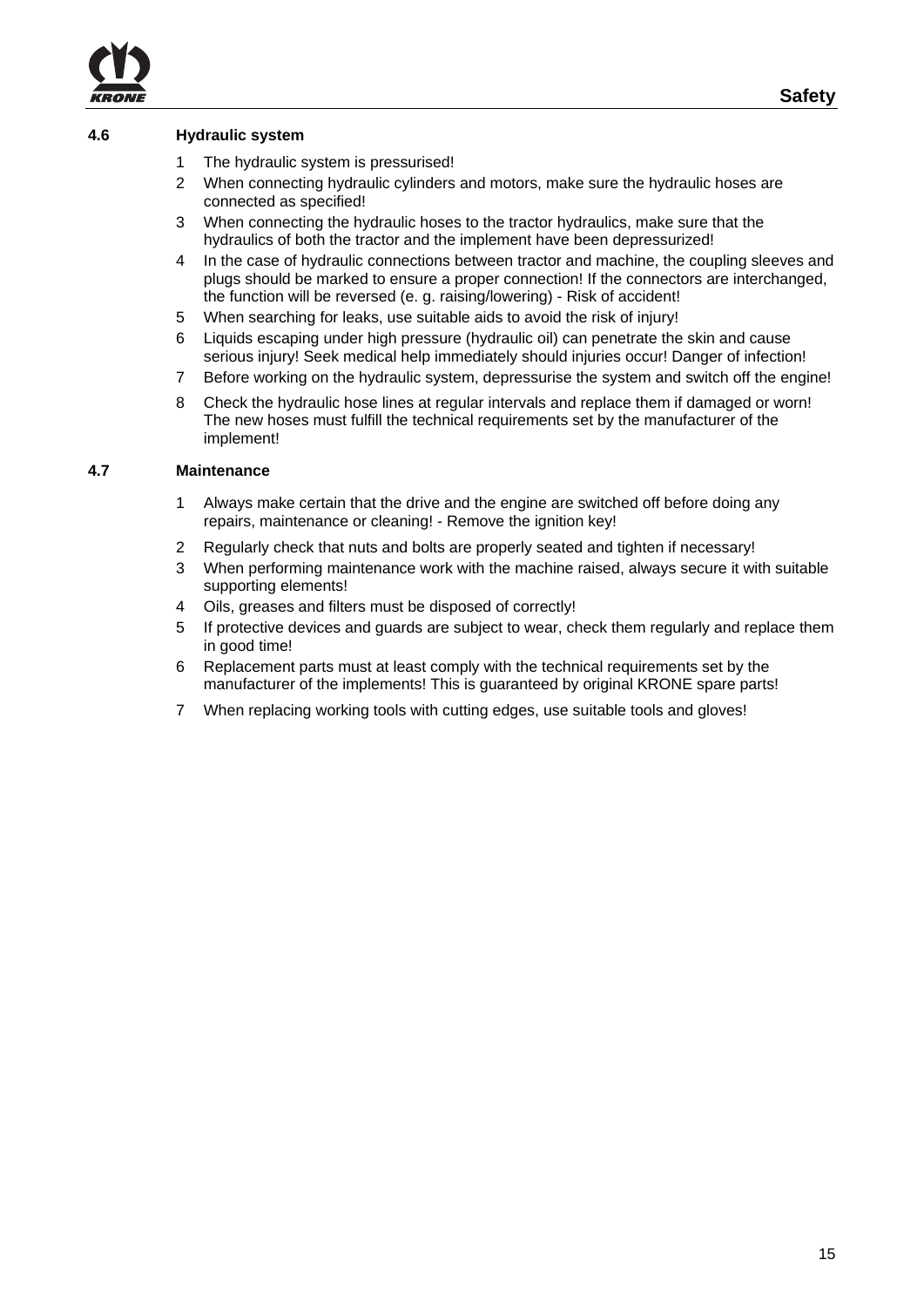## 4.6 Hydraulic system

1. The hydraulic system is pressurised!
2. When connecting hydraulic cylinders and motors, make sure the hydraulic hoses are connected as specified!
3. When connecting the hydraulic hoses to the tractor hydraulics, make sure that the hydraulics of both the tractor and the implement have been depressurized!
4. In the case of hydraulic connections between tractor and machine, the coupling sleeves and plugs should be marked to ensure a proper connection! If the connectors are interchanged, the function will be reversed (e. g. raising/lowering) - Risk of accident!
5. When searching for leaks, use suitable aids to avoid the risk of injury!
6. Liquids escaping under high pressure (hydraulic oil) can penetrate the skin and cause serious injury! Seek medical help immediately should injuries occur! Danger of infection!
7. Before working on the hydraulic system, depressurise the system and switch off the engine!
8. Check the hydraulic hose lines at regular intervals and replace them if damaged or worn! The new hoses must fulfill the technical requirements set by the manufacturer of the implement!

## 4.7 Maintenance

1. Always make certain that the drive and the engine are switched off before doing any repairs, maintenance or cleaning! - Remove the ignition key!
2. Regularly check that nuts and bolts are properly seated and tighten if necessary!
3. When performing maintenance work with the machine raised, always secure it with suitable supporting elements!
4. Oils, greases and filters must be disposed of correctly!
5. If protective devices and guards are subject to wear, check them regularly and replace them in good time!
6. Replacement parts must at least comply with the technical requirements set by the manufacturer of the implements! This is guaranteed by original KRONE spare parts!
7. When replacing working tools with cutting edges, use suitable tools and gloves!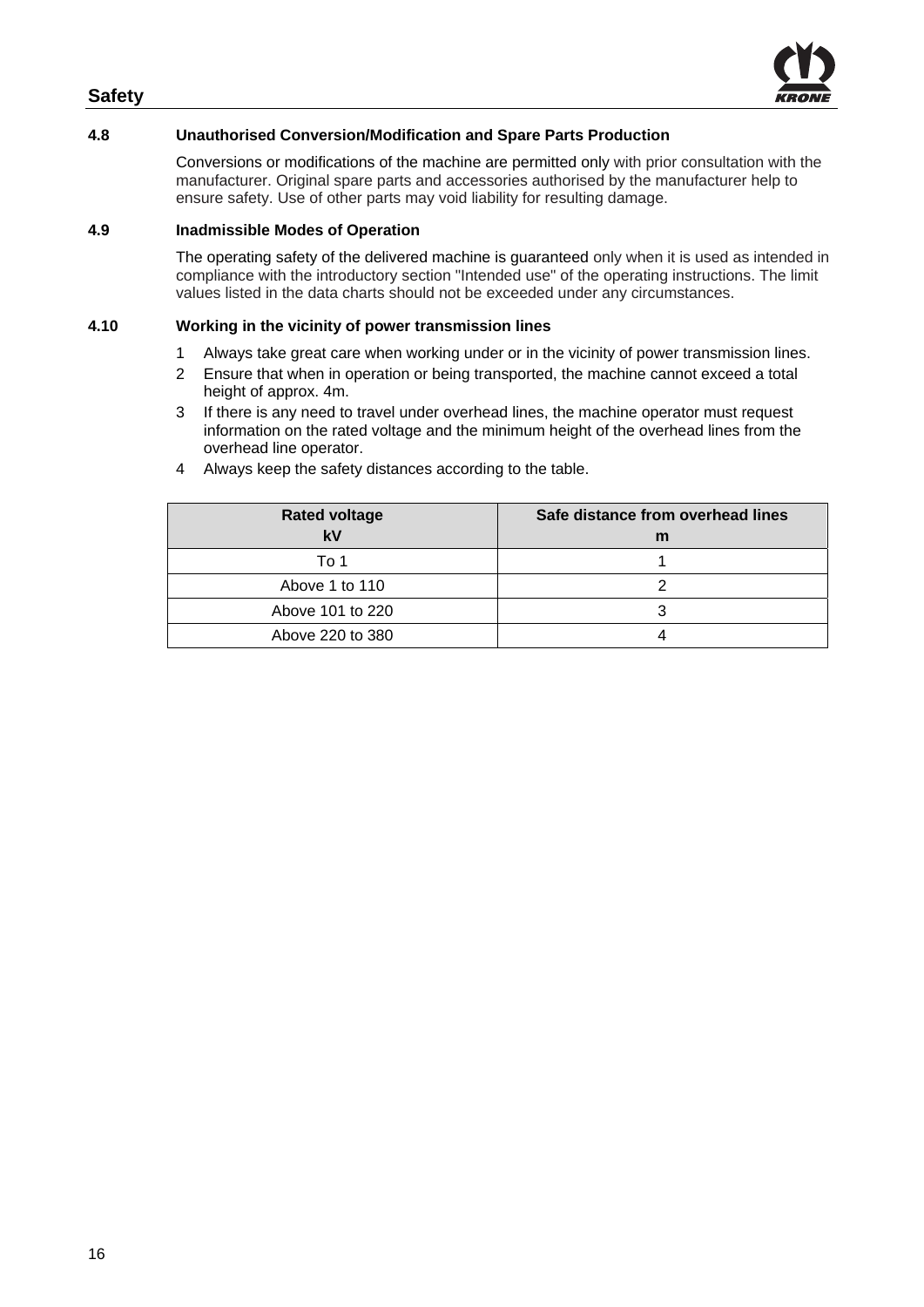## 4.8 Unauthorised Conversion/Modification and Spare Parts Production

Conversions or modifications of the machine are permitted only with prior consultation with the manufacturer. Original spare parts and accessories authorised by the manufacturer help to ensure safety. Use of other parts may void liability for resulting damage.

## 4.9 Inadmissible Modes of Operation

The operating safety of the delivered machine is guaranteed only when it is used as intended in compliance with the introductory section "Intended use" of the operating instructions. The limit values listed in the data charts should not be exceeded under any circumstances.

## 4.10 Working in the vicinity of power transmission lines

1. Always take great care when working under or in the vicinity of power transmission lines.
2. Ensure that when in operation or being transported, the machine cannot exceed a total height of approx. 4m.
3. If there is any need to travel under overhead lines, the machine operator must request information on the rated voltage and the minimum height of the overhead lines from the overhead line operator.
4. Always keep the safety distances according to the table.

| Rated voltage kV | Safe distance from overhead lines m |
|---|---|
| To 1 | 1 |
| Above 1 to 110 | 2 |
| Above 101 to 220 | 3 |
| Above 220 to 380 | 4 |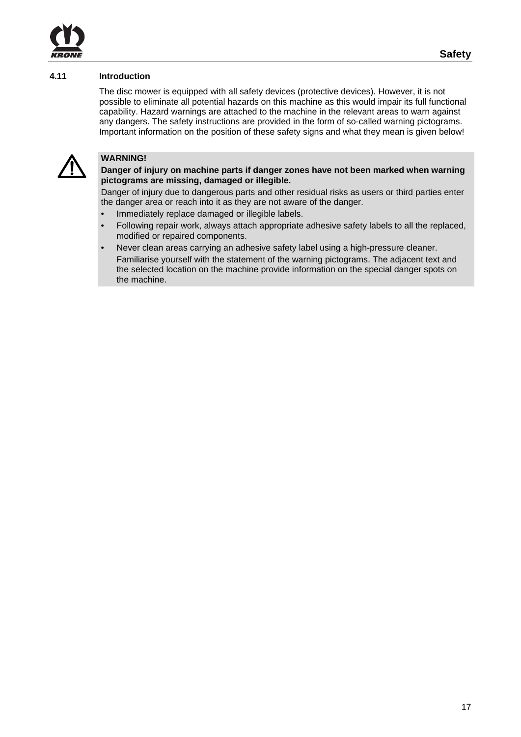## 4.11 Introduction

The disc mower is equipped with all safety devices (protective devices). However, it is not possible to eliminate all potential hazards on this machine as this would impair its full functional capability. Hazard warnings are attached to the machine in the relevant areas to warn against any dangers. The safety instructions are provided in the form of so-called warning pictograms. Important information on the position of these safety signs and what they mean is given below!

**WARNING!**

**Danger of injury on machine parts if danger zones have not been marked when warning pictograms are missing, damaged or illegible.**

Danger of injury due to dangerous parts and other residual risks as users or third parties enter the danger area or reach into it as they are not aware of the danger.

- Immediately replace damaged or illegible labels.
- Following repair work, always attach appropriate adhesive safety labels to all the replaced, modified or repaired components.
- Never clean areas carrying an adhesive safety label using a high-pressure cleaner.
  Familiarise yourself with the statement of the warning pictograms. The adjacent text and the selected location on the machine provide information on the special danger spots on the machine.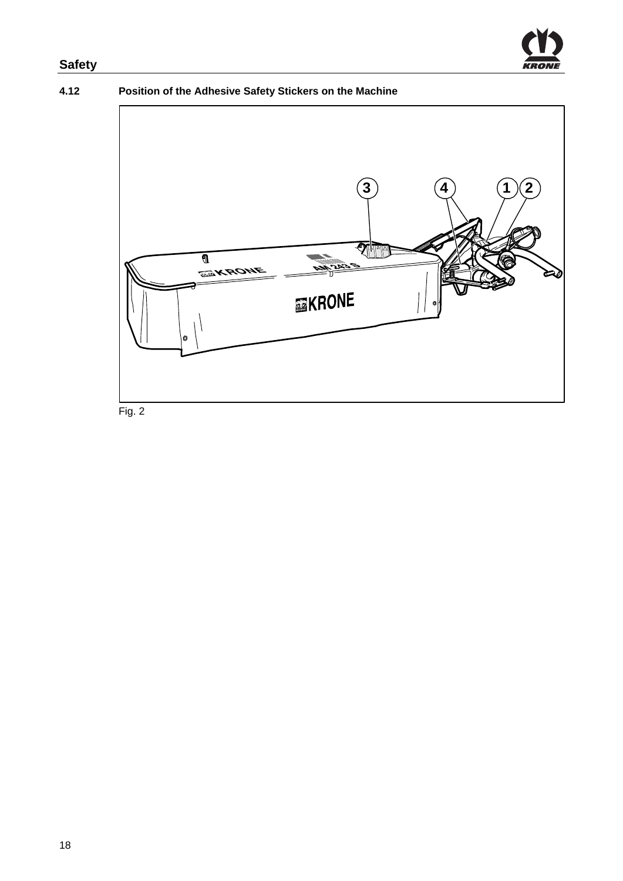## 4.12 Position of the Adhesive Safety Stickers on the Machine

Fig. 2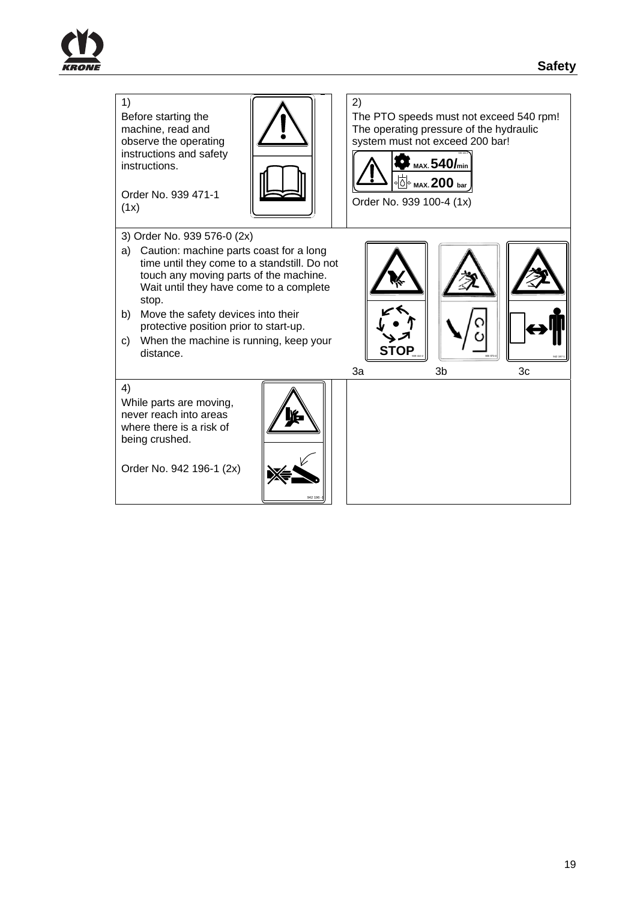1)
Before starting the machine, read and observe the operating instructions and safety instructions.

Order No. 939 471-1 (1x)

2)
The PTO speeds must not exceed 540 rpm! The operating pressure of the hydraulic system must not exceed 200 bar!

MAX. 540/min
MAX. 200 bar

Order No. 939 100-4 (1x)

3) Order No. 939 576-0 (2x)

a) Caution: machine parts coast for a long time until they come to a standstill. Do not touch any moving parts of the machine. Wait until they have come to a complete stop.
b) Move the safety devices into their protective position prior to start-up.
c) When the machine is running, keep your distance.

STOP

3a 3b 3c

4)
While parts are moving, never reach into areas where there is a risk of being crushed.

Order No. 942 196-1 (2x)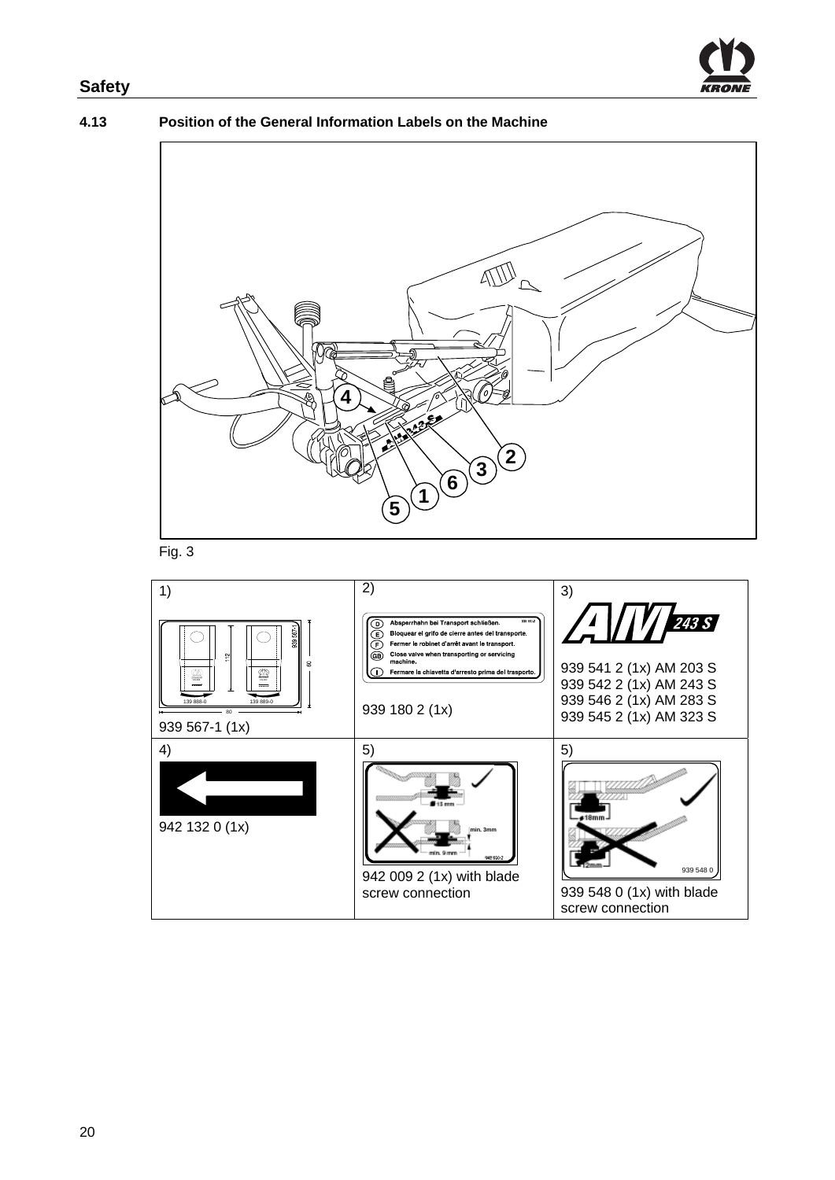## 4.13 Position of the General Information Labels on the Machine

Fig. 3

| | | |
|---|---|---|
| 1) 939 567-1 (1x) | 2) 939 180 2 (1x) | 3) 939 541 2 (1x) AM 203 S<br>939 542 2 (1x) AM 243 S<br>939 546 2 (1x) AM 283 S<br>939 545 2 (1x) AM 323 S |
| 4) 942 132 0 (1x) | 5) 942 009 2 (1x) with blade screw connection | 5) 939 548 0 (1x) with blade screw connection |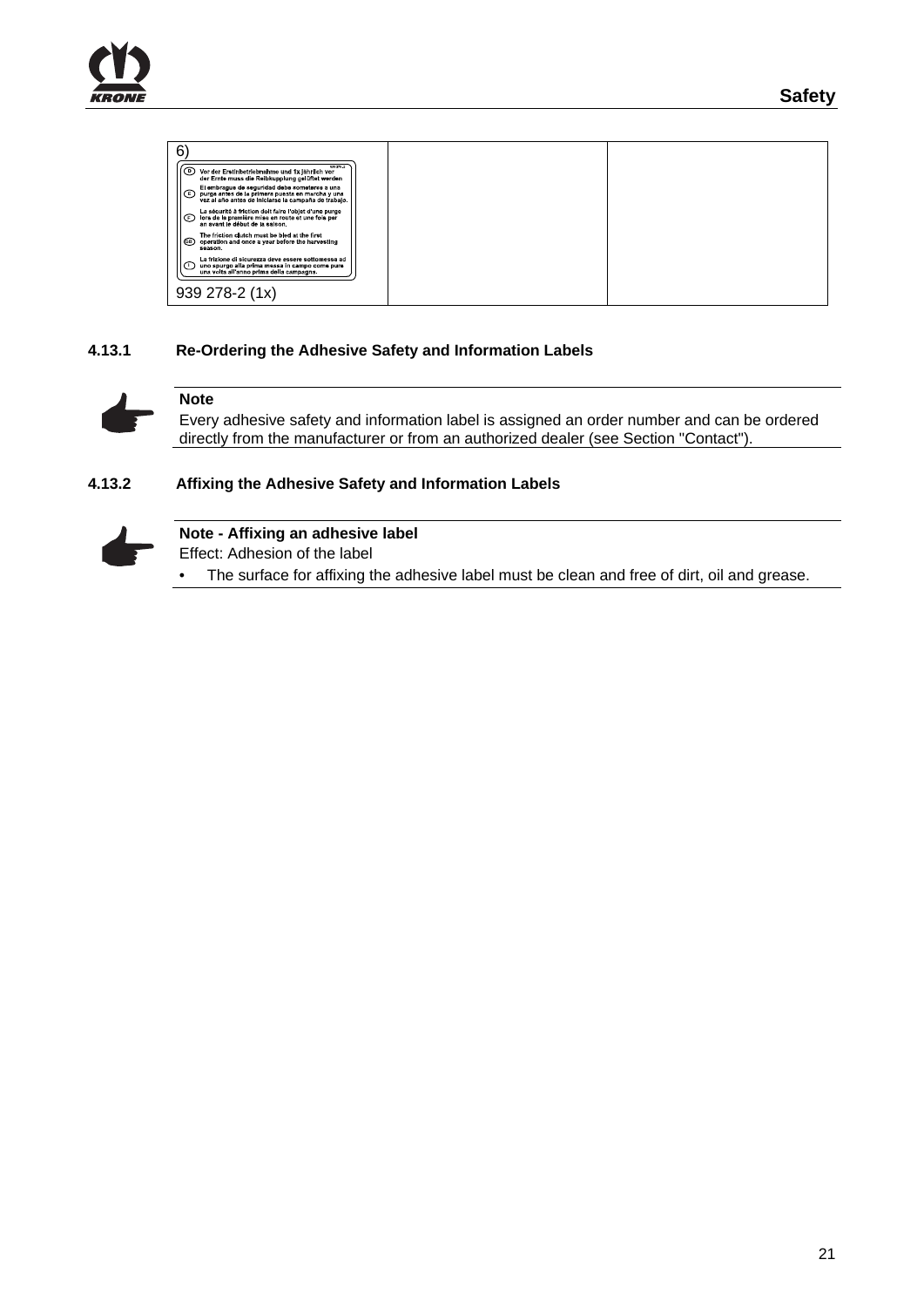| | | |
|---|---|---|
| 6)<br>D Vor der Erstinbetriebnahme und 1x jährlich vor der Ernte muss die Reibkupplung gelüftet werden<br>E El embrague de seguridad debe someterse a una purga antes de la primera puesta en marcha y una vez al año antes de iniciarse la campaña de trabajo.<br>F La sécurité à friction doit faire l'objet d'une purge lors de la première mise en route et une fois par an avant le début de la saison.<br>GB The friction clutch must be bled at the first operation and once a year before the harvesting season.<br>I La frizione di sicurezza deve essere sottomessa ad uno spurgo alla prima messa in campo come pure una volta all'anno prima della campagne.<br>939 278-2 (1x) | | |

### 4.13.1 Re-Ordering the Adhesive Safety and Information Labels

**Note**

Every adhesive safety and information label is assigned an order number and can be ordered directly from the manufacturer or from an authorized dealer (see Section "Contact").

### 4.13.2 Affixing the Adhesive Safety and Information Labels

**Note - Affixing an adhesive label**

Effect: Adhesion of the label

- The surface for affixing the adhesive label must be clean and free of dirt, oil and grease.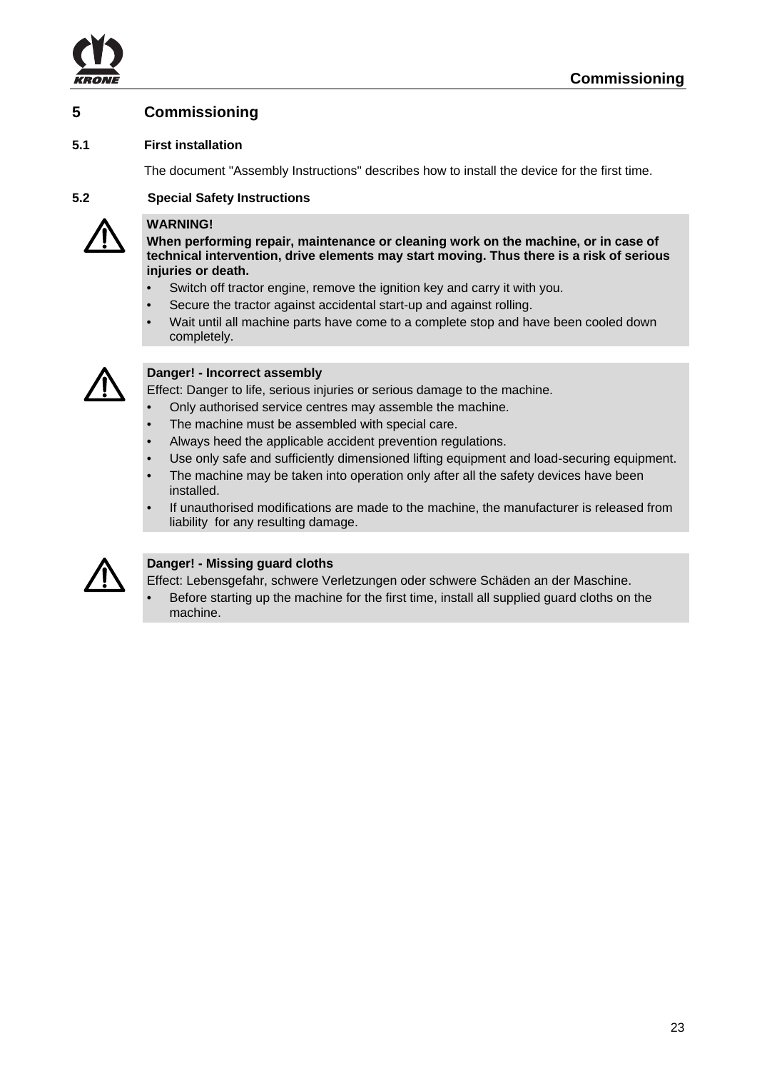# 5 Commissioning

## 5.1 First installation

The document "Assembly Instructions" describes how to install the device for the first time.

## 5.2 Special Safety Instructions

**WARNING!**

**When performing repair, maintenance or cleaning work on the machine, or in case of technical intervention, drive elements may start moving. Thus there is a risk of serious injuries or death.**

- Switch off tractor engine, remove the ignition key and carry it with you.
- Secure the tractor against accidental start-up and against rolling.
- Wait until all machine parts have come to a complete stop and have been cooled down completely.

**Danger! - Incorrect assembly**

Effect: Danger to life, serious injuries or serious damage to the machine.

- Only authorised service centres may assemble the machine.
- The machine must be assembled with special care.
- Always heed the applicable accident prevention regulations.
- Use only safe and sufficiently dimensioned lifting equipment and load-securing equipment.
- The machine may be taken into operation only after all the safety devices have been installed.
- If unauthorised modifications are made to the machine, the manufacturer is released from liability for any resulting damage.

**Danger! - Missing guard cloths**

Effect: Lebensgefahr, schwere Verletzungen oder schwere Schäden an der Maschine.

- Before starting up the machine for the first time, install all supplied guard cloths on the machine.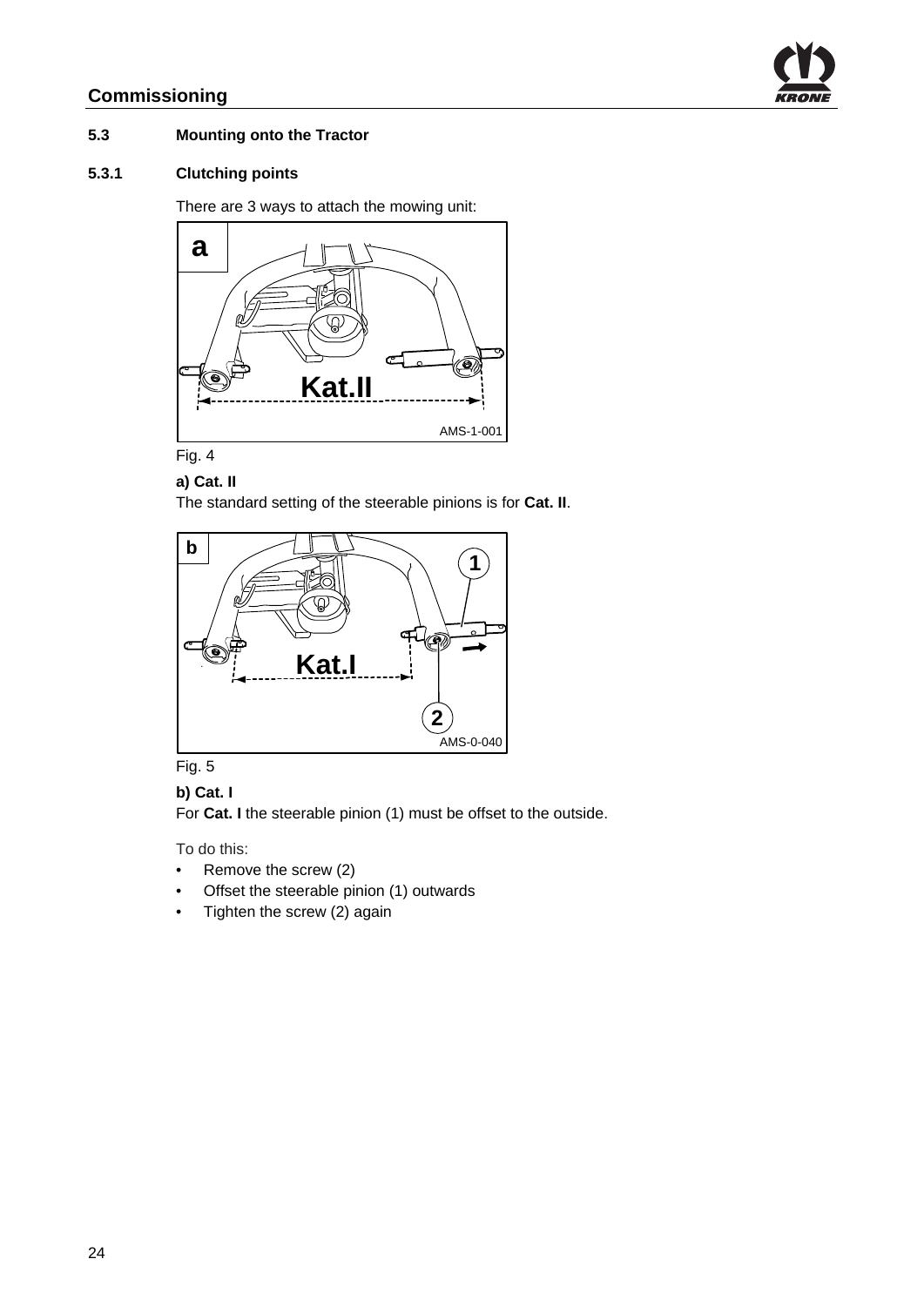## 5.3 Mounting onto the Tractor

### 5.3.1 Clutching points

There are 3 ways to attach the mowing unit:

a

Kat.II

AMS-1-001

Fig. 4

**a) Cat. II**

The standard setting of the steerable pinions is for **Cat. II**.

b

1

Kat.I

2

AMS-0-040

Fig. 5

**b) Cat. I**

For **Cat. I** the steerable pinion (1) must be offset to the outside.

To do this:

- Remove the screw (2)
- Offset the steerable pinion (1) outwards
- Tighten the screw (2) again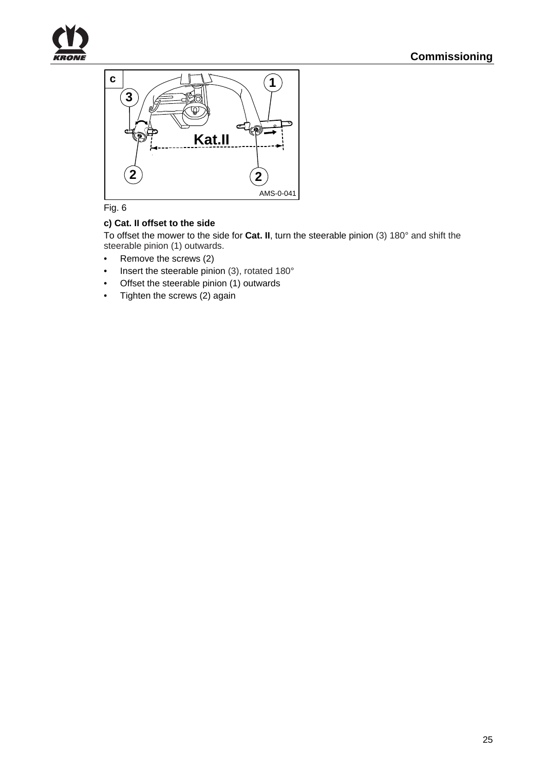c

3

1

Kat.II

2

2

AMS-0-041

Fig. 6

**c) Cat. II offset to the side**

To offset the mower to the side for **Cat. II**, turn the steerable pinion (3) 180° and shift the steerable pinion (1) outwards.

- Remove the screws (2)
- Insert the steerable pinion (3), rotated 180°
- Offset the steerable pinion (1) outwards
- Tighten the screws (2) again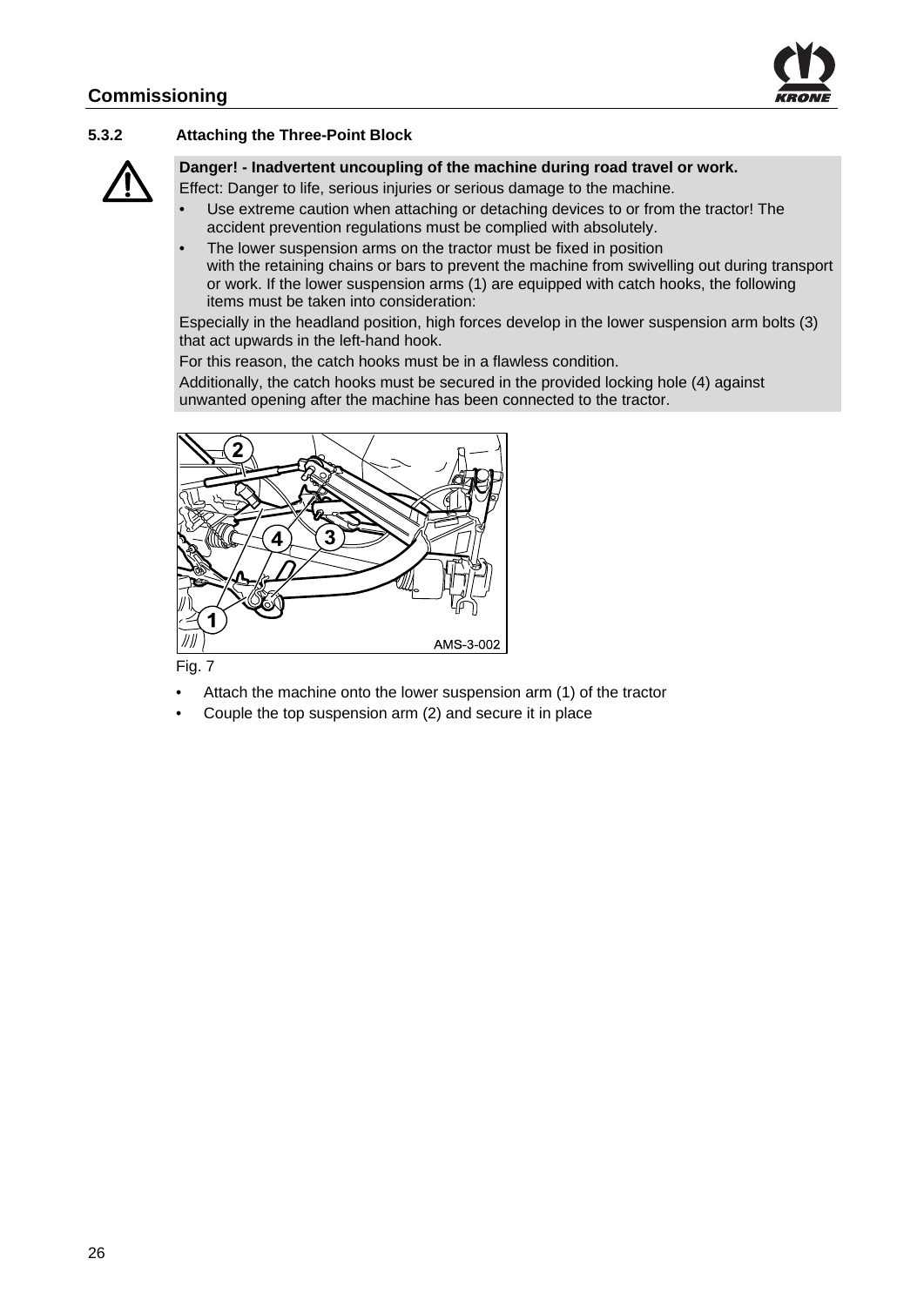### 5.3.2 Attaching the Three-Point Block

**Danger! - Inadvertent uncoupling of the machine during road travel or work.**

Effect: Danger to life, serious injuries or serious damage to the machine.

- Use extreme caution when attaching or detaching devices to or from the tractor! The accident prevention regulations must be complied with absolutely.
- The lower suspension arms on the tractor must be fixed in position with the retaining chains or bars to prevent the machine from swivelling out during transport or work. If the lower suspension arms (1) are equipped with catch hooks, the following items must be taken into consideration:

Especially in the headland position, high forces develop in the lower suspension arm bolts (3) that act upwards in the left-hand hook.

For this reason, the catch hooks must be in a flawless condition.

Additionally, the catch hooks must be secured in the provided locking hole (4) against unwanted opening after the machine has been connected to the tractor.

Fig. 7

- Attach the machine onto the lower suspension arm (1) of the tractor
- Couple the top suspension arm (2) and secure it in place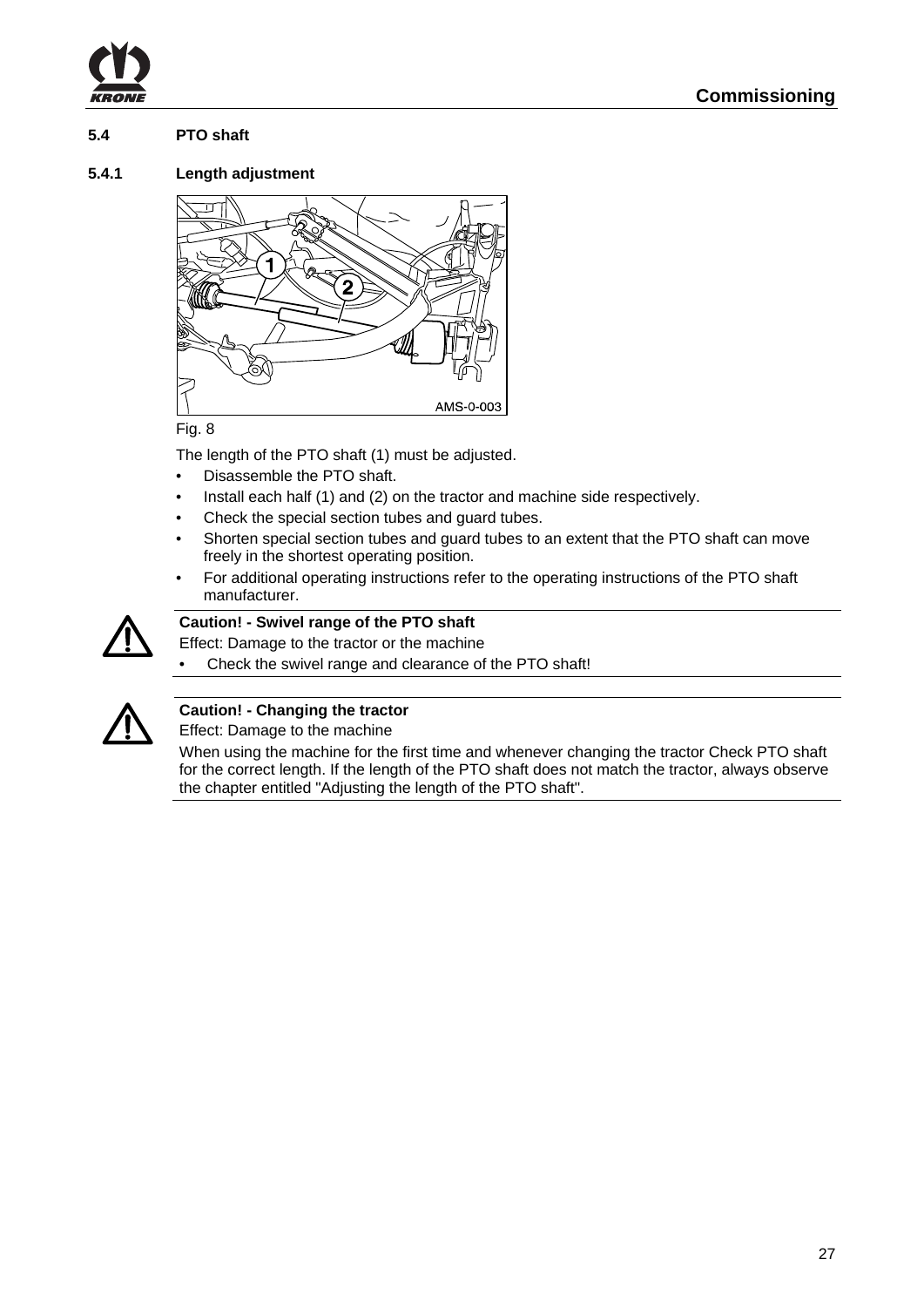## 5.4 PTO shaft

### 5.4.1 Length adjustment

AMS-0-003

Fig. 8

The length of the PTO shaft (1) must be adjusted.

- Disassemble the PTO shaft.
- Install each half (1) and (2) on the tractor and machine side respectively.
- Check the special section tubes and guard tubes.
- Shorten special section tubes and guard tubes to an extent that the PTO shaft can move freely in the shortest operating position.
- For additional operating instructions refer to the operating instructions of the PTO shaft manufacturer.

**Caution! - Swivel range of the PTO shaft**

Effect: Damage to the tractor or the machine

- Check the swivel range and clearance of the PTO shaft!

**Caution! - Changing the tractor**

Effect: Damage to the machine

When using the machine for the first time and whenever changing the tractor Check PTO shaft for the correct length. If the length of the PTO shaft does not match the tractor, always observe the chapter entitled "Adjusting the length of the PTO shaft".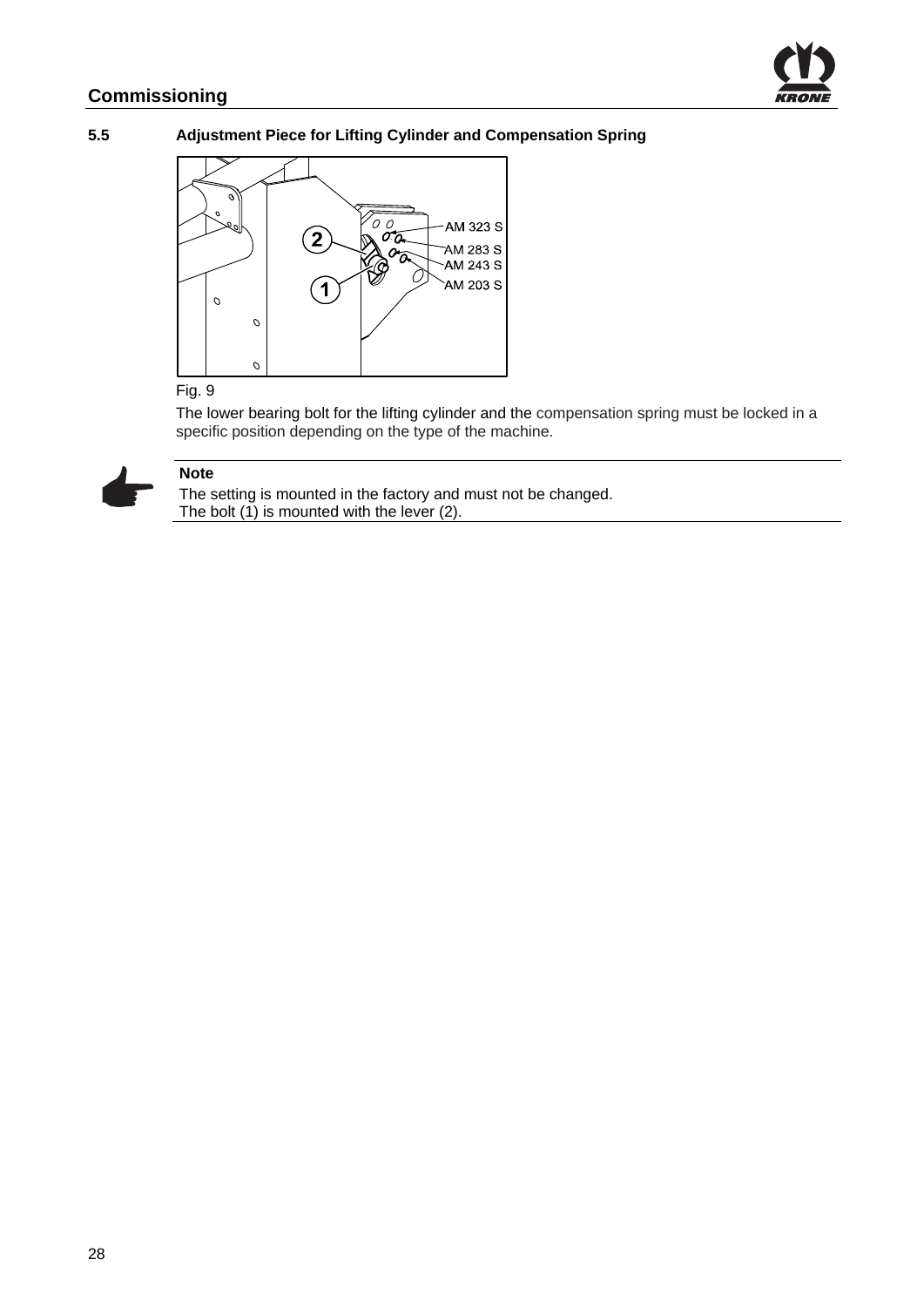## 5.5 Adjustment Piece for Lifting Cylinder and Compensation Spring

Fig. 9

The lower bearing bolt for the lifting cylinder and the compensation spring must be locked in a specific position depending on the type of the machine.

**Note**

The setting is mounted in the factory and must not be changed.
The bolt (1) is mounted with the lever (2).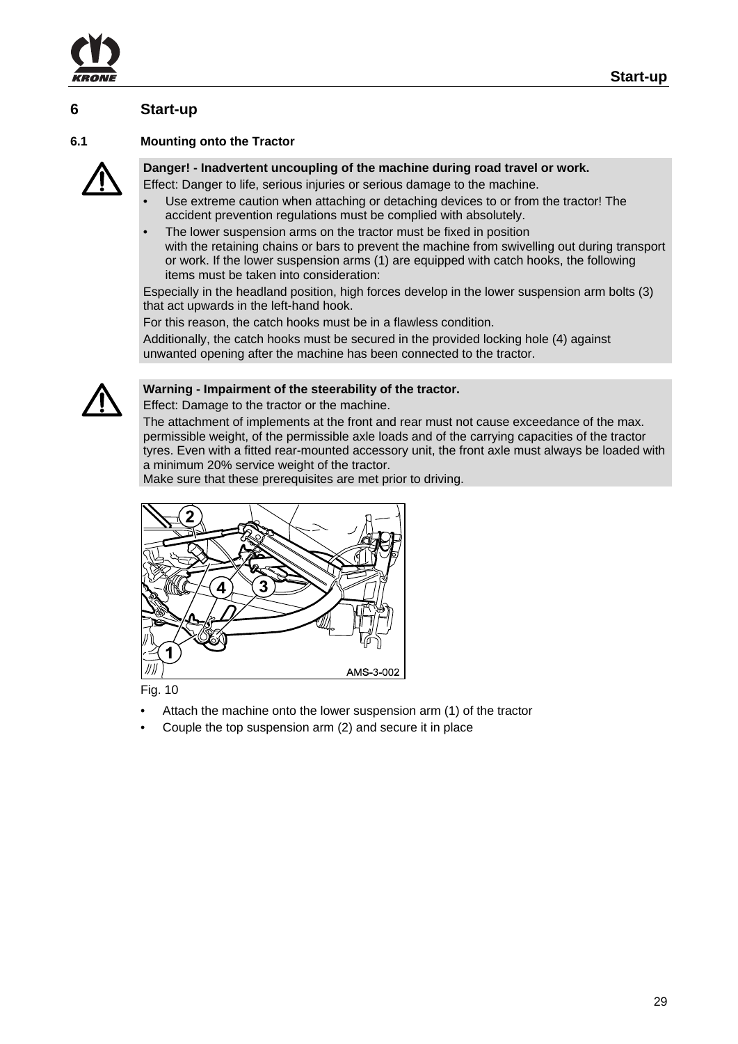# 6 Start-up

## 6.1 Mounting onto the Tractor

**Danger! - Inadvertent uncoupling of the machine during road travel or work.**

Effect: Danger to life, serious injuries or serious damage to the machine.

- Use extreme caution when attaching or detaching devices to or from the tractor! The accident prevention regulations must be complied with absolutely.
- The lower suspension arms on the tractor must be fixed in position with the retaining chains or bars to prevent the machine from swivelling out during transport or work. If the lower suspension arms (1) are equipped with catch hooks, the following items must be taken into consideration:

Especially in the headland position, high forces develop in the lower suspension arm bolts (3) that act upwards in the left-hand hook.

For this reason, the catch hooks must be in a flawless condition.

Additionally, the catch hooks must be secured in the provided locking hole (4) against unwanted opening after the machine has been connected to the tractor.

**Warning - Impairment of the steerability of the tractor.**

Effect: Damage to the tractor or the machine.

The attachment of implements at the front and rear must not cause exceedance of the max. permissible weight, of the permissible axle loads and of the carrying capacities of the tractor tyres. Even with a fitted rear-mounted accessory unit, the front axle must always be loaded with a minimum 20% service weight of the tractor.
Make sure that these prerequisites are met prior to driving.

2
4
3
1
AMS-3-002

Fig. 10

- Attach the machine onto the lower suspension arm (1) of the tractor
- Couple the top suspension arm (2) and secure it in place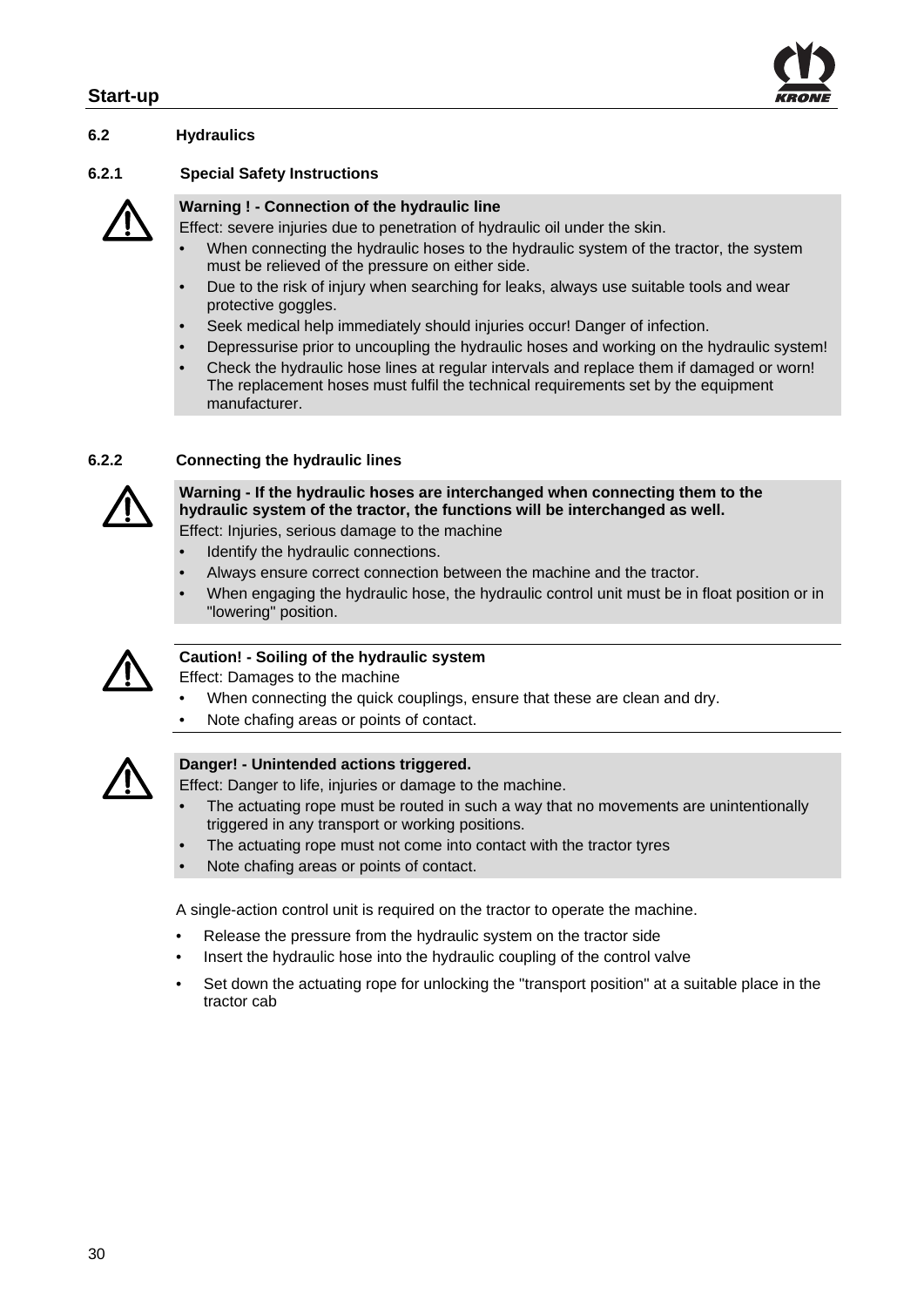## 6.2 Hydraulics

### 6.2.1 Special Safety Instructions

**Warning ! - Connection of the hydraulic line**

Effect: severe injuries due to penetration of hydraulic oil under the skin.

- When connecting the hydraulic hoses to the hydraulic system of the tractor, the system must be relieved of the pressure on either side.
- Due to the risk of injury when searching for leaks, always use suitable tools and wear protective goggles.
- Seek medical help immediately should injuries occur! Danger of infection.
- Depressurise prior to uncoupling the hydraulic hoses and working on the hydraulic system!
- Check the hydraulic hose lines at regular intervals and replace them if damaged or worn! The replacement hoses must fulfil the technical requirements set by the equipment manufacturer.

### 6.2.2 Connecting the hydraulic lines

**Warning - If the hydraulic hoses are interchanged when connecting them to the hydraulic system of the tractor, the functions will be interchanged as well.**

Effect: Injuries, serious damage to the machine

- Identify the hydraulic connections.
- Always ensure correct connection between the machine and the tractor.
- When engaging the hydraulic hose, the hydraulic control unit must be in float position or in "lowering" position.

**Caution! - Soiling of the hydraulic system**

Effect: Damages to the machine

- When connecting the quick couplings, ensure that these are clean and dry.
- Note chafing areas or points of contact.

**Danger! - Unintended actions triggered.**

Effect: Danger to life, injuries or damage to the machine.

- The actuating rope must be routed in such a way that no movements are unintentionally triggered in any transport or working positions.
- The actuating rope must not come into contact with the tractor tyres
- Note chafing areas or points of contact.

A single-action control unit is required on the tractor to operate the machine.

- Release the pressure from the hydraulic system on the tractor side
- Insert the hydraulic hose into the hydraulic coupling of the control valve
- Set down the actuating rope for unlocking the "transport position" at a suitable place in the tractor cab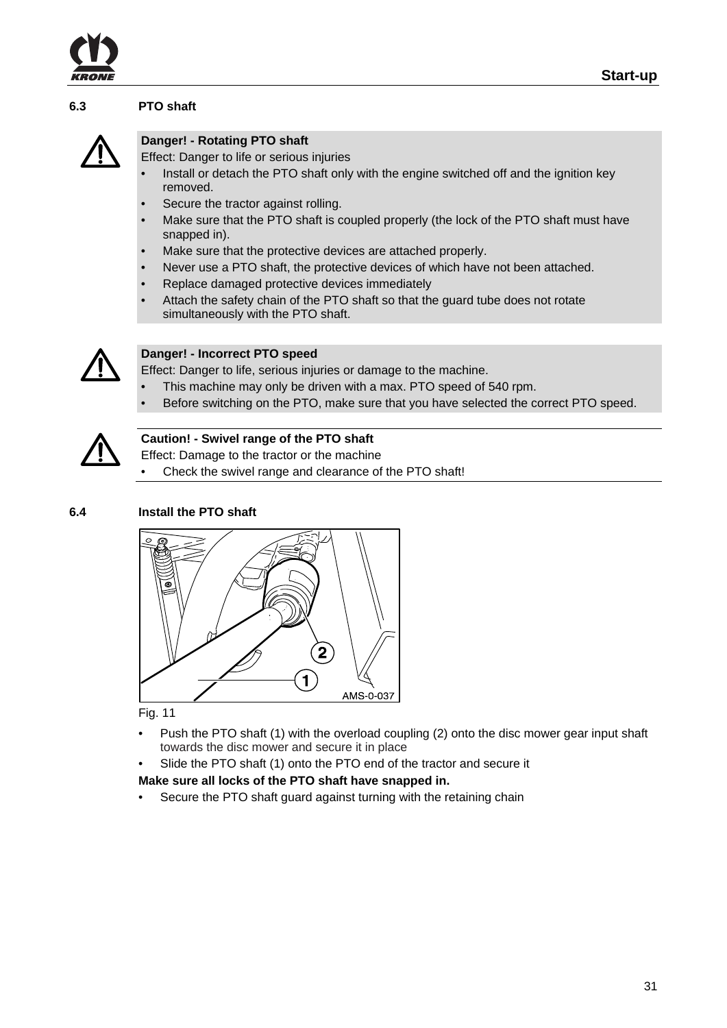## 6.3 PTO shaft

**Danger! - Rotating PTO shaft**

Effect: Danger to life or serious injuries

- Install or detach the PTO shaft only with the engine switched off and the ignition key removed.
- Secure the tractor against rolling.
- Make sure that the PTO shaft is coupled properly (the lock of the PTO shaft must have snapped in).
- Make sure that the protective devices are attached properly.
- Never use a PTO shaft, the protective devices of which have not been attached.
- Replace damaged protective devices immediately
- Attach the safety chain of the PTO shaft so that the guard tube does not rotate simultaneously with the PTO shaft.

**Danger! - Incorrect PTO speed**

Effect: Danger to life, serious injuries or damage to the machine.

- This machine may only be driven with a max. PTO speed of 540 rpm.
- Before switching on the PTO, make sure that you have selected the correct PTO speed.

**Caution! - Swivel range of the PTO shaft**

Effect: Damage to the tractor or the machine

- Check the swivel range and clearance of the PTO shaft!

## 6.4 Install the PTO shaft

2

1

AMS-0-037

Fig. 11

- Push the PTO shaft (1) with the overload coupling (2) onto the disc mower gear input shaft towards the disc mower and secure it in place
- Slide the PTO shaft (1) onto the PTO end of the tractor and secure it

**Make sure all locks of the PTO shaft have snapped in.**

- Secure the PTO shaft guard against turning with the retaining chain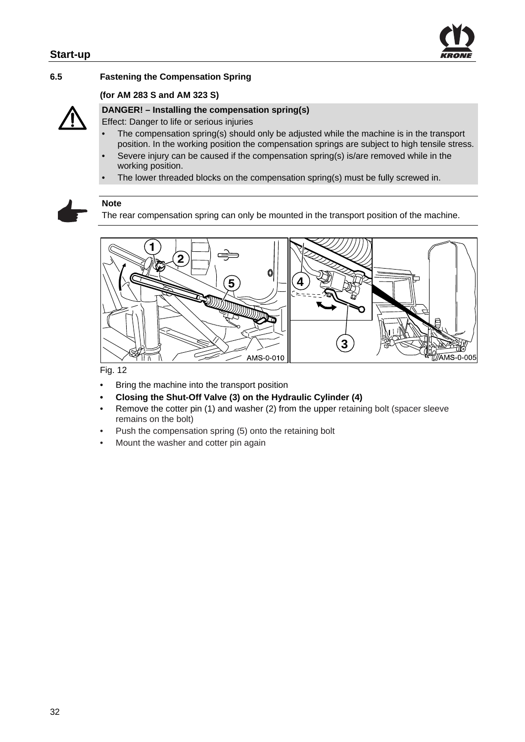## 6.5 Fastening the Compensation Spring

**(for AM 283 S and AM 323 S)**

**DANGER! – Installing the compensation spring(s)**

Effect: Danger to life or serious injuries

- The compensation spring(s) should only be adjusted while the machine is in the transport position. In the working position the compensation springs are subject to high tensile stress.
- Severe injury can be caused if the compensation spring(s) is/are removed while in the working position.
- The lower threaded blocks on the compensation spring(s) must be fully screwed in.

**Note**

The rear compensation spring can only be mounted in the transport position of the machine.

Fig. 12

- Bring the machine into the transport position
- **Closing the Shut-Off Valve (3) on the Hydraulic Cylinder (4)**
- Remove the cotter pin (1) and washer (2) from the upper retaining bolt (spacer sleeve remains on the bolt)
- Push the compensation spring (5) onto the retaining bolt
- Mount the washer and cotter pin again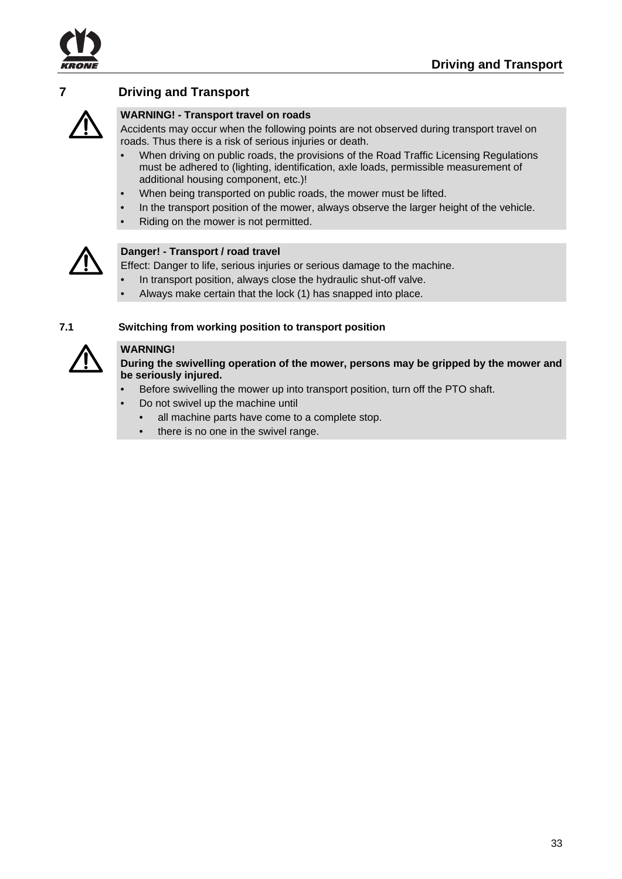# 7 Driving and Transport

**WARNING! - Transport travel on roads**

Accidents may occur when the following points are not observed during transport travel on roads. Thus there is a risk of serious injuries or death.

- When driving on public roads, the provisions of the Road Traffic Licensing Regulations must be adhered to (lighting, identification, axle loads, permissible measurement of additional housing component, etc.)!
- When being transported on public roads, the mower must be lifted.
- In the transport position of the mower, always observe the larger height of the vehicle.
- Riding on the mower is not permitted.

**Danger! - Transport / road travel**

Effect: Danger to life, serious injuries or serious damage to the machine.

- In transport position, always close the hydraulic shut-off valve.
- Always make certain that the lock (1) has snapped into place.

## 7.1 Switching from working position to transport position

**WARNING!**

**During the swivelling operation of the mower, persons may be gripped by the mower and be seriously injured.**

- Before swivelling the mower up into transport position, turn off the PTO shaft.
- Do not swivel up the machine until
  - all machine parts have come to a complete stop.
  - there is no one in the swivel range.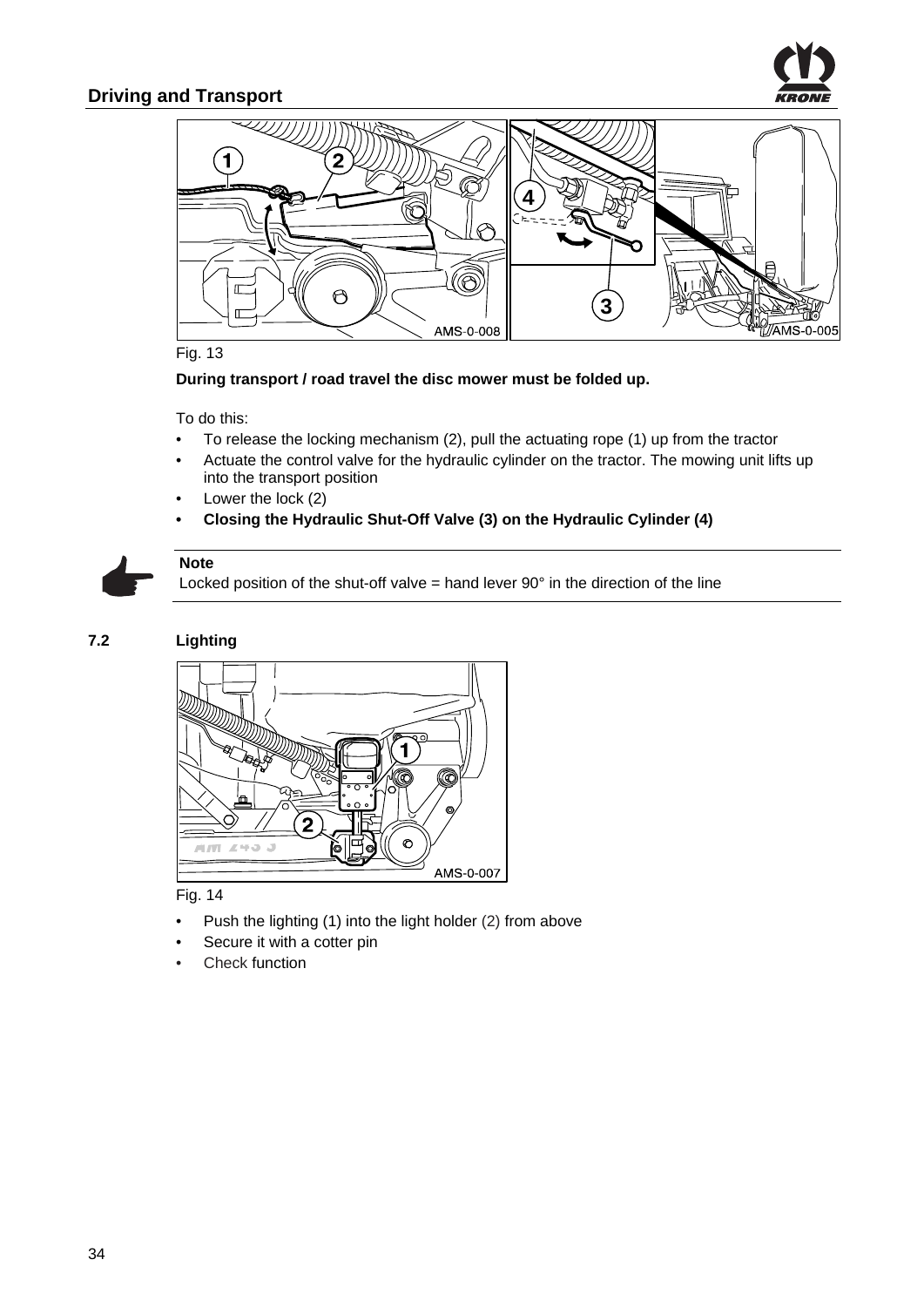Fig. 13

**During transport / road travel the disc mower must be folded up.**

To do this:

- To release the locking mechanism (2), pull the actuating rope (1) up from the tractor
- Actuate the control valve for the hydraulic cylinder on the tractor. The mowing unit lifts up into the transport position
- Lower the lock (2)
- **Closing the Hydraulic Shut-Off Valve (3) on the Hydraulic Cylinder (4)**

**Note**

Locked position of the shut-off valve = hand lever 90° in the direction of the line

## 7.2 Lighting

Fig. 14

- Push the lighting (1) into the light holder (2) from above
- Secure it with a cotter pin
- Check function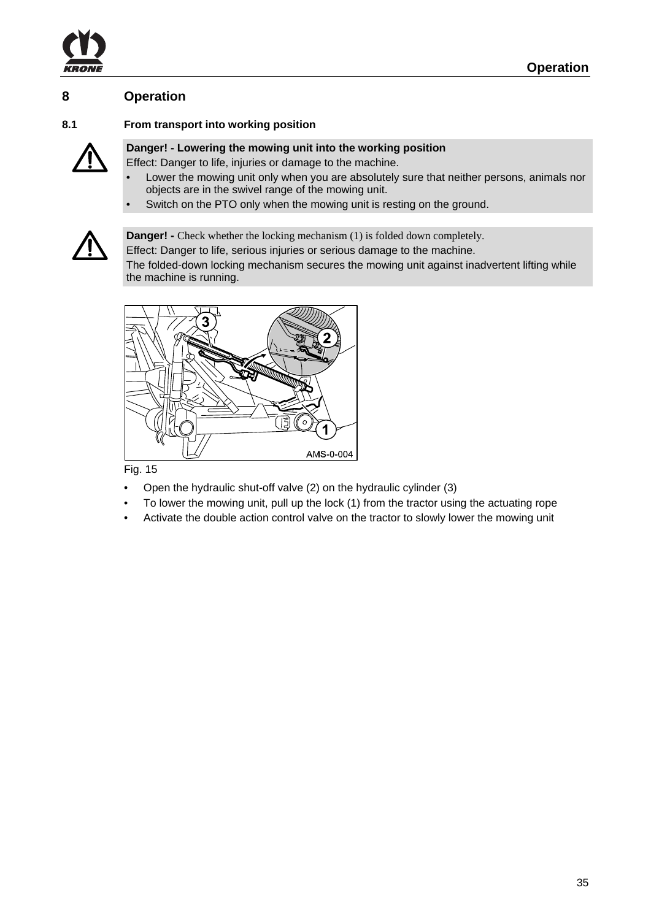# 8 Operation

## 8.1 From transport into working position

**Danger! - Lowering the mowing unit into the working position**

Effect: Danger to life, injuries or damage to the machine.

- Lower the mowing unit only when you are absolutely sure that neither persons, animals nor objects are in the swivel range of the mowing unit.
- Switch on the PTO only when the mowing unit is resting on the ground.

**Danger! -** Check whether the locking mechanism (1) is folded down completely.

Effect: Danger to life, serious injuries or serious damage to the machine.

The folded-down locking mechanism secures the mowing unit against inadvertent lifting while the machine is running.

3
2
1
AMS-0-004

Fig. 15

- Open the hydraulic shut-off valve (2) on the hydraulic cylinder (3)
- To lower the mowing unit, pull up the lock (1) from the tractor using the actuating rope
- Activate the double action control valve on the tractor to slowly lower the mowing unit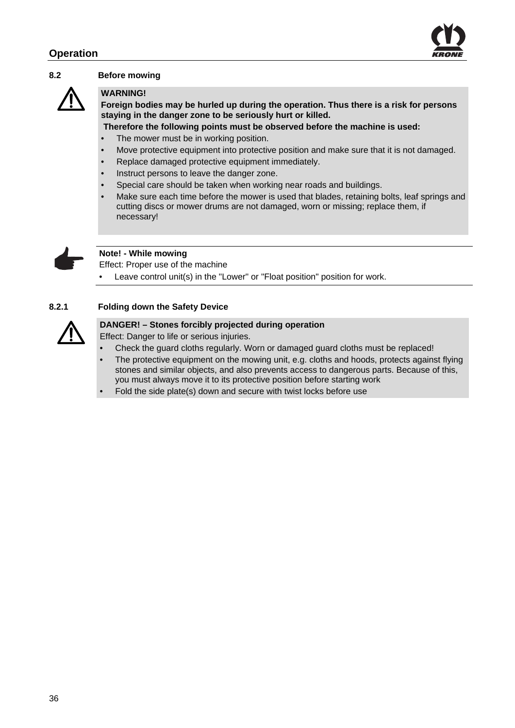## 8.2 Before mowing

**WARNING!**

**Foreign bodies may be hurled up during the operation. Thus there is a risk for persons staying in the danger zone to be seriously hurt or killed.**

**Therefore the following points must be observed before the machine is used:**

- The mower must be in working position.
- Move protective equipment into protective position and make sure that it is not damaged.
- Replace damaged protective equipment immediately.
- Instruct persons to leave the danger zone.
- Special care should be taken when working near roads and buildings.
- Make sure each time before the mower is used that blades, retaining bolts, leaf springs and cutting discs or mower drums are not damaged, worn or missing; replace them, if necessary!

**Note! - While mowing**

Effect: Proper use of the machine

- Leave control unit(s) in the "Lower" or "Float position" position for work.

### 8.2.1 Folding down the Safety Device

**DANGER! – Stones forcibly projected during operation**

Effect: Danger to life or serious injuries.

- Check the guard cloths regularly. Worn or damaged guard cloths must be replaced!
- The protective equipment on the mowing unit, e.g. cloths and hoods, protects against flying stones and similar objects, and also prevents access to dangerous parts. Because of this, you must always move it to its protective position before starting work
- Fold the side plate(s) down and secure with twist locks before use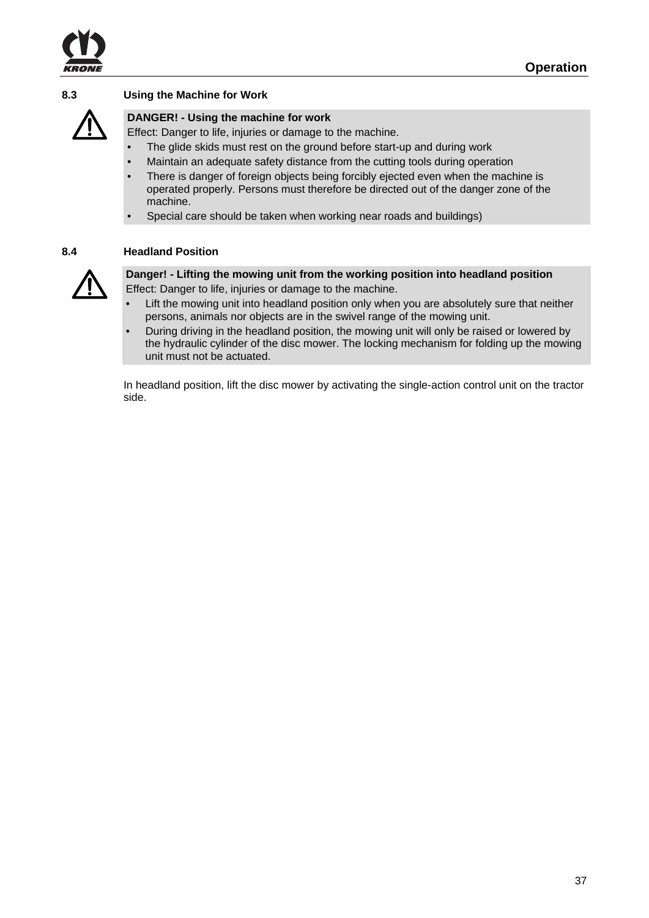## 8.3 Using the Machine for Work

**DANGER! - Using the machine for work**

Effect: Danger to life, injuries or damage to the machine.

- The glide skids must rest on the ground before start-up and during work
- Maintain an adequate safety distance from the cutting tools during operation
- There is danger of foreign objects being forcibly ejected even when the machine is operated properly. Persons must therefore be directed out of the danger zone of the machine.
- Special care should be taken when working near roads and buildings)

## 8.4 Headland Position

**Danger! - Lifting the mowing unit from the working position into headland position**

Effect: Danger to life, injuries or damage to the machine.

- Lift the mowing unit into headland position only when you are absolutely sure that neither persons, animals nor objects are in the swivel range of the mowing unit.
- During driving in the headland position, the mowing unit will only be raised or lowered by the hydraulic cylinder of the disc mower. The locking mechanism for folding up the mowing unit must not be actuated.

In headland position, lift the disc mower by activating the single-action control unit on the tractor side.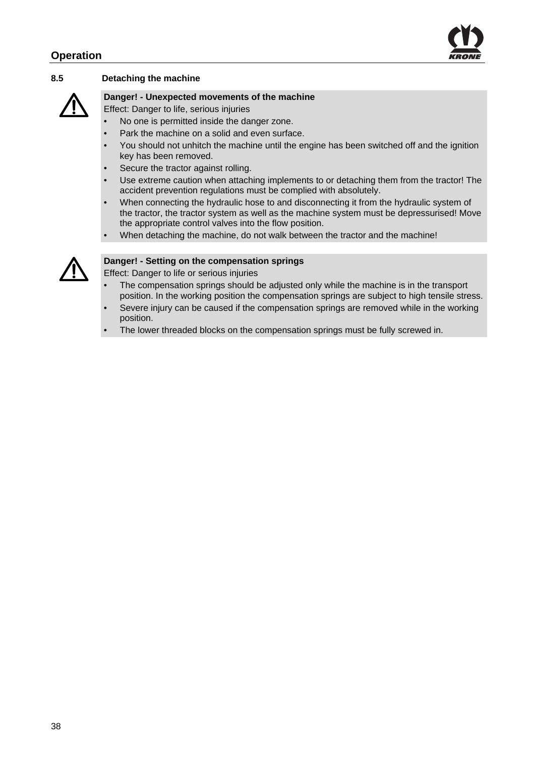## 8.5 Detaching the machine

**Danger! - Unexpected movements of the machine**

Effect: Danger to life, serious injuries

- No one is permitted inside the danger zone.
- Park the machine on a solid and even surface.
- You should not unhitch the machine until the engine has been switched off and the ignition key has been removed.
- Secure the tractor against rolling.
- Use extreme caution when attaching implements to or detaching them from the tractor! The accident prevention regulations must be complied with absolutely.
- When connecting the hydraulic hose to and disconnecting it from the hydraulic system of the tractor, the tractor system as well as the machine system must be depressurised! Move the appropriate control valves into the flow position.
- When detaching the machine, do not walk between the tractor and the machine!

**Danger! - Setting on the compensation springs**

Effect: Danger to life or serious injuries

- The compensation springs should be adjusted only while the machine is in the transport position. In the working position the compensation springs are subject to high tensile stress.
- Severe injury can be caused if the compensation springs are removed while in the working position.
- The lower threaded blocks on the compensation springs must be fully screwed in.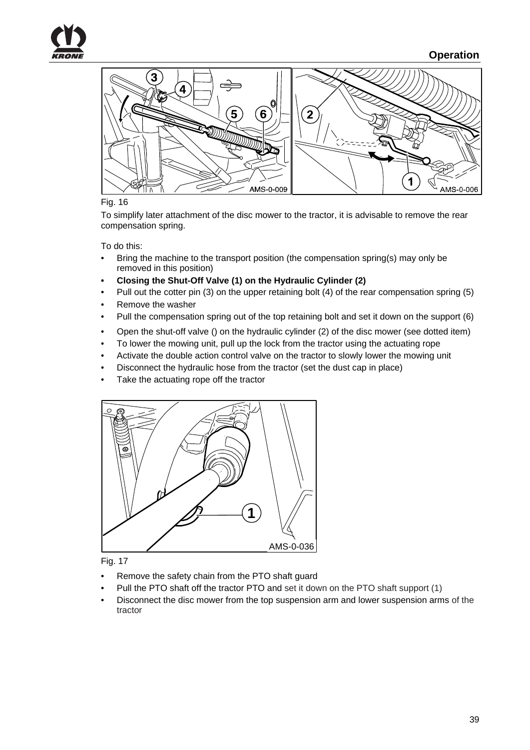Fig. 16

To simplify later attachment of the disc mower to the tractor, it is advisable to remove the rear compensation spring.

To do this:

- Bring the machine to the transport position (the compensation spring(s) may only be removed in this position)
- **Closing the Shut-Off Valve (1) on the Hydraulic Cylinder (2)**
- Pull out the cotter pin (3) on the upper retaining bolt (4) of the rear compensation spring (5)
- Remove the washer
- Pull the compensation spring out of the top retaining bolt and set it down on the support (6)
- Open the shut-off valve () on the hydraulic cylinder (2) of the disc mower (see dotted item)
- To lower the mowing unit, pull up the lock from the tractor using the actuating rope
- Activate the double action control valve on the tractor to slowly lower the mowing unit
- Disconnect the hydraulic hose from the tractor (set the dust cap in place)
- Take the actuating rope off the tractor

Fig. 17

- Remove the safety chain from the PTO shaft guard
- Pull the PTO shaft off the tractor PTO and set it down on the PTO shaft support (1)
- Disconnect the disc mower from the top suspension arm and lower suspension arms of the tractor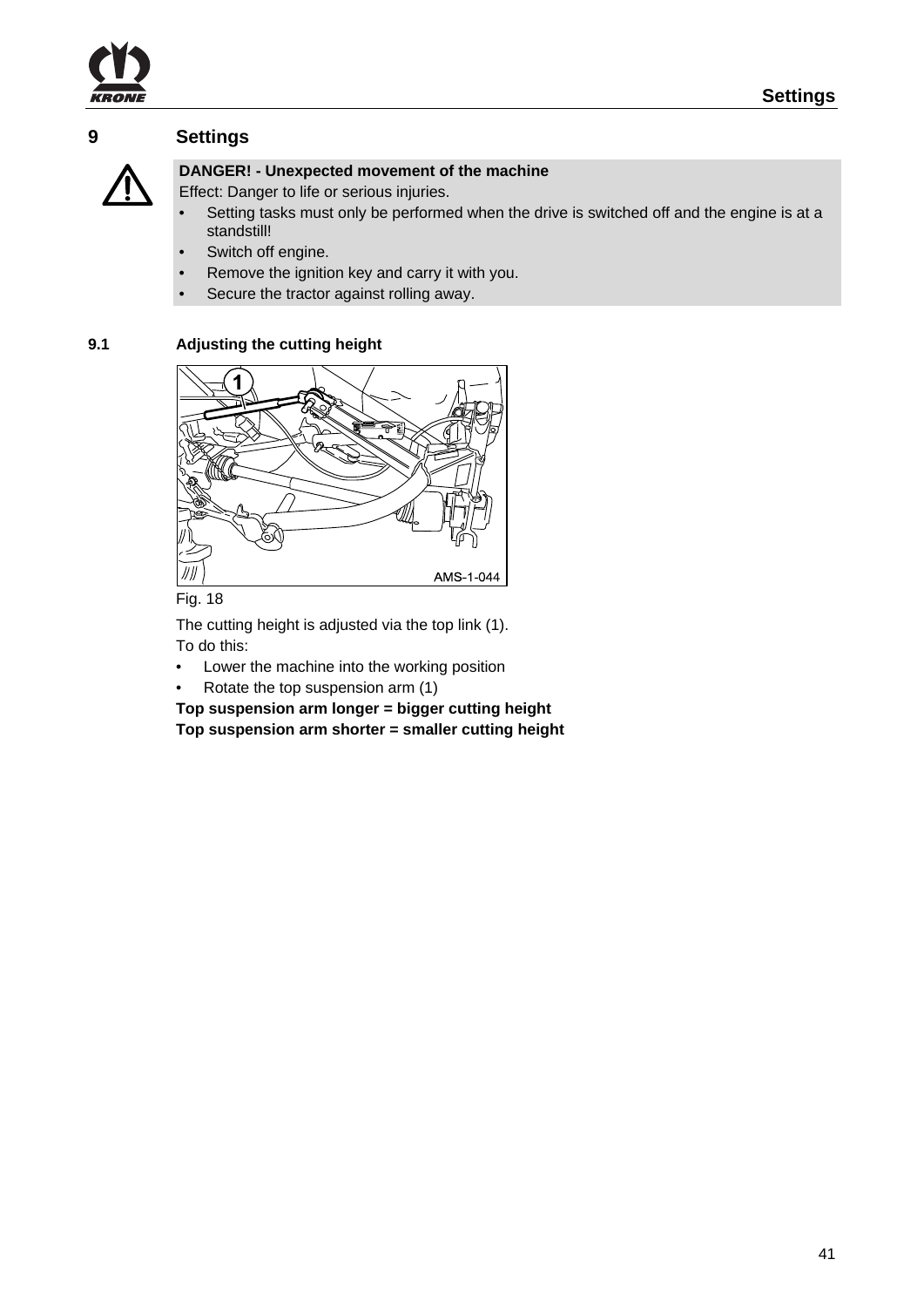# 9 Settings

**DANGER! - Unexpected movement of the machine**

Effect: Danger to life or serious injuries.

- Setting tasks must only be performed when the drive is switched off and the engine is at a standstill!
- Switch off engine.
- Remove the ignition key and carry it with you.
- Secure the tractor against rolling away.

## 9.1 Adjusting the cutting height

Fig. 18

The cutting height is adjusted via the top link (1).
To do this:

- Lower the machine into the working position
- Rotate the top suspension arm (1)

**Top suspension arm longer = bigger cutting height**
**Top suspension arm shorter = smaller cutting height**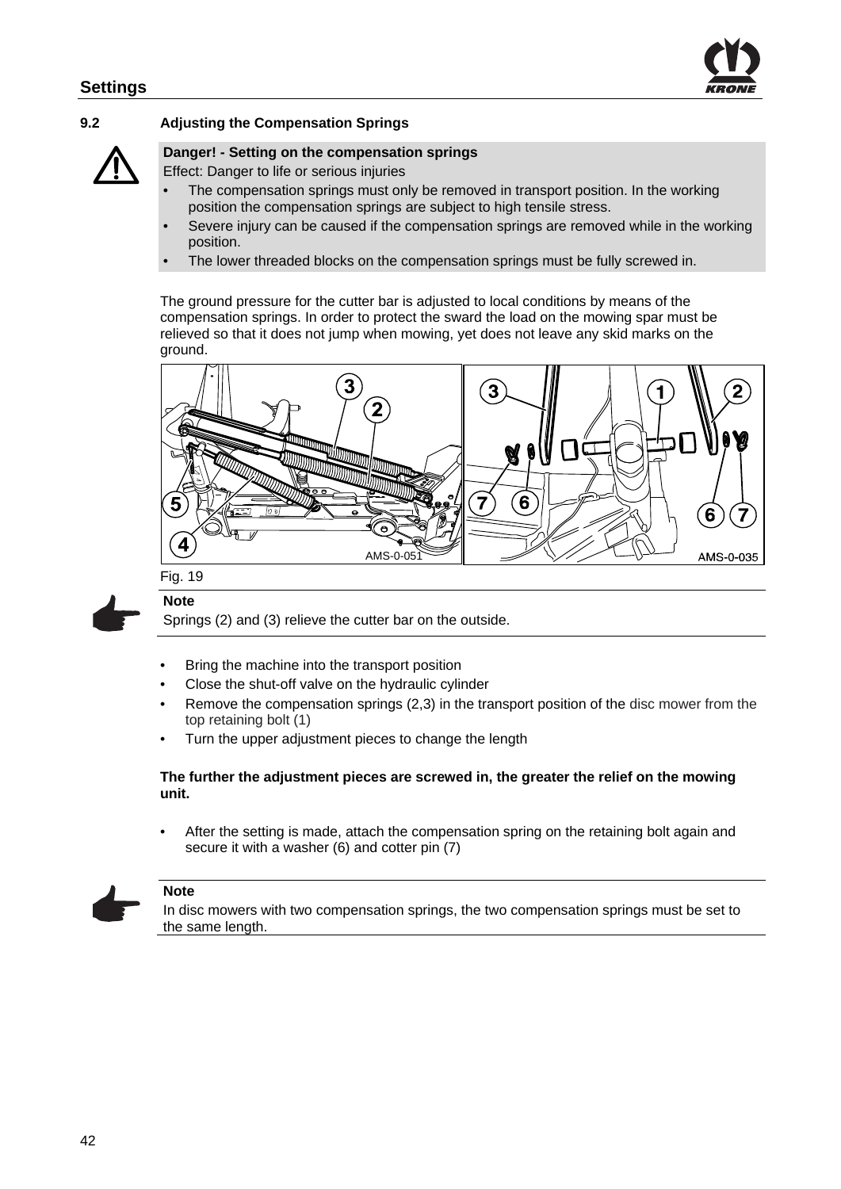## 9.2 Adjusting the Compensation Springs

**Danger! - Setting on the compensation springs**

Effect: Danger to life or serious injuries

- The compensation springs must only be removed in transport position. In the working position the compensation springs are subject to high tensile stress.
- Severe injury can be caused if the compensation springs are removed while in the working position.
- The lower threaded blocks on the compensation springs must be fully screwed in.

The ground pressure for the cutter bar is adjusted to local conditions by means of the compensation springs. In order to protect the sward the load on the mowing spar must be relieved so that it does not jump when mowing, yet does not leave any skid marks on the ground.

3
2
5
4
AMS-0-051
3
1
2
7
6
6
7
AMS-0-035

Fig. 19

**Note**

Springs (2) and (3) relieve the cutter bar on the outside.

- Bring the machine into the transport position
- Close the shut-off valve on the hydraulic cylinder
- Remove the compensation springs (2,3) in the transport position of the disc mower from the top retaining bolt (1)
- Turn the upper adjustment pieces to change the length

**The further the adjustment pieces are screwed in, the greater the relief on the mowing unit.**

- After the setting is made, attach the compensation spring on the retaining bolt again and secure it with a washer (6) and cotter pin (7)

**Note**

In disc mowers with two compensation springs, the two compensation springs must be set to the same length.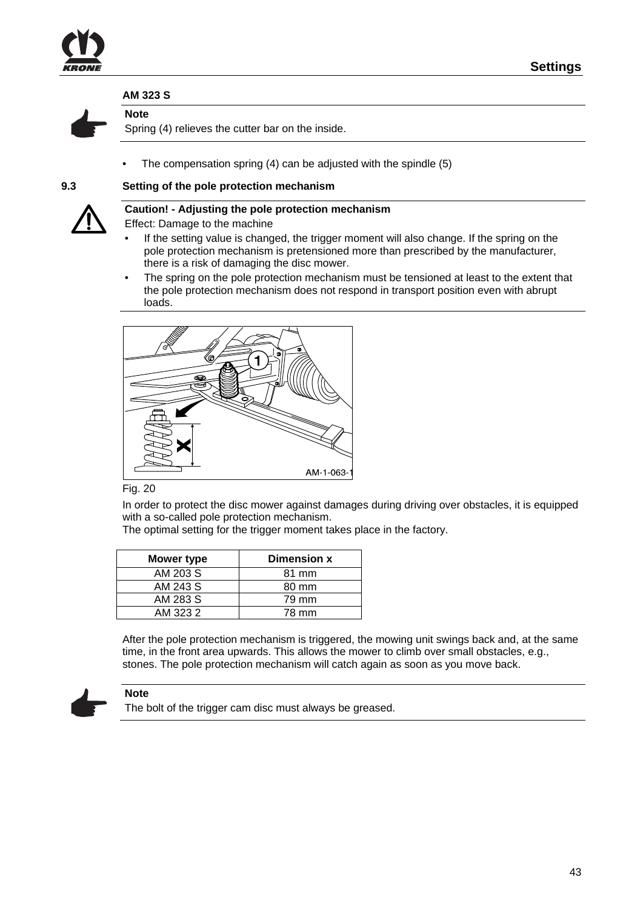**AM 323 S**

**Note**

Spring (4) relieves the cutter bar on the inside.

- The compensation spring (4) can be adjusted with the spindle (5)

## 9.3 Setting of the pole protection mechanism

**Caution! - Adjusting the pole protection mechanism**

Effect: Damage to the machine

- If the setting value is changed, the trigger moment will also change. If the spring on the pole protection mechanism is pretensioned more than prescribed by the manufacturer, there is a risk of damaging the disc mower.
- The spring on the pole protection mechanism must be tensioned at least to the extent that the pole protection mechanism does not respond in transport position even with abrupt loads.

1

X

AM-1-063-1

Fig. 20

In order to protect the disc mower against damages during driving over obstacles, it is equipped with a so-called pole protection mechanism.
The optimal setting for the trigger moment takes place in the factory.

| Mower type | Dimension x |
|---|---|
| AM 203 S | 81 mm |
| AM 243 S | 80 mm |
| AM 283 S | 79 mm |
| AM 323 2 | 78 mm |

After the pole protection mechanism is triggered, the mowing unit swings back and, at the same time, in the front area upwards. This allows the mower to climb over small obstacles, e.g., stones. The pole protection mechanism will catch again as soon as you move back.

**Note**

The bolt of the trigger cam disc must always be greased.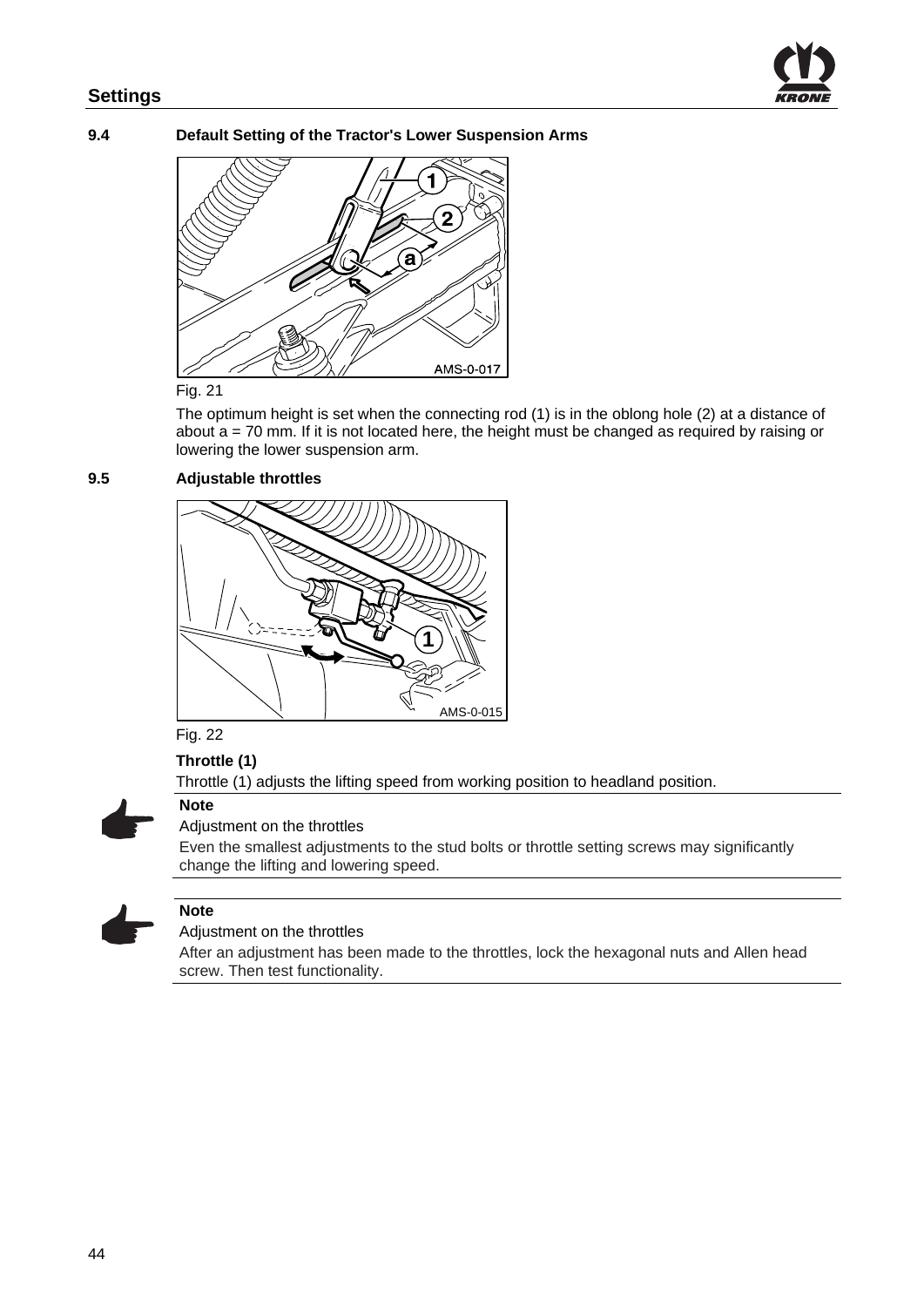## 9.4 Default Setting of the Tractor's Lower Suspension Arms

Fig. 21

The optimum height is set when the connecting rod (1) is in the oblong hole (2) at a distance of about a = 70 mm. If it is not located here, the height must be changed as required by raising or lowering the lower suspension arm.

## 9.5 Adjustable throttles

Fig. 22

**Throttle (1)**

Throttle (1) adjusts the lifting speed from working position to headland position.

**Note**

Adjustment on the throttles

Even the smallest adjustments to the stud bolts or throttle setting screws may significantly change the lifting and lowering speed.

**Note**

Adjustment on the throttles

After an adjustment has been made to the throttles, lock the hexagonal nuts and Allen head screw. Then test functionality.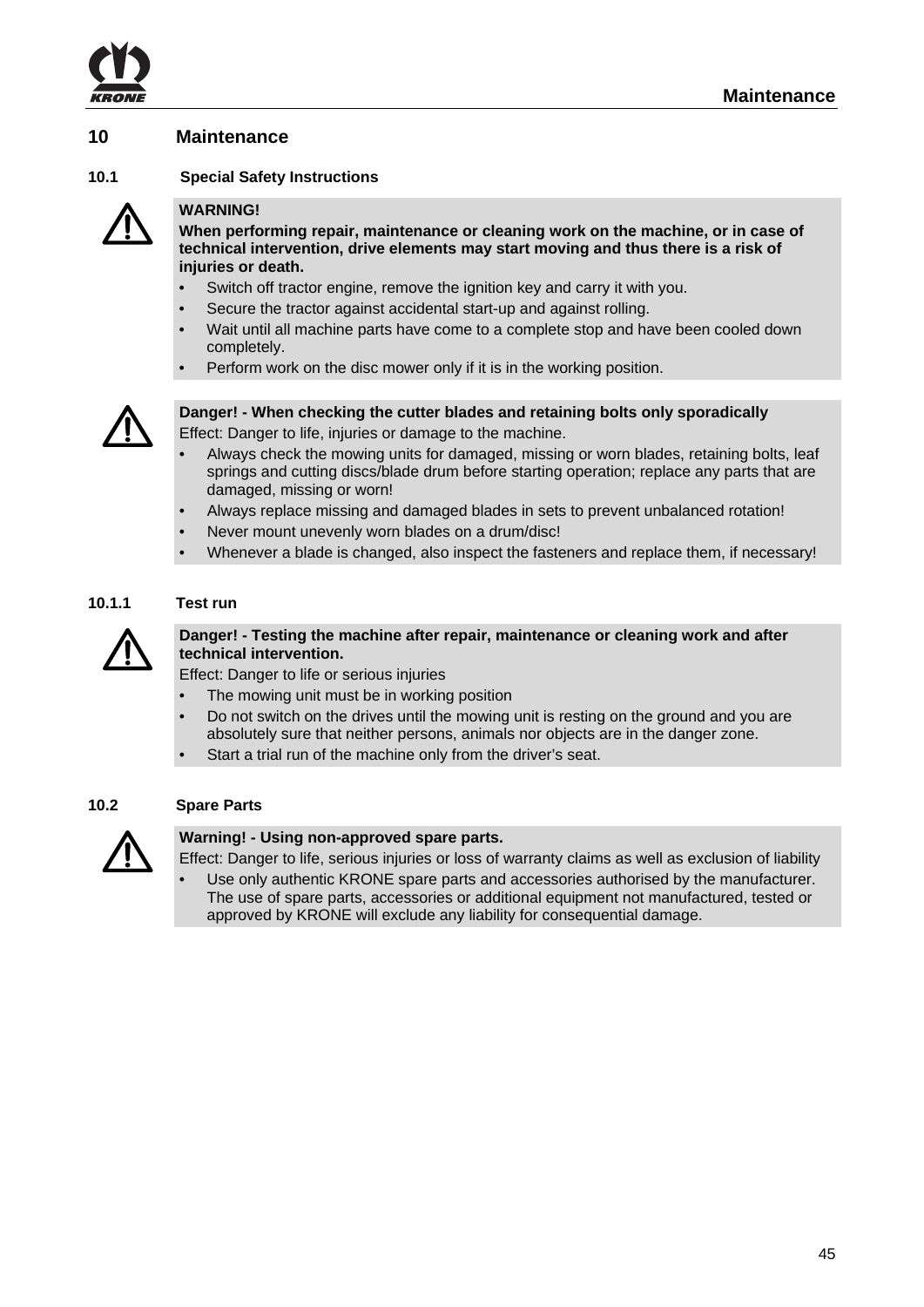# 10 Maintenance

## 10.1 Special Safety Instructions

**WARNING!**

**When performing repair, maintenance or cleaning work on the machine, or in case of technical intervention, drive elements may start moving and thus there is a risk of injuries or death.**

- Switch off tractor engine, remove the ignition key and carry it with you.
- Secure the tractor against accidental start-up and against rolling.
- Wait until all machine parts have come to a complete stop and have been cooled down completely.
- Perform work on the disc mower only if it is in the working position.

**Danger! - When checking the cutter blades and retaining bolts only sporadically**

Effect: Danger to life, injuries or damage to the machine.

- Always check the mowing units for damaged, missing or worn blades, retaining bolts, leaf springs and cutting discs/blade drum before starting operation; replace any parts that are damaged, missing or worn!
- Always replace missing and damaged blades in sets to prevent unbalanced rotation!
- Never mount unevenly worn blades on a drum/disc!
- Whenever a blade is changed, also inspect the fasteners and replace them, if necessary!

### 10.1.1 Test run

**Danger! - Testing the machine after repair, maintenance or cleaning work and after technical intervention.**

Effect: Danger to life or serious injuries

- The mowing unit must be in working position
- Do not switch on the drives until the mowing unit is resting on the ground and you are absolutely sure that neither persons, animals nor objects are in the danger zone.
- Start a trial run of the machine only from the driver's seat.

## 10.2 Spare Parts

**Warning! - Using non-approved spare parts.**

Effect: Danger to life, serious injuries or loss of warranty claims as well as exclusion of liability

- Use only authentic KRONE spare parts and accessories authorised by the manufacturer. The use of spare parts, accessories or additional equipment not manufactured, tested or approved by KRONE will exclude any liability for consequential damage.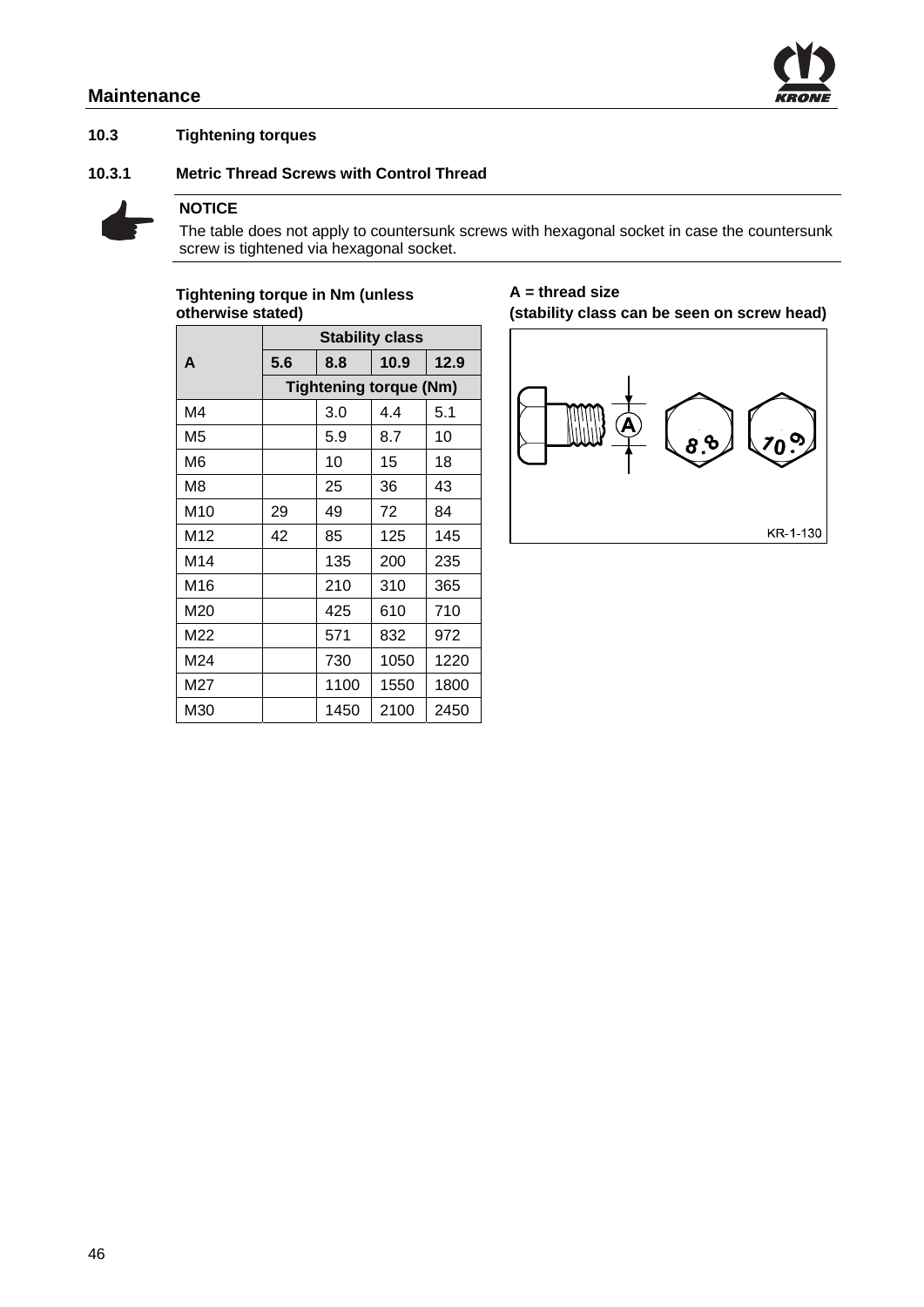## 10.3 Tightening torques

### 10.3.1 Metric Thread Screws with Control Thread

**NOTICE**

The table does not apply to countersunk screws with hexagonal socket in case the countersunk screw is tightened via hexagonal socket.

**Tightening torque in Nm (unless otherwise stated)**

| A | Stability class | | | |
|---|---|---|---|---|
| | **5.6** | **8.8** | **10.9** | **12.9** |
| | **Tightening torque (Nm)** | | | |
| M4 | | 3.0 | 4.4 | 5.1 |
| M5 | | 5.9 | 8.7 | 10 |
| M6 | | 10 | 15 | 18 |
| M8 | | 25 | 36 | 43 |
| M10 | 29 | 49 | 72 | 84 |
| M12 | 42 | 85 | 125 | 145 |
| M14 | | 135 | 200 | 235 |
| M16 | | 210 | 310 | 365 |
| M20 | | 425 | 610 | 710 |
| M22 | | 571 | 832 | 972 |
| M24 | | 730 | 1050 | 1220 |
| M27 | | 1100 | 1550 | 1800 |
| M30 | | 1450 | 2100 | 2450 |

**A = thread size**
**(stability class can be seen on screw head)**

A

8.8

10.9

KR-1-130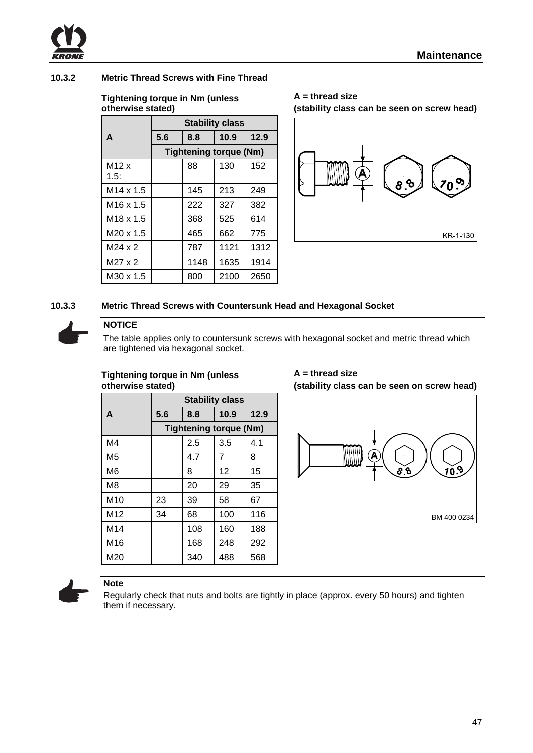### 10.3.2 Metric Thread Screws with Fine Thread

**Tightening torque in Nm (unless otherwise stated)**

| A | Stability class | | | |
|---|---|---|---|---|
| | 5.6 | 8.8 | 10.9 | 12.9 |
| | Tightening torque (Nm) | | | |
| M12 x 1.5: | | 88 | 130 | 152 |
| M14 x 1.5 | | 145 | 213 | 249 |
| M16 x 1.5 | | 222 | 327 | 382 |
| M18 x 1.5 | | 368 | 525 | 614 |
| M20 x 1.5 | | 465 | 662 | 775 |
| M24 x 2 | | 787 | 1121 | 1312 |
| M27 x 2 | | 1148 | 1635 | 1914 |
| M30 x 1.5 | | 800 | 2100 | 2650 |

**A = thread size**
**(stability class can be seen on screw head)**

KR-1-130

### 10.3.3 Metric Thread Screws with Countersunk Head and Hexagonal Socket

**NOTICE**

The table applies only to countersunk screws with hexagonal socket and metric thread which are tightened via hexagonal socket.

**Tightening torque in Nm (unless otherwise stated)**

| A | Stability class | | | |
|---|---|---|---|---|
| | 5.6 | 8.8 | 10.9 | 12.9 |
| | Tightening torque (Nm) | | | |
| M4 | | 2.5 | 3.5 | 4.1 |
| M5 | | 4.7 | 7 | 8 |
| M6 | | 8 | 12 | 15 |
| M8 | | 20 | 29 | 35 |
| M10 | 23 | 39 | 58 | 67 |
| M12 | 34 | 68 | 100 | 116 |
| M14 | | 108 | 160 | 188 |
| M16 | | 168 | 248 | 292 |
| M20 | | 340 | 488 | 568 |

**A = thread size**
**(stability class can be seen on screw head)**

BM 400 0234

**Note**

Regularly check that nuts and bolts are tightly in place (approx. every 50 hours) and tighten them if necessary.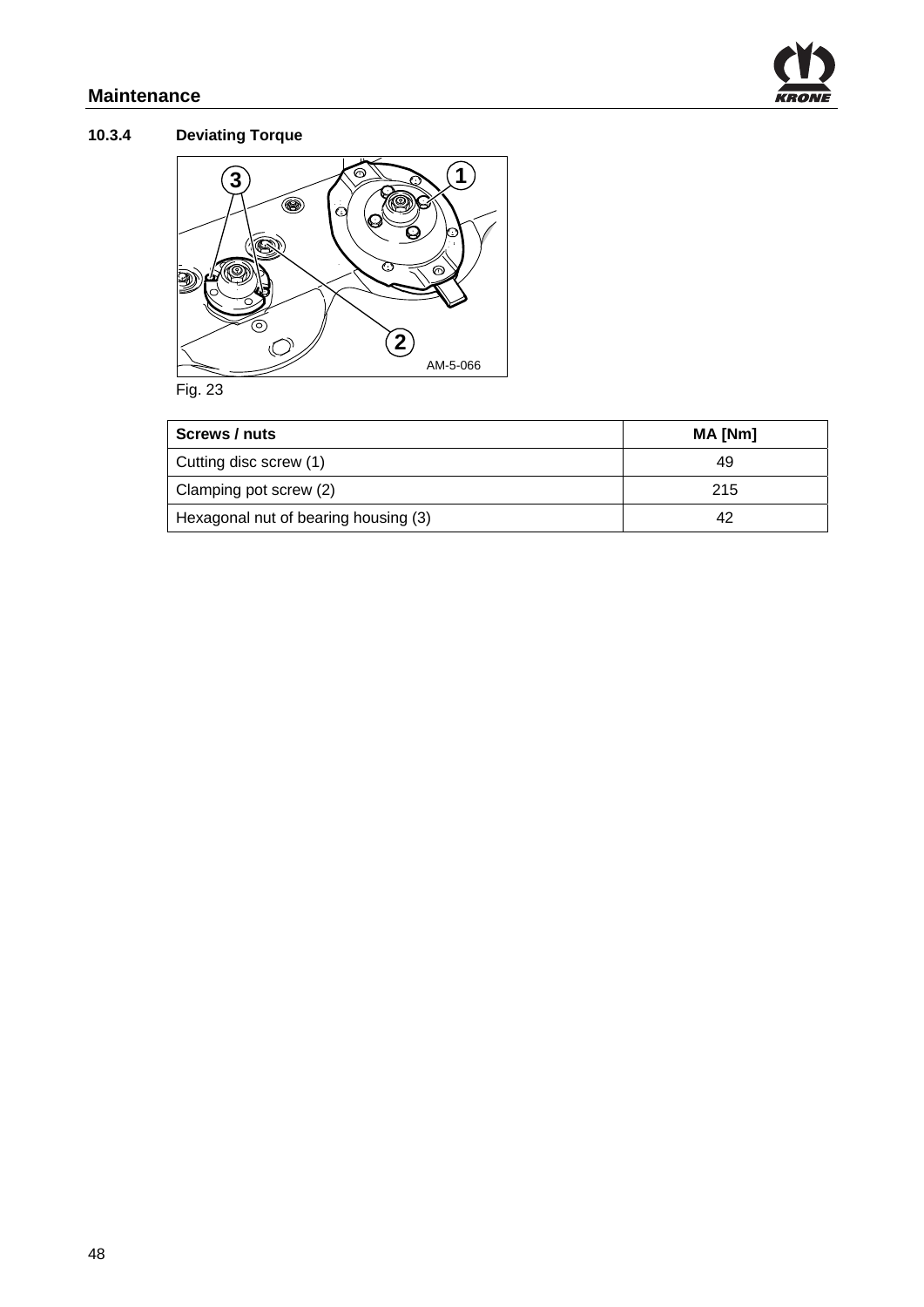### 10.3.4 Deviating Torque

1

3

2

AM-5-066

Fig. 23

| Screws / nuts | MA [Nm] |
|---|---|
| Cutting disc screw (1) | 49 |
| Clamping pot screw (2) | 215 |
| Hexagonal nut of bearing housing (3) | 42 |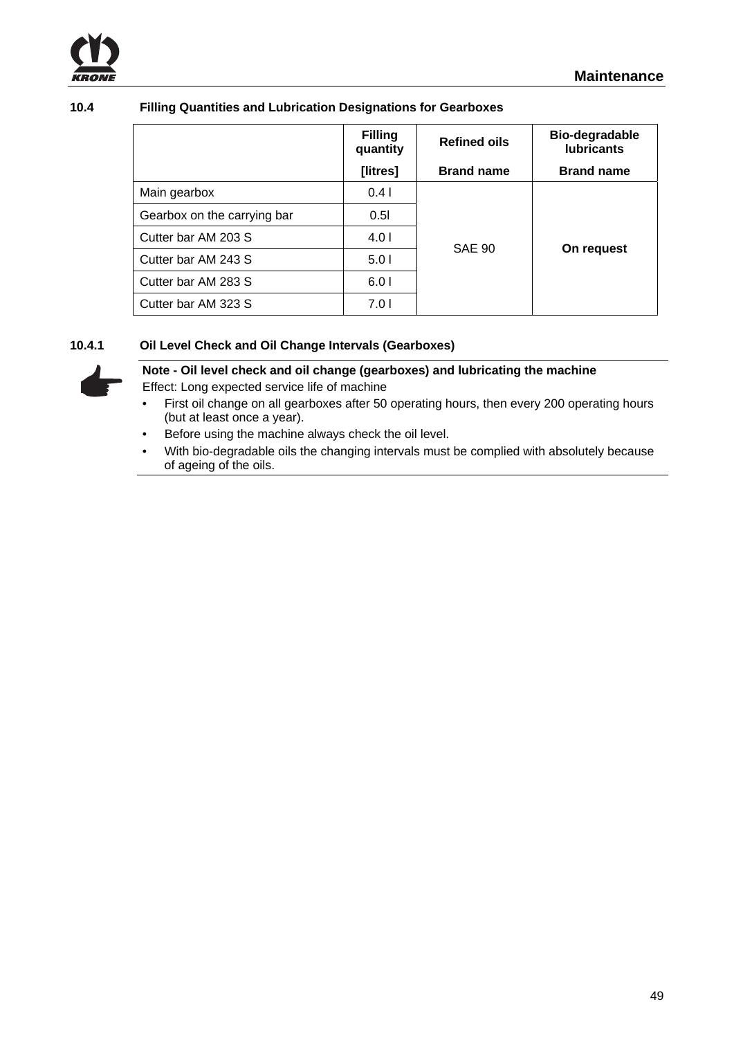## 10.4 Filling Quantities and Lubrication Designations for Gearboxes

| | Filling quantity [litres] | Refined oils Brand name | Bio-degradable lubricants Brand name |
|---|---|---|---|
| Main gearbox | 0.4 l | SAE 90 | **On request** |
| Gearbox on the carrying bar | 0.5l | | |
| Cutter bar AM 203 S | 4.0 l | | |
| Cutter bar AM 243 S | 5.0 l | | |
| Cutter bar AM 283 S | 6.0 l | | |
| Cutter bar AM 323 S | 7.0 l | | |

### 10.4.1 Oil Level Check and Oil Change Intervals (Gearboxes)

**Note - Oil level check and oil change (gearboxes) and lubricating the machine**

Effect: Long expected service life of machine

- First oil change on all gearboxes after 50 operating hours, then every 200 operating hours (but at least once a year).
- Before using the machine always check the oil level.
- With bio-degradable oils the changing intervals must be complied with absolutely because of ageing of the oils.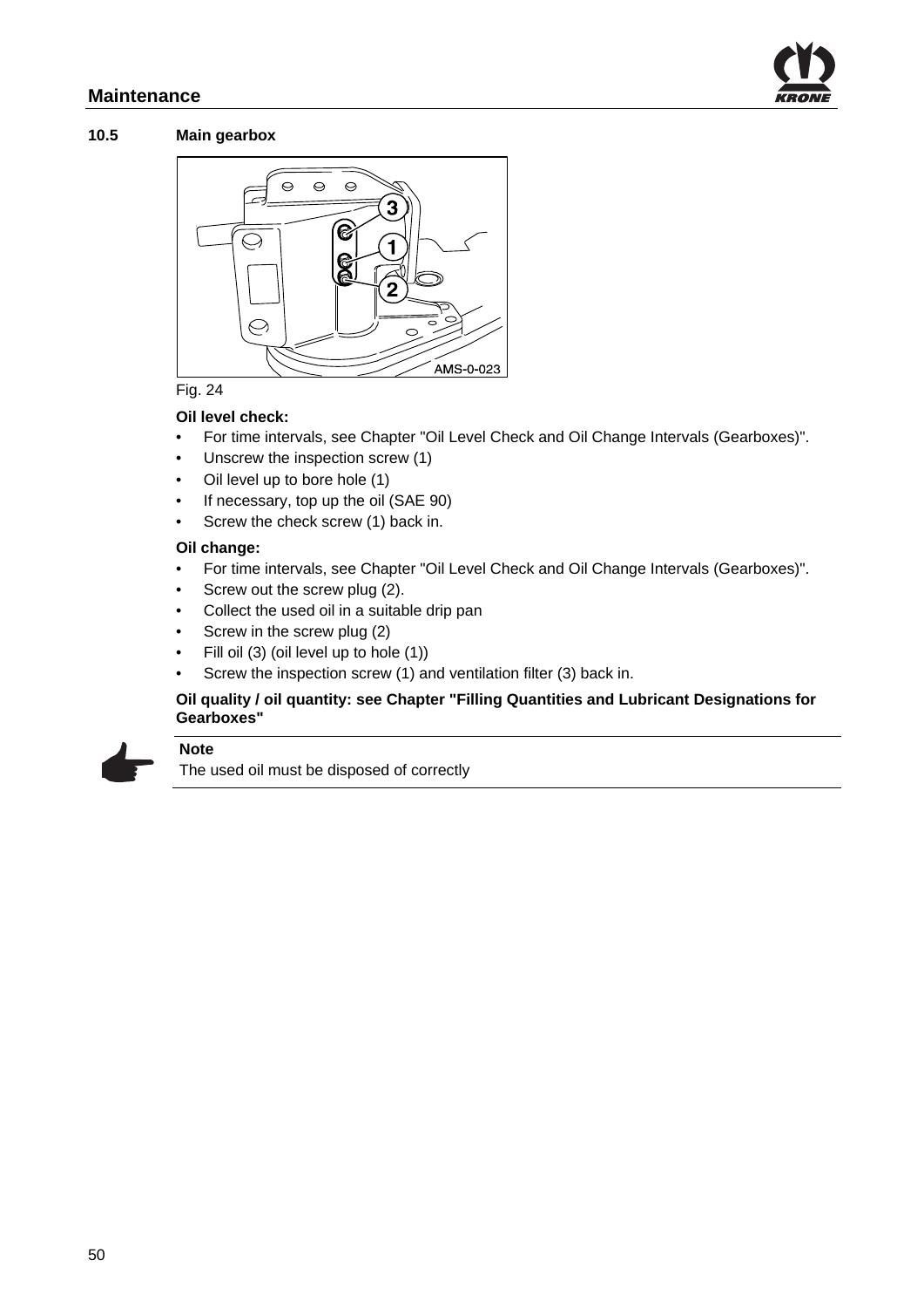## 10.5 Main gearbox

Fig. 24

**Oil level check:**

- For time intervals, see Chapter "Oil Level Check and Oil Change Intervals (Gearboxes)".
- Unscrew the inspection screw (1)
- Oil level up to bore hole (1)
- If necessary, top up the oil (SAE 90)
- Screw the check screw (1) back in.

**Oil change:**

- For time intervals, see Chapter "Oil Level Check and Oil Change Intervals (Gearboxes)".
- Screw out the screw plug (2).
- Collect the used oil in a suitable drip pan
- Screw in the screw plug (2)
- Fill oil (3) (oil level up to hole (1))
- Screw the inspection screw (1) and ventilation filter (3) back in.

**Oil quality / oil quantity: see Chapter "Filling Quantities and Lubricant Designations for Gearboxes"**

**Note**

The used oil must be disposed of correctly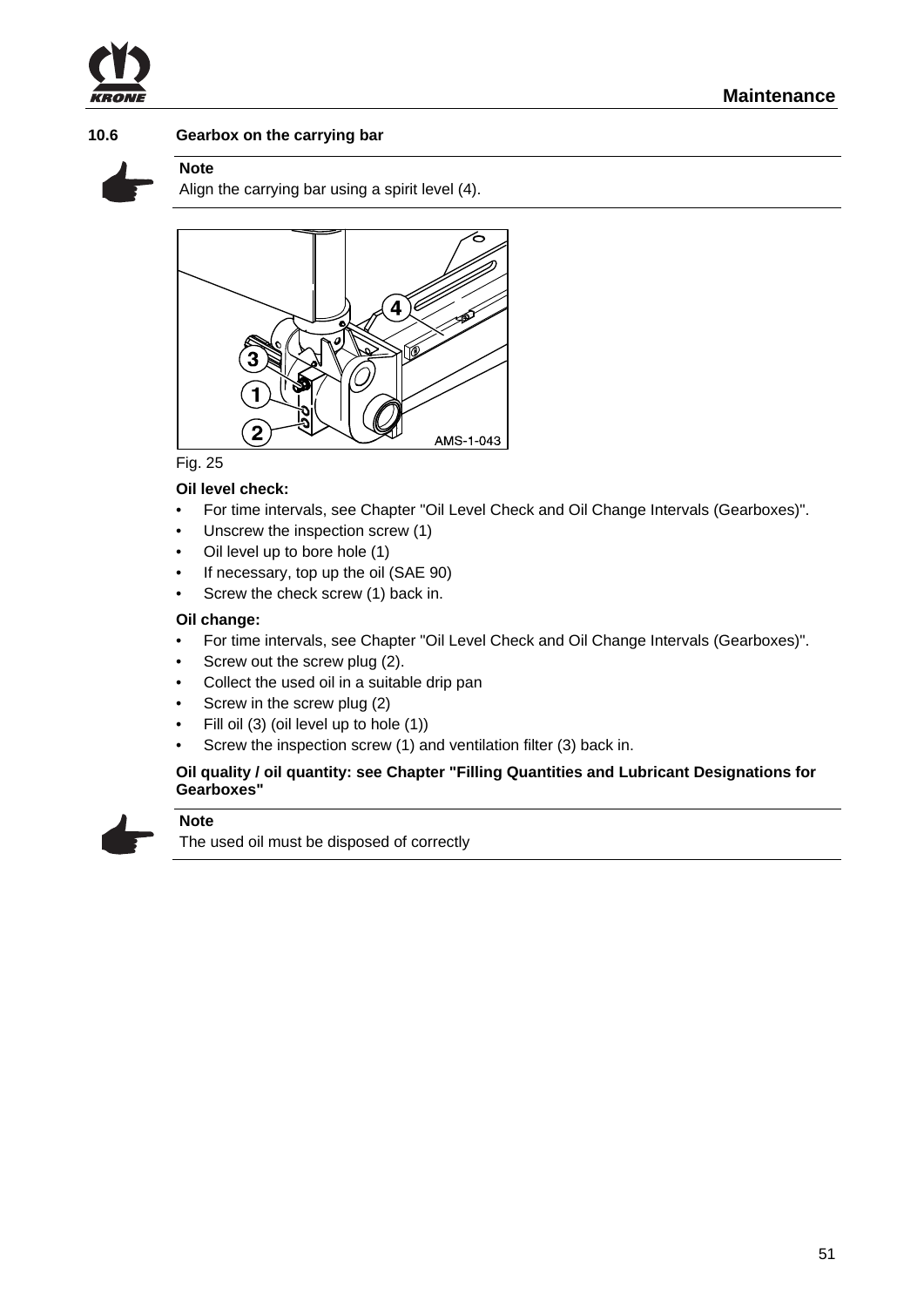## 10.6 Gearbox on the carrying bar

**Note**

Align the carrying bar using a spirit level (4).

4
3
1
2
AMS-1-043

Fig. 25

**Oil level check:**

- For time intervals, see Chapter "Oil Level Check and Oil Change Intervals (Gearboxes)".
- Unscrew the inspection screw (1)
- Oil level up to bore hole (1)
- If necessary, top up the oil (SAE 90)
- Screw the check screw (1) back in.

**Oil change:**

- For time intervals, see Chapter "Oil Level Check and Oil Change Intervals (Gearboxes)".
- Screw out the screw plug (2).
- Collect the used oil in a suitable drip pan
- Screw in the screw plug (2)
- Fill oil (3) (oil level up to hole (1))
- Screw the inspection screw (1) and ventilation filter (3) back in.

**Oil quality / oil quantity: see Chapter "Filling Quantities and Lubricant Designations for Gearboxes"**

**Note**

The used oil must be disposed of correctly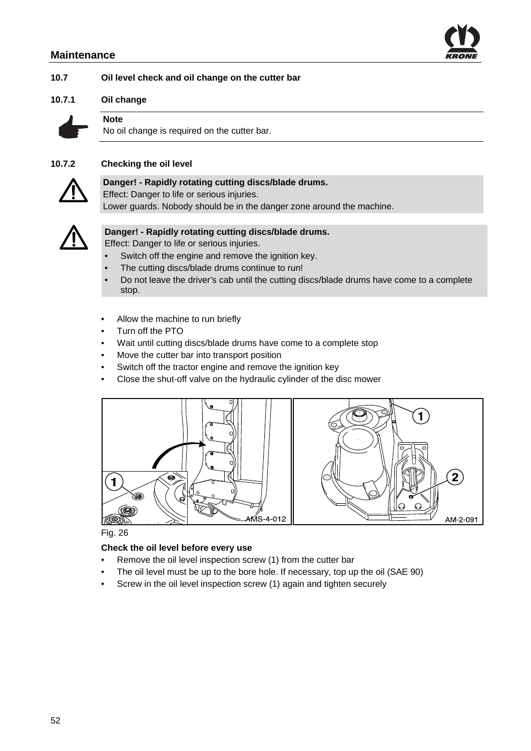## 10.7 Oil level check and oil change on the cutter bar

### 10.7.1 Oil change

**Note**
No oil change is required on the cutter bar.

### 10.7.2 Checking the oil level

**Danger! - Rapidly rotating cutting discs/blade drums.**
Effect: Danger to life or serious injuries.
Lower guards. Nobody should be in the danger zone around the machine.

**Danger! - Rapidly rotating cutting discs/blade drums.**
Effect: Danger to life or serious injuries.

- Switch off the engine and remove the ignition key.
- The cutting discs/blade drums continue to run!
- Do not leave the driver's cab until the cutting discs/blade drums have come to a complete stop.

- Allow the machine to run briefly
- Turn off the PTO
- Wait until cutting discs/blade drums have come to a complete stop
- Move the cutter bar into transport position
- Switch off the tractor engine and remove the ignition key
- Close the shut-off valve on the hydraulic cylinder of the disc mower

1
AMS-4-012
1
2
AM-2-091

Fig. 26

**Check the oil level before every use**

- Remove the oil level inspection screw (1) from the cutter bar
- The oil level must be up to the bore hole. If necessary, top up the oil (SAE 90)
- Screw in the oil level inspection screw (1) again and tighten securely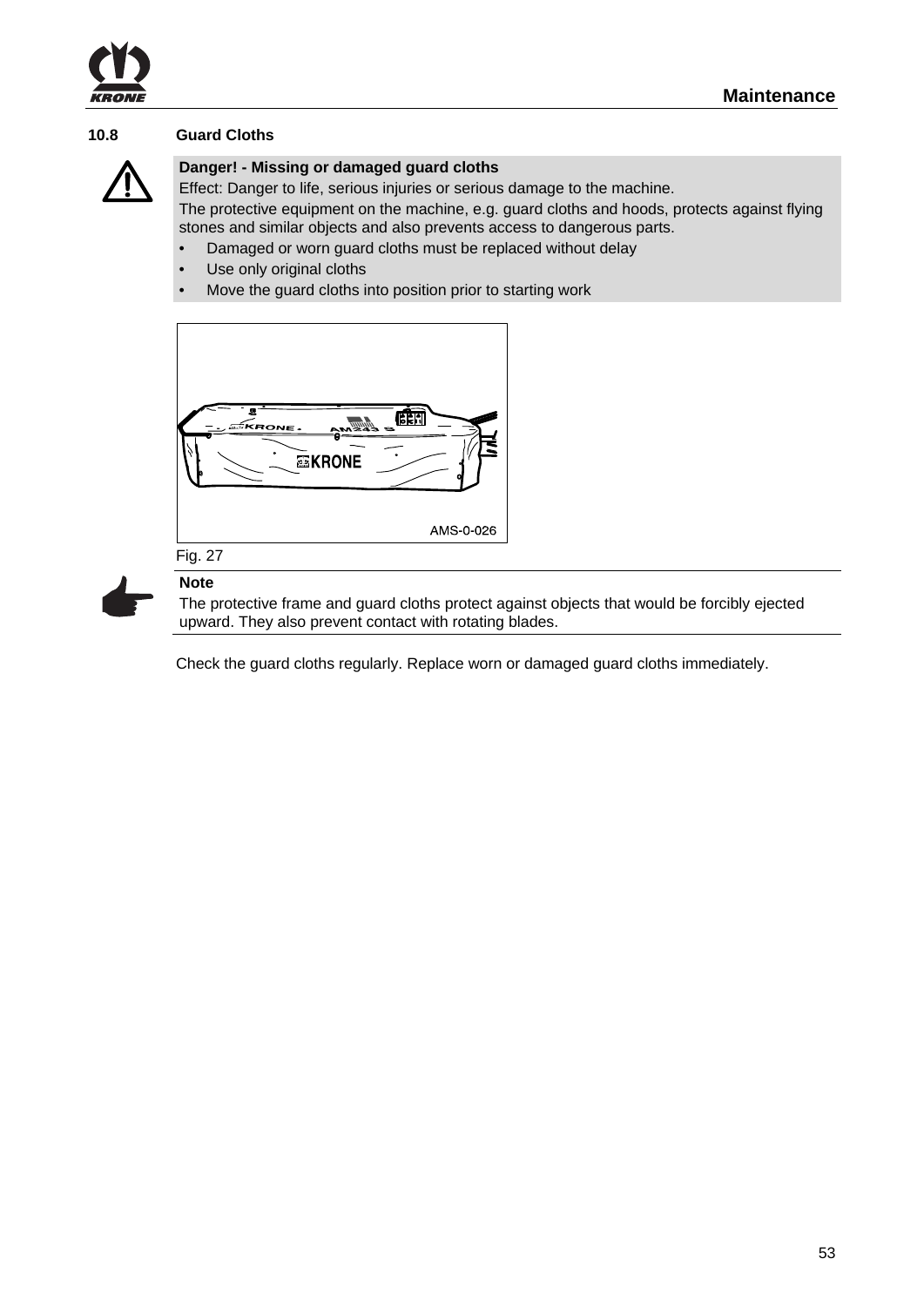## 10.8 Guard Cloths

**Danger! - Missing or damaged guard cloths**

Effect: Danger to life, serious injuries or serious damage to the machine.

The protective equipment on the machine, e.g. guard cloths and hoods, protects against flying stones and similar objects and also prevents access to dangerous parts.

- Damaged or worn guard cloths must be replaced without delay
- Use only original cloths
- Move the guard cloths into position prior to starting work

AMS-0-026

Fig. 27

**Note**

The protective frame and guard cloths protect against objects that would be forcibly ejected upward. They also prevent contact with rotating blades.

Check the guard cloths regularly. Replace worn or damaged guard cloths immediately.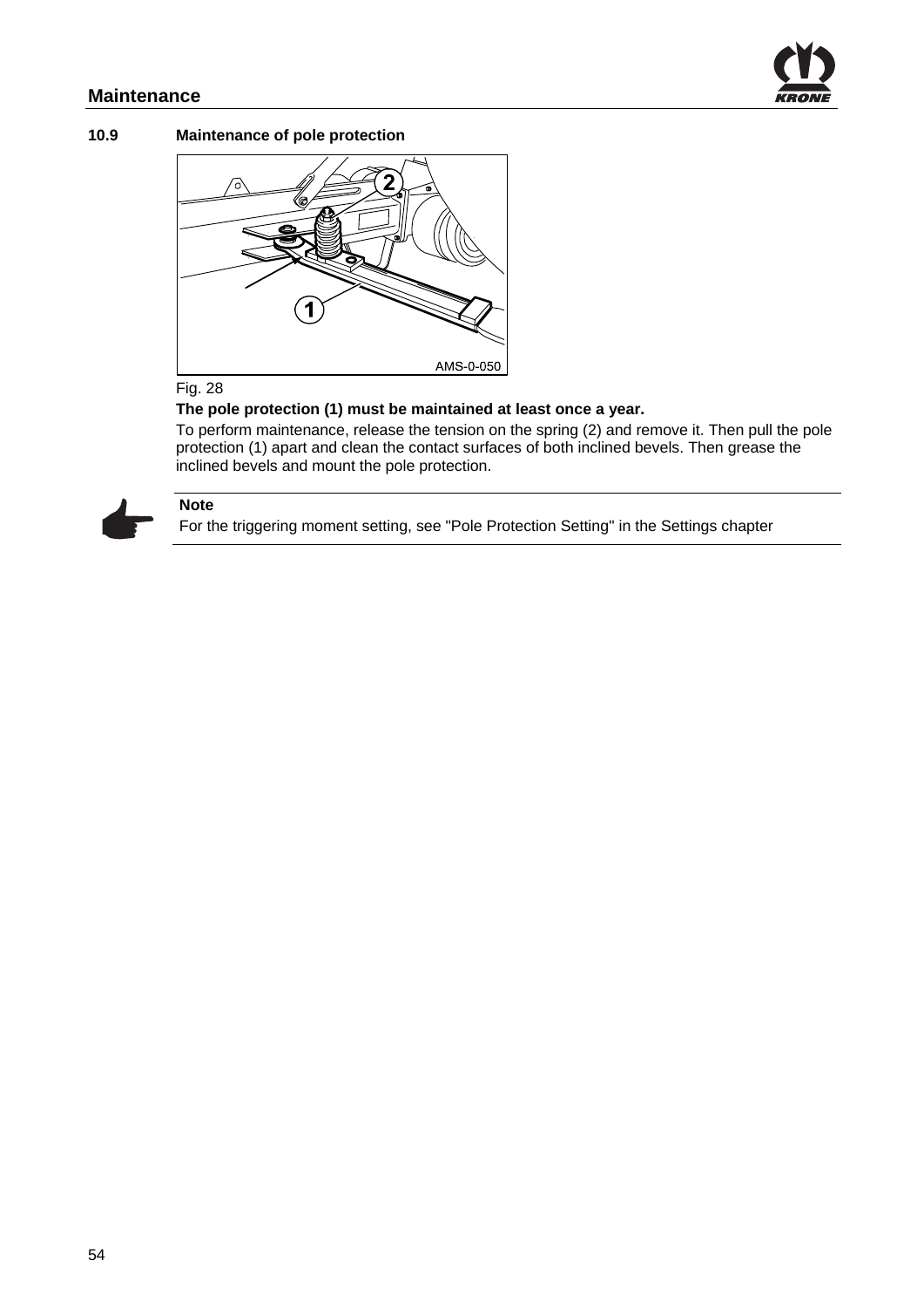## 10.9 Maintenance of pole protection

AMS-0-050

Fig. 28

**The pole protection (1) must be maintained at least once a year.**

To perform maintenance, release the tension on the spring (2) and remove it. Then pull the pole protection (1) apart and clean the contact surfaces of both inclined bevels. Then grease the inclined bevels and mount the pole protection.

**Note**

For the triggering moment setting, see "Pole Protection Setting" in the Settings chapter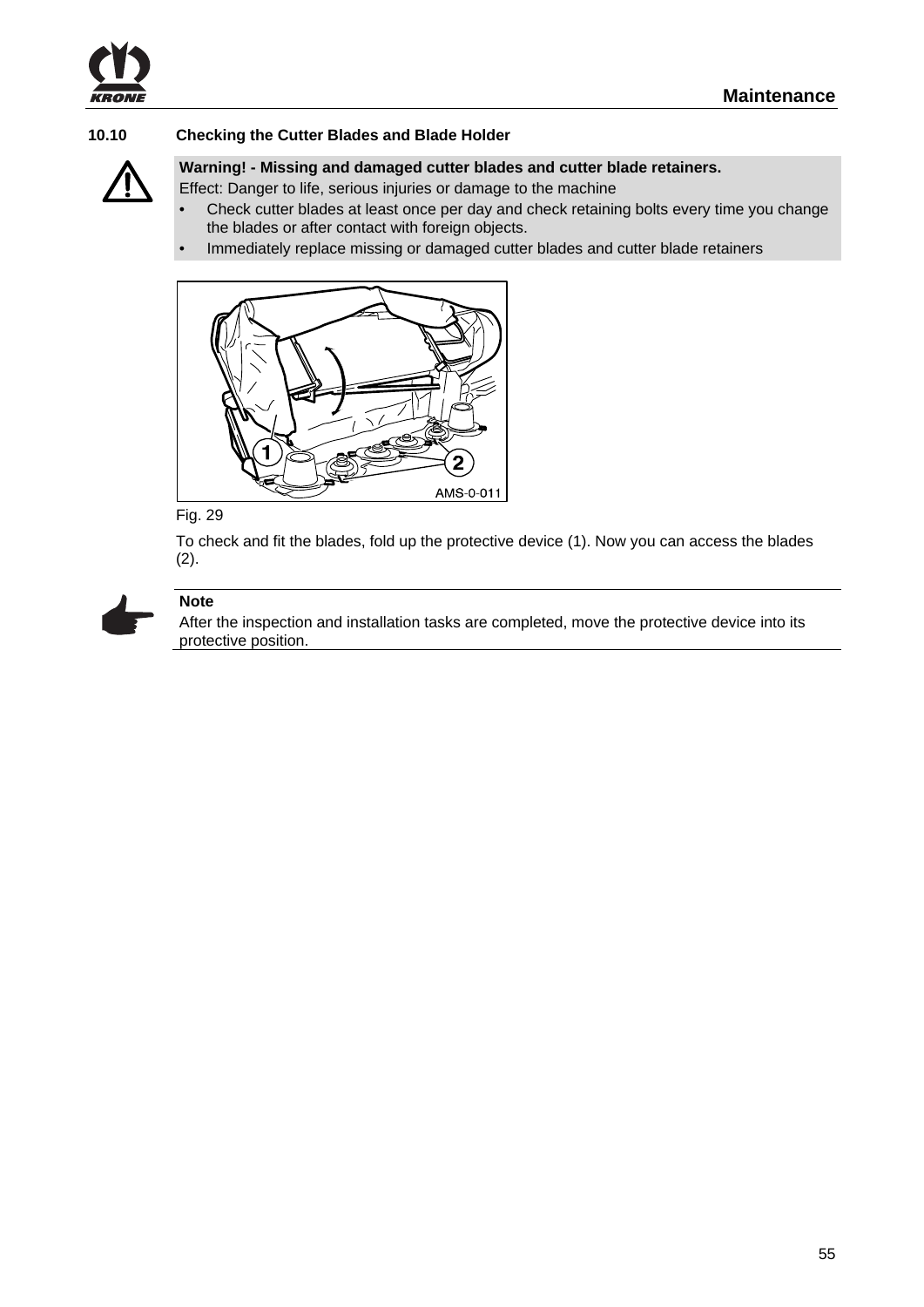## 10.10 Checking the Cutter Blades and Blade Holder

**Warning! - Missing and damaged cutter blades and cutter blade retainers.**

Effect: Danger to life, serious injuries or damage to the machine

- Check cutter blades at least once per day and check retaining bolts every time you change the blades or after contact with foreign objects.
- Immediately replace missing or damaged cutter blades and cutter blade retainers

1
2
AMS-0-011

Fig. 29

To check and fit the blades, fold up the protective device (1). Now you can access the blades (2).

**Note**

After the inspection and installation tasks are completed, move the protective device into its protective position.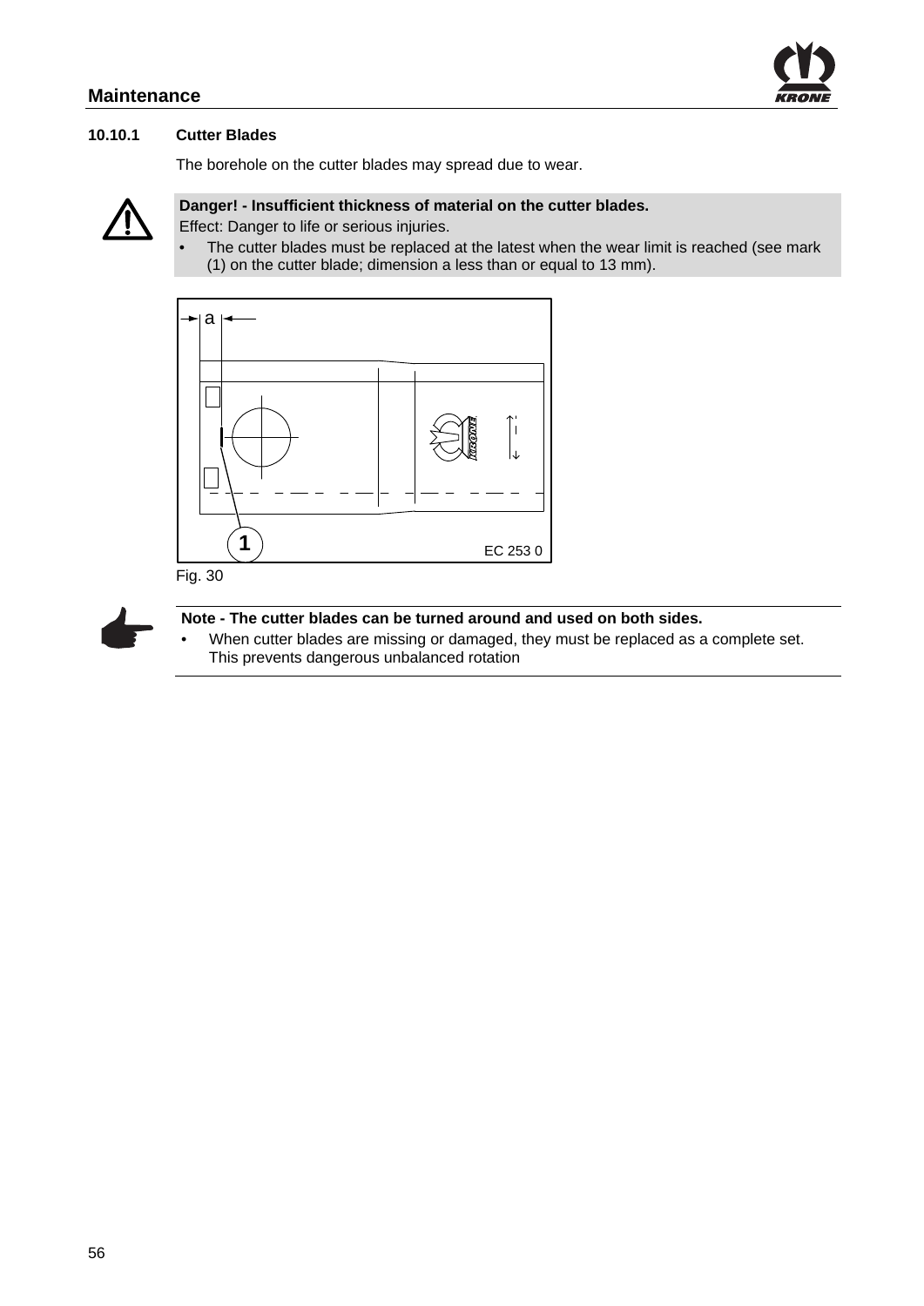### 10.10.1 Cutter Blades

The borehole on the cutter blades may spread due to wear.

**Danger! - Insufficient thickness of material on the cutter blades.**

Effect: Danger to life or serious injuries.

- The cutter blades must be replaced at the latest when the wear limit is reached (see mark (1) on the cutter blade; dimension a less than or equal to 13 mm).

a

1

EC 253 0

Fig. 30

**Note - The cutter blades can be turned around and used on both sides.**

- When cutter blades are missing or damaged, they must be replaced as a complete set. This prevents dangerous unbalanced rotation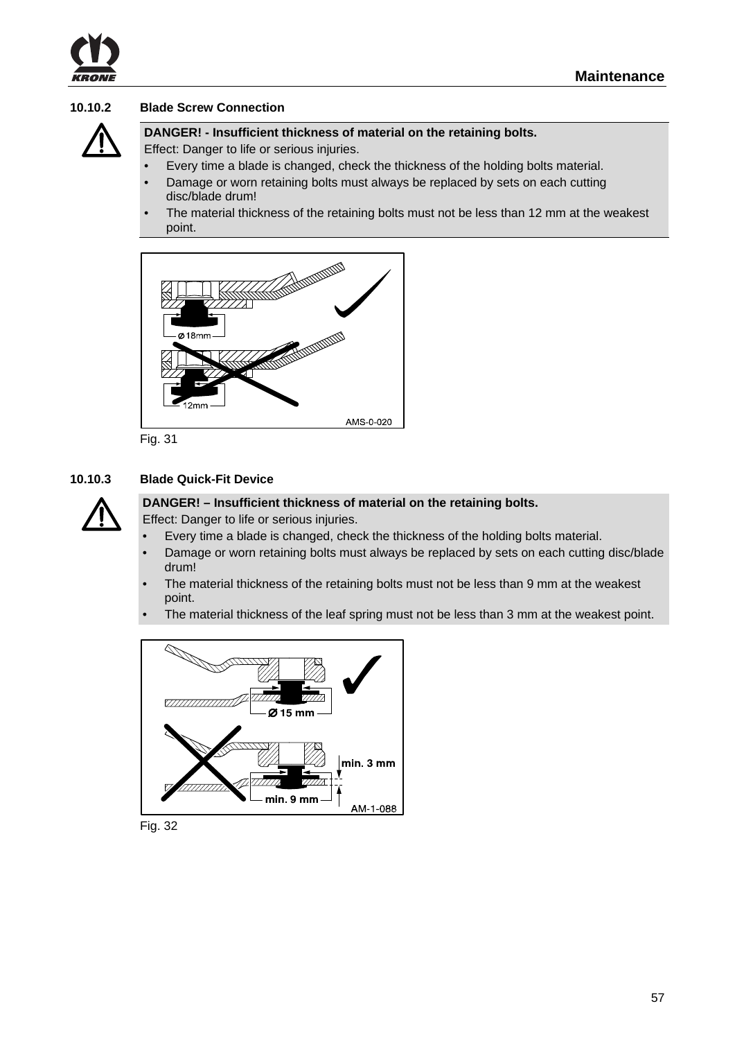### 10.10.2 Blade Screw Connection

**DANGER! - Insufficient thickness of material on the retaining bolts.**

Effect: Danger to life or serious injuries.

- Every time a blade is changed, check the thickness of the holding bolts material.
- Damage or worn retaining bolts must always be replaced by sets on each cutting disc/blade drum!
- The material thickness of the retaining bolts must not be less than 12 mm at the weakest point.

ø18mm

12mm

AMS-0-020

Fig. 31

### 10.10.3 Blade Quick-Fit Device

**DANGER! – Insufficient thickness of material on the retaining bolts.**

Effect: Danger to life or serious injuries.

- Every time a blade is changed, check the thickness of the holding bolts material.
- Damage or worn retaining bolts must always be replaced by sets on each cutting disc/blade drum!
- The material thickness of the retaining bolts must not be less than 9 mm at the weakest point.
- The material thickness of the leaf spring must not be less than 3 mm at the weakest point.

Ø 15 mm

min. 3 mm

min. 9 mm

AM-1-088

Fig. 32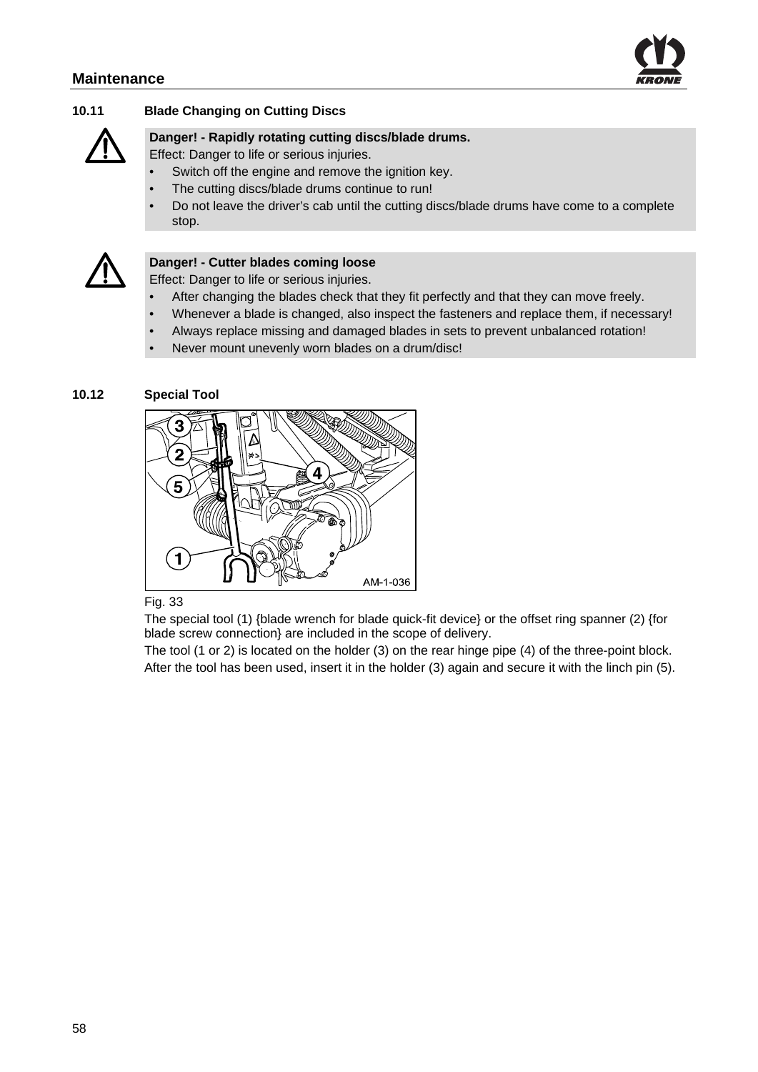## 10.11 Blade Changing on Cutting Discs

**Danger! - Rapidly rotating cutting discs/blade drums.**

Effect: Danger to life or serious injuries.

- Switch off the engine and remove the ignition key.
- The cutting discs/blade drums continue to run!
- Do not leave the driver's cab until the cutting discs/blade drums have come to a complete stop.

**Danger! - Cutter blades coming loose**

Effect: Danger to life or serious injuries.

- After changing the blades check that they fit perfectly and that they can move freely.
- Whenever a blade is changed, also inspect the fasteners and replace them, if necessary!
- Always replace missing and damaged blades in sets to prevent unbalanced rotation!
- Never mount unevenly worn blades on a drum/disc!

## 10.12 Special Tool

3
2
4
5
1
AM-1-036

Fig. 33

The special tool (1) {blade wrench for blade quick-fit device} or the offset ring spanner (2) {for blade screw connection} are included in the scope of delivery.

The tool (1 or 2) is located on the holder (3) on the rear hinge pipe (4) of the three-point block.

After the tool has been used, insert it in the holder (3) again and secure it with the linch pin (5).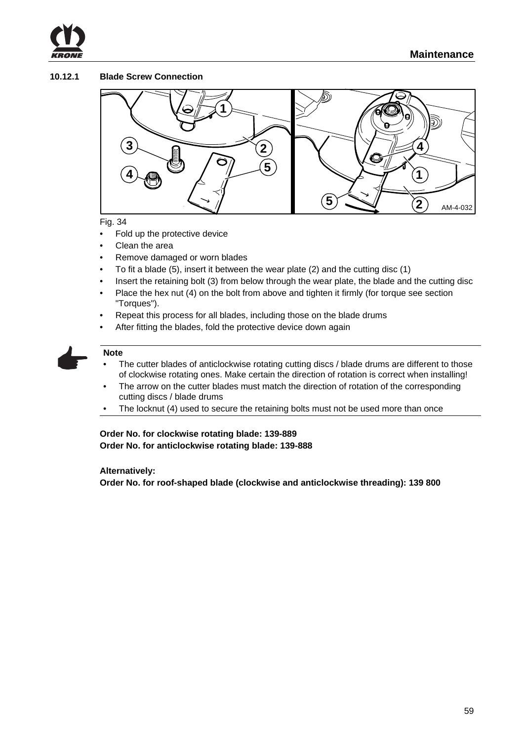### 10.12.1 Blade Screw Connection

Fig. 34

- Fold up the protective device
- Clean the area
- Remove damaged or worn blades
- To fit a blade (5), insert it between the wear plate (2) and the cutting disc (1)
- Insert the retaining bolt (3) from below through the wear plate, the blade and the cutting disc
- Place the hex nut (4) on the bolt from above and tighten it firmly (for torque see section "Torques").
- Repeat this process for all blades, including those on the blade drums
- After fitting the blades, fold the protective device down again

**Note**

- The cutter blades of anticlockwise rotating cutting discs / blade drums are different to those of clockwise rotating ones. Make certain the direction of rotation is correct when installing!
- The arrow on the cutter blades must match the direction of rotation of the corresponding cutting discs / blade drums
- The locknut (4) used to secure the retaining bolts must not be used more than once

**Order No. for clockwise rotating blade: 139-889**
**Order No. for anticlockwise rotating blade: 139-888**

**Alternatively:**
**Order No. for roof-shaped blade (clockwise and anticlockwise threading): 139 800**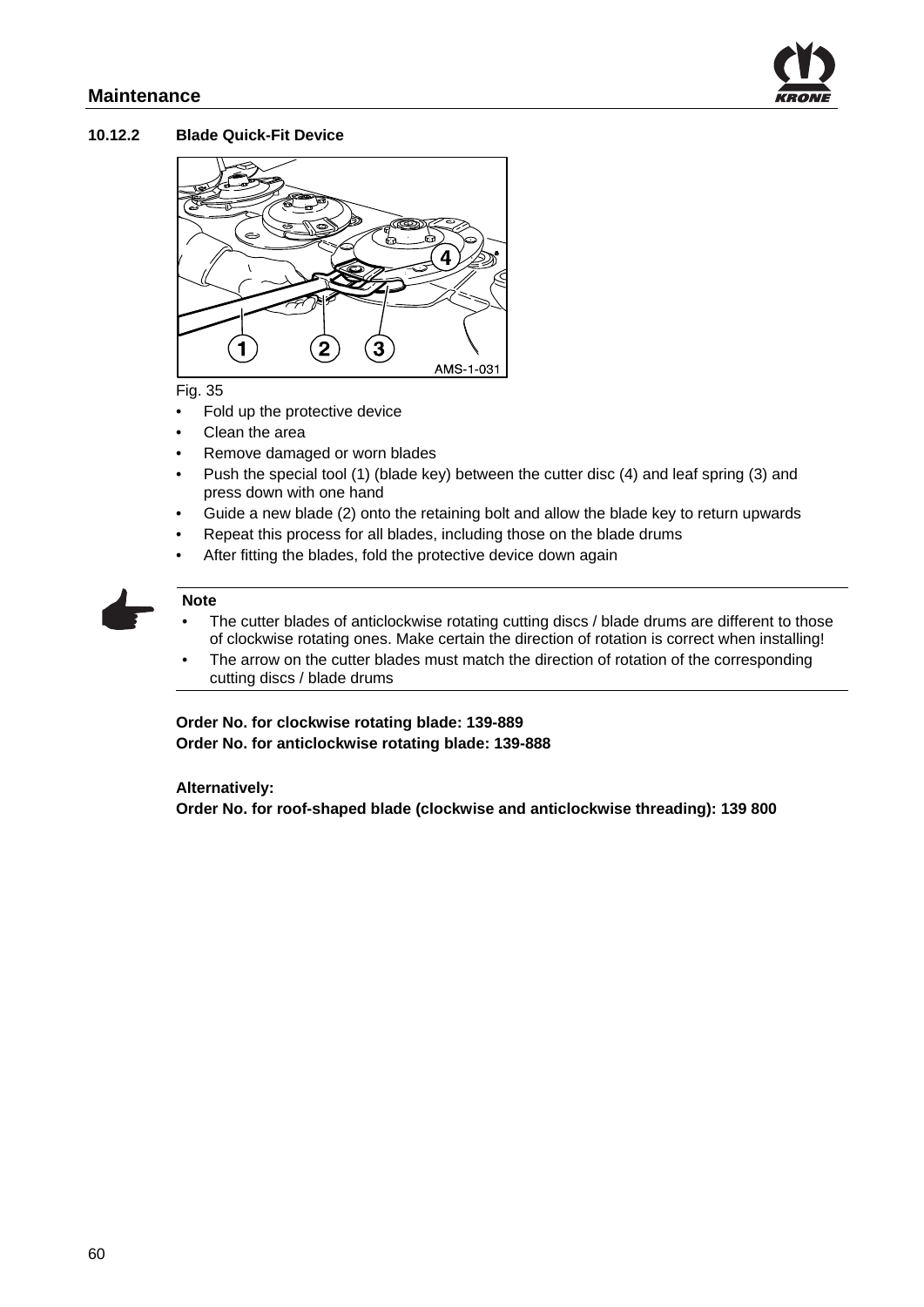### 10.12.2 Blade Quick-Fit Device

1
2
3
4
AMS-1-031

Fig. 35

- Fold up the protective device
- Clean the area
- Remove damaged or worn blades
- Push the special tool (1) (blade key) between the cutter disc (4) and leaf spring (3) and press down with one hand
- Guide a new blade (2) onto the retaining bolt and allow the blade key to return upwards
- Repeat this process for all blades, including those on the blade drums
- After fitting the blades, fold the protective device down again

**Note**

- The cutter blades of anticlockwise rotating cutting discs / blade drums are different to those of clockwise rotating ones. Make certain the direction of rotation is correct when installing!
- The arrow on the cutter blades must match the direction of rotation of the corresponding cutting discs / blade drums

**Order No. for clockwise rotating blade: 139-889**
**Order No. for anticlockwise rotating blade: 139-888**

**Alternatively:**
**Order No. for roof-shaped blade (clockwise and anticlockwise threading): 139 800**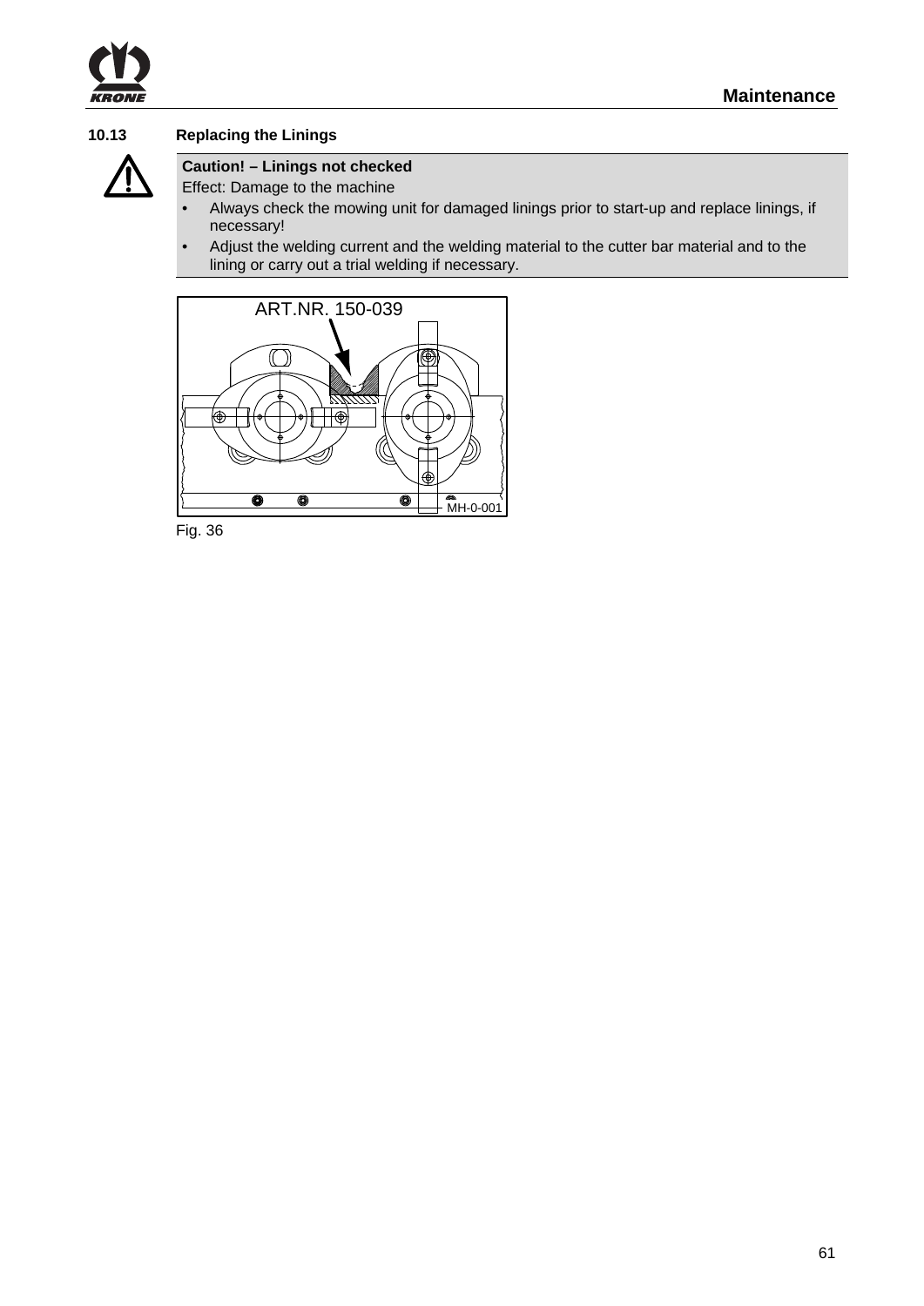## 10.13 Replacing the Linings

**Caution! – Linings not checked**

Effect: Damage to the machine

- Always check the mowing unit for damaged linings prior to start-up and replace linings, if necessary!
- Adjust the welding current and the welding material to the cutter bar material and to the lining or carry out a trial welding if necessary.

ART.NR. 150-039

MH-0-001

Fig. 36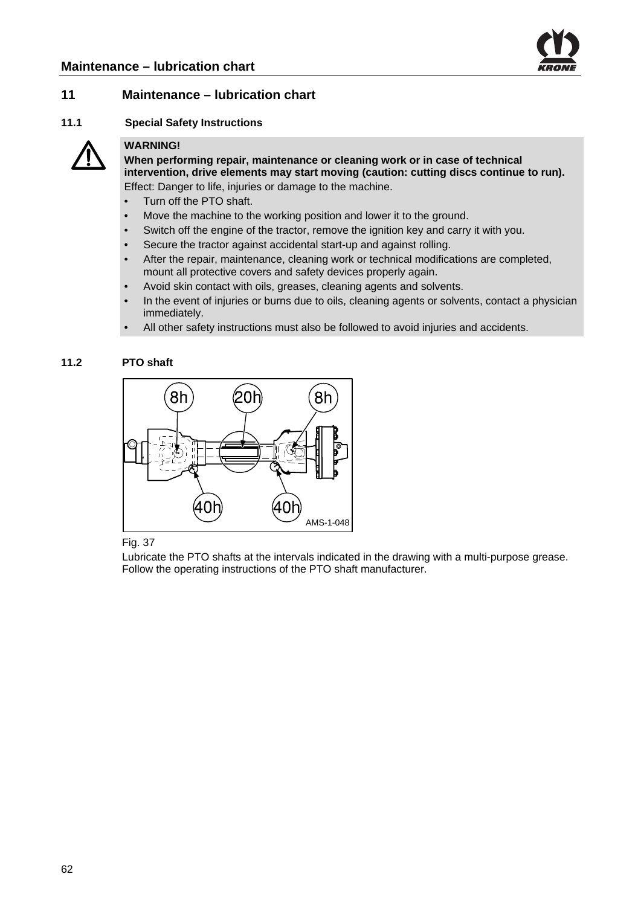# 11 Maintenance – lubrication chart

## 11.1 Special Safety Instructions

**WARNING!**

**When performing repair, maintenance or cleaning work or in case of technical intervention, drive elements may start moving (caution: cutting discs continue to run).**

Effect: Danger to life, injuries or damage to the machine.

- Turn off the PTO shaft.
- Move the machine to the working position and lower it to the ground.
- Switch off the engine of the tractor, remove the ignition key and carry it with you.
- Secure the tractor against accidental start-up and against rolling.
- After the repair, maintenance, cleaning work or technical modifications are completed, mount all protective covers and safety devices properly again.
- Avoid skin contact with oils, greases, cleaning agents and solvents.
- In the event of injuries or burns due to oils, cleaning agents or solvents, contact a physician immediately.
- All other safety instructions must also be followed to avoid injuries and accidents.

## 11.2 PTO shaft

8h
20h
8h
40h
40h
AMS-1-048

Fig. 37

Lubricate the PTO shafts at the intervals indicated in the drawing with a multi-purpose grease. Follow the operating instructions of the PTO shaft manufacturer.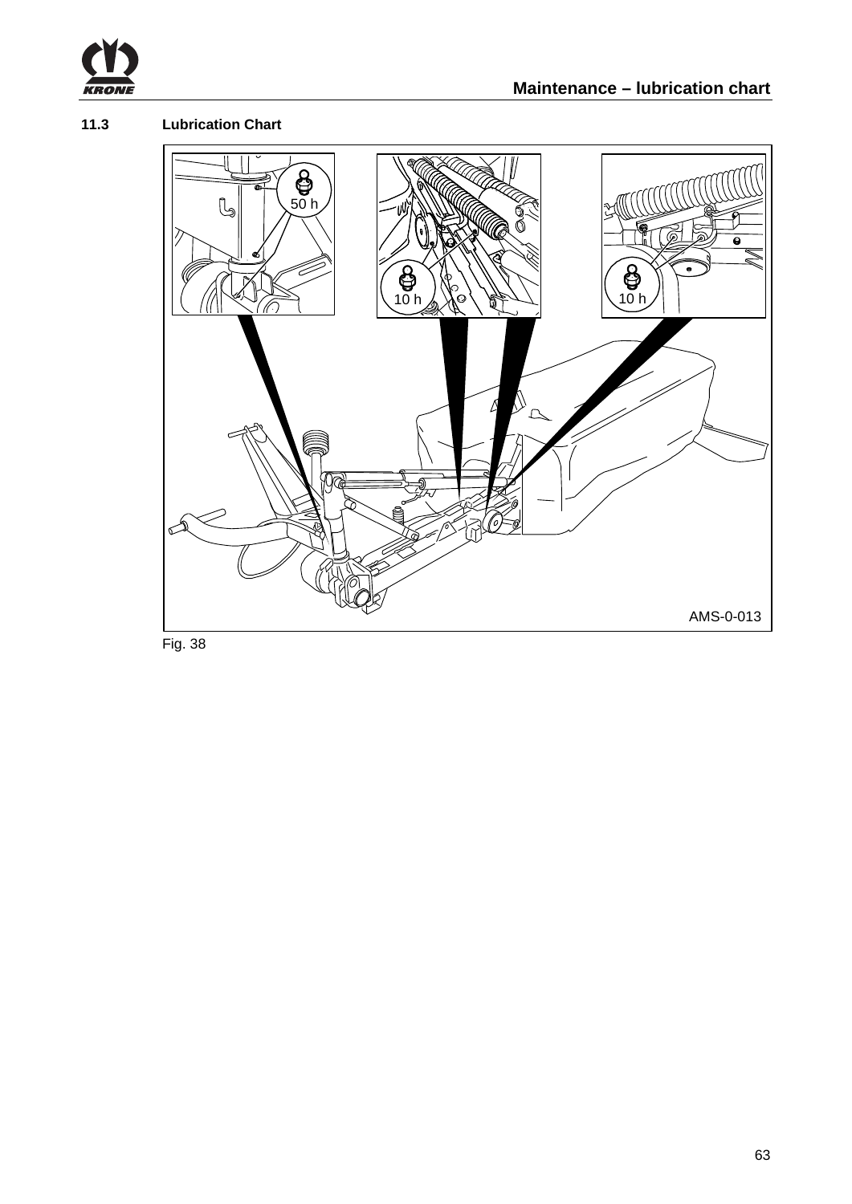## 11.3 Lubrication Chart

50 h

10 h

10 h

AMS-0-013

Fig. 38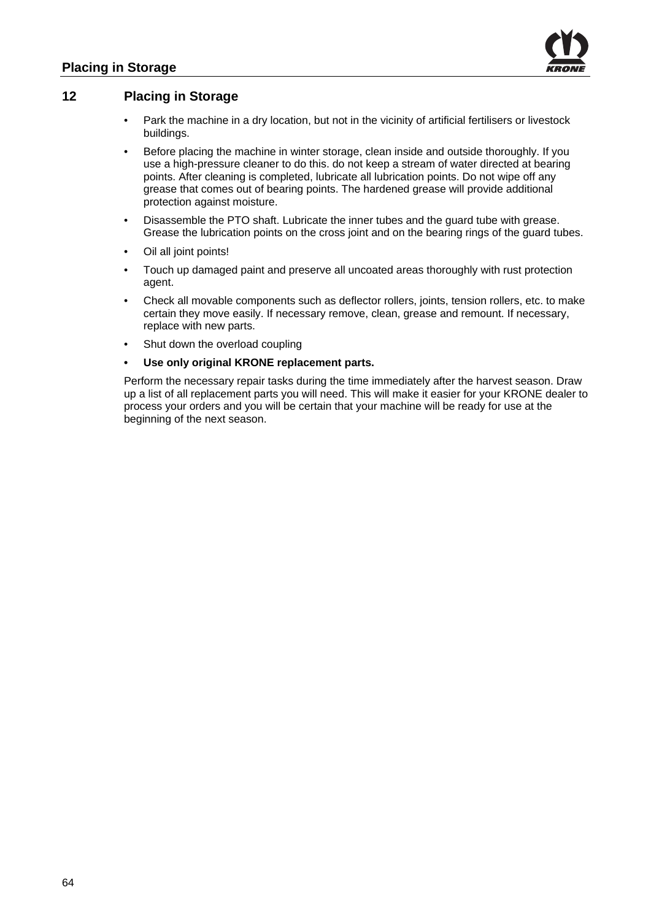# 12 Placing in Storage

- Park the machine in a dry location, but not in the vicinity of artificial fertilisers or livestock buildings.
- Before placing the machine in winter storage, clean inside and outside thoroughly. If you use a high-pressure cleaner to do this. do not keep a stream of water directed at bearing points. After cleaning is completed, lubricate all lubrication points. Do not wipe off any grease that comes out of bearing points. The hardened grease will provide additional protection against moisture.
- Disassemble the PTO shaft. Lubricate the inner tubes and the guard tube with grease. Grease the lubrication points on the cross joint and on the bearing rings of the guard tubes.
- Oil all joint points!
- Touch up damaged paint and preserve all uncoated areas thoroughly with rust protection agent.
- Check all movable components such as deflector rollers, joints, tension rollers, etc. to make certain they move easily. If necessary remove, clean, grease and remount. If necessary, replace with new parts.
- Shut down the overload coupling
- **Use only original KRONE replacement parts.**

Perform the necessary repair tasks during the time immediately after the harvest season. Draw up a list of all replacement parts you will need. This will make it easier for your KRONE dealer to process your orders and you will be certain that your machine will be ready for use at the beginning of the next season.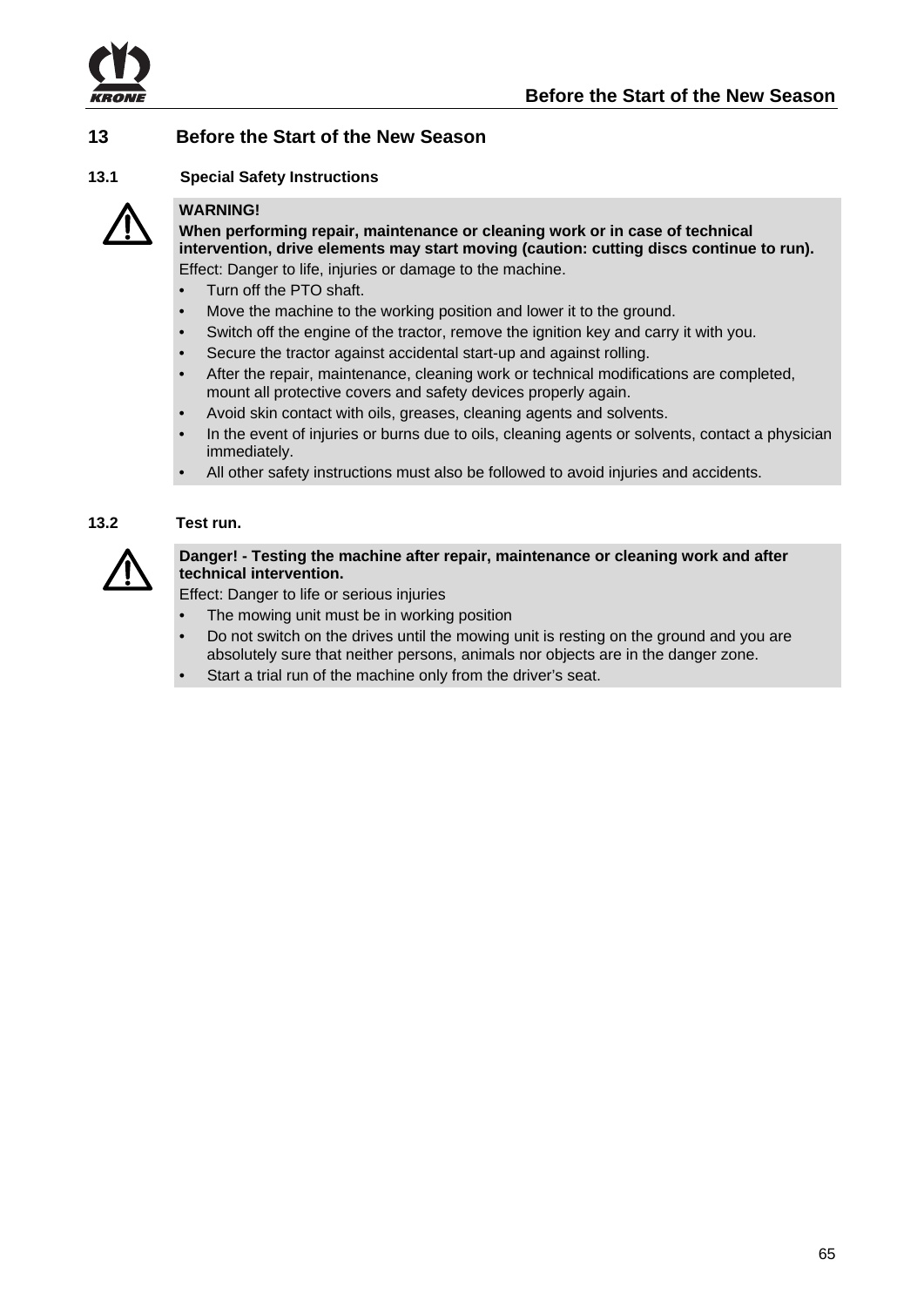# 13 Before the Start of the New Season

## 13.1 Special Safety Instructions

**WARNING!**

**When performing repair, maintenance or cleaning work or in case of technical intervention, drive elements may start moving (caution: cutting discs continue to run).**

Effect: Danger to life, injuries or damage to the machine.

- Turn off the PTO shaft.
- Move the machine to the working position and lower it to the ground.
- Switch off the engine of the tractor, remove the ignition key and carry it with you.
- Secure the tractor against accidental start-up and against rolling.
- After the repair, maintenance, cleaning work or technical modifications are completed, mount all protective covers and safety devices properly again.
- Avoid skin contact with oils, greases, cleaning agents and solvents.
- In the event of injuries or burns due to oils, cleaning agents or solvents, contact a physician immediately.
- All other safety instructions must also be followed to avoid injuries and accidents.

## 13.2 Test run.

**Danger! - Testing the machine after repair, maintenance or cleaning work and after technical intervention.**

Effect: Danger to life or serious injuries

- The mowing unit must be in working position
- Do not switch on the drives until the mowing unit is resting on the ground and you are absolutely sure that neither persons, animals nor objects are in the danger zone.
- Start a trial run of the machine only from the driver's seat.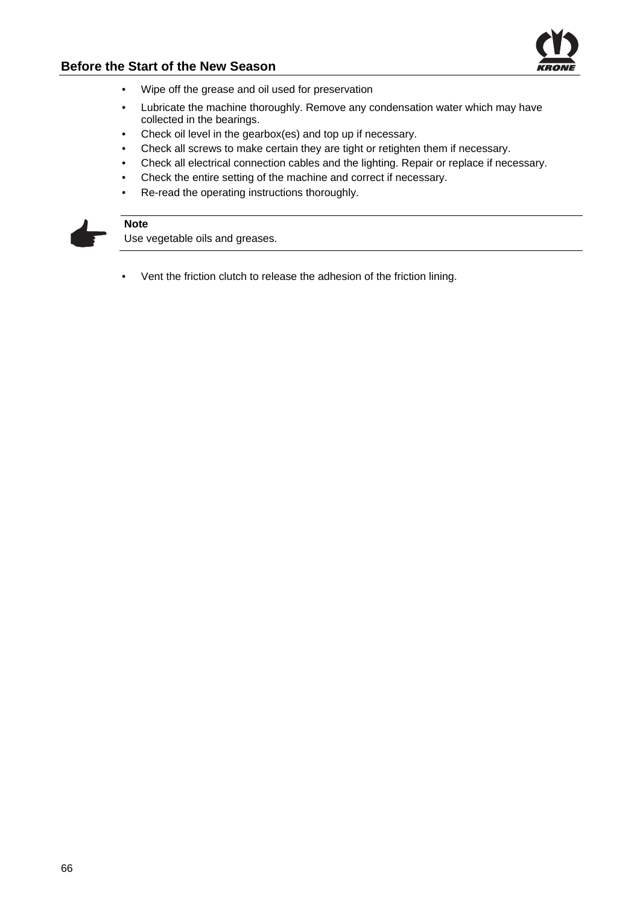- Wipe off the grease and oil used for preservation
- Lubricate the machine thoroughly. Remove any condensation water which may have collected in the bearings.
- Check oil level in the gearbox(es) and top up if necessary.
- Check all screws to make certain they are tight or retighten them if necessary.
- Check all electrical connection cables and the lighting. Repair or replace if necessary.
- Check the entire setting of the machine and correct if necessary.
- Re-read the operating instructions thoroughly.

**Note**

Use vegetable oils and greases.

- Vent the friction clutch to release the adhesion of the friction lining.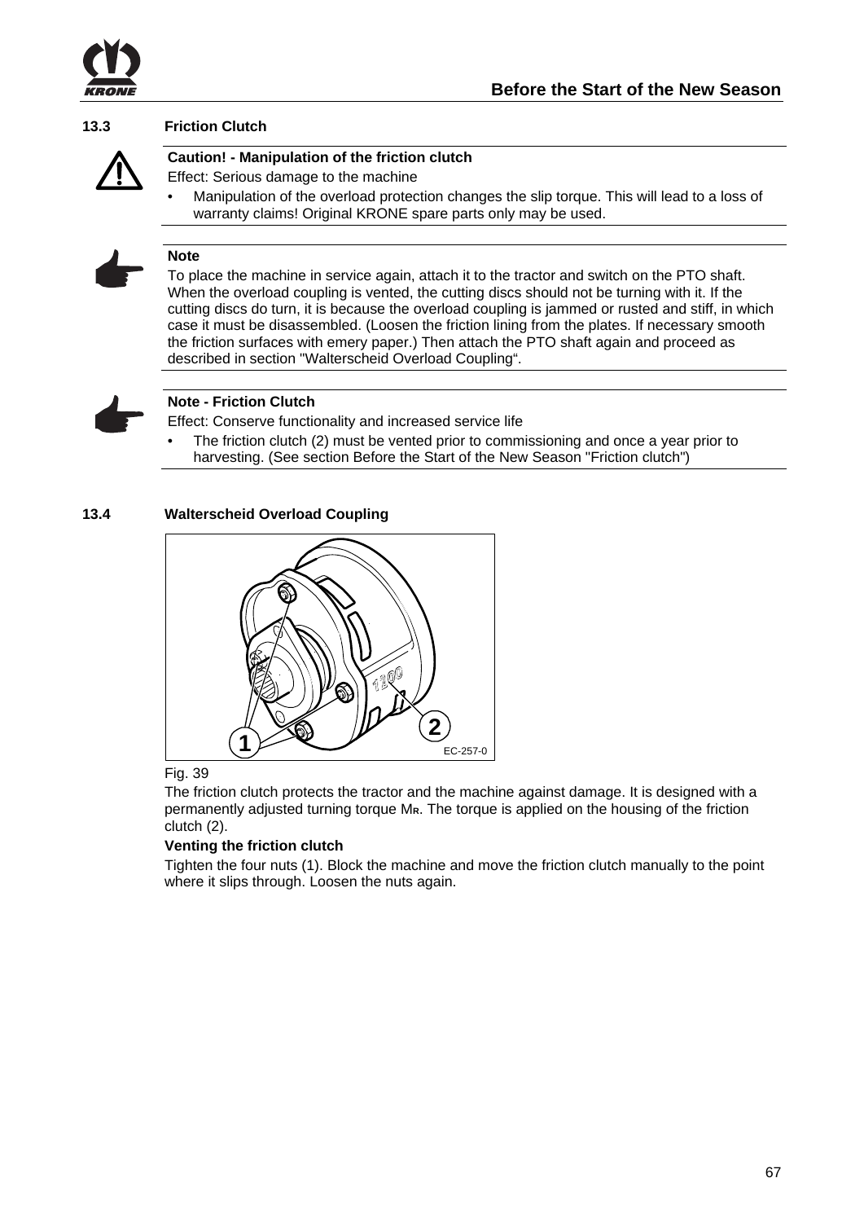## 13.3 Friction Clutch

**Caution! - Manipulation of the friction clutch**

Effect: Serious damage to the machine

- Manipulation of the overload protection changes the slip torque. This will lead to a loss of warranty claims! Original KRONE spare parts only may be used.

**Note**

To place the machine in service again, attach it to the tractor and switch on the PTO shaft. When the overload coupling is vented, the cutting discs should not be turning with it. If the cutting discs do turn, it is because the overload coupling is jammed or rusted and stiff, in which case it must be disassembled. (Loosen the friction lining from the plates. If necessary smooth the friction surfaces with emery paper.) Then attach the PTO shaft again and proceed as described in section "Walterscheid Overload Coupling".

**Note - Friction Clutch**

Effect: Conserve functionality and increased service life

- The friction clutch (2) must be vented prior to commissioning and once a year prior to harvesting. (See section Before the Start of the New Season "Friction clutch")

## 13.4 Walterscheid Overload Coupling

1

2

1200

EC-257-0

Fig. 39

The friction clutch protects the tractor and the machine against damage. It is designed with a permanently adjusted turning torque $M_R$. The torque is applied on the housing of the friction clutch (2).

**Venting the friction clutch**

Tighten the four nuts (1). Block the machine and move the friction clutch manually to the point where it slips through. Loosen the nuts again.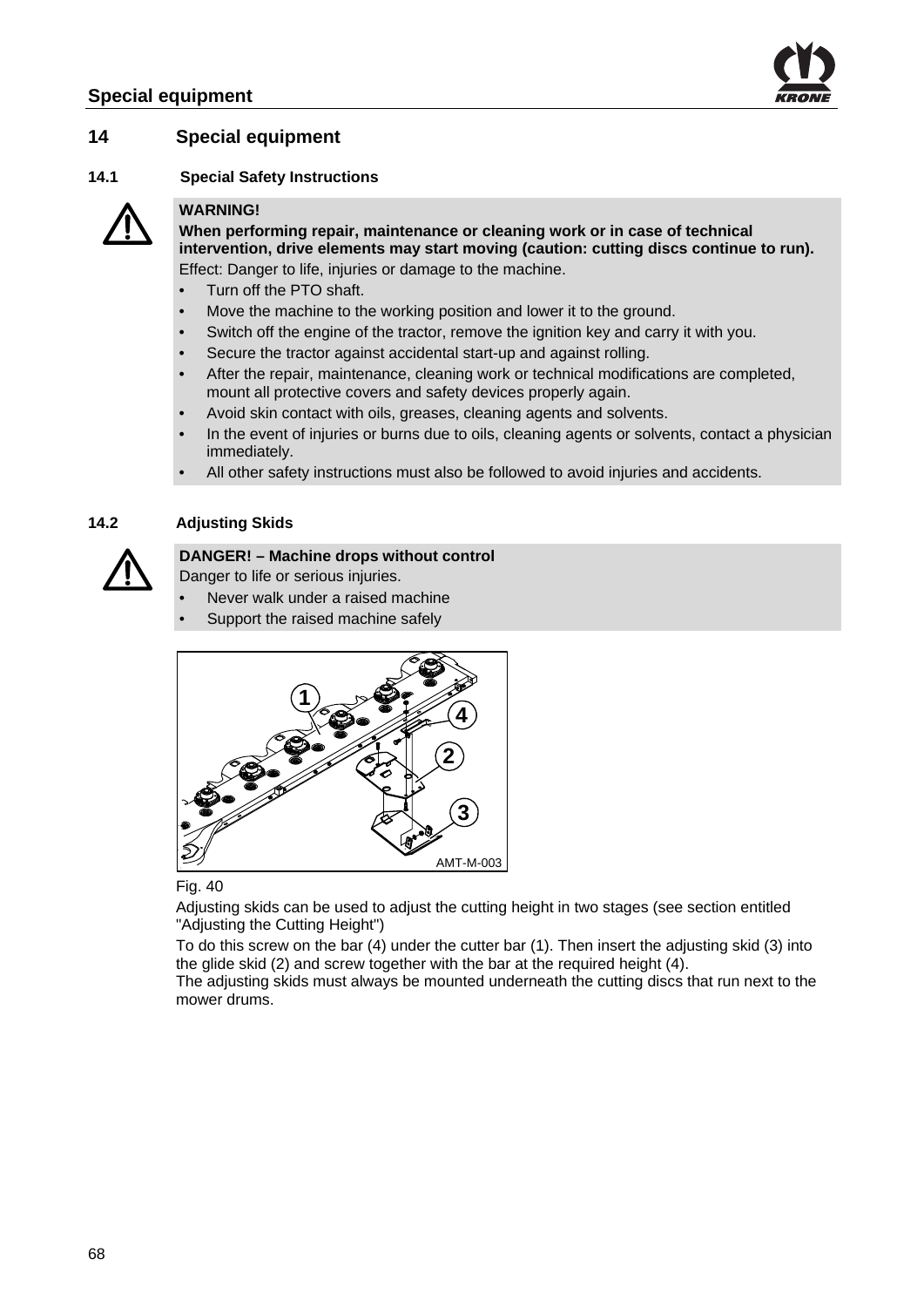# 14 Special equipment

## 14.1 Special Safety Instructions

**WARNING!**

**When performing repair, maintenance or cleaning work or in case of technical intervention, drive elements may start moving (caution: cutting discs continue to run).**

Effect: Danger to life, injuries or damage to the machine.

- Turn off the PTO shaft.
- Move the machine to the working position and lower it to the ground.
- Switch off the engine of the tractor, remove the ignition key and carry it with you.
- Secure the tractor against accidental start-up and against rolling.
- After the repair, maintenance, cleaning work or technical modifications are completed, mount all protective covers and safety devices properly again.
- Avoid skin contact with oils, greases, cleaning agents and solvents.
- In the event of injuries or burns due to oils, cleaning agents or solvents, contact a physician immediately.
- All other safety instructions must also be followed to avoid injuries and accidents.

## 14.2 Adjusting Skids

**DANGER! – Machine drops without control**

Danger to life or serious injuries.

- Never walk under a raised machine
- Support the raised machine safely

1
4
2
3
AMT-M-003

Fig. 40

Adjusting skids can be used to adjust the cutting height in two stages (see section entitled "Adjusting the Cutting Height")

To do this screw on the bar (4) under the cutter bar (1). Then insert the adjusting skid (3) into the glide skid (2) and screw together with the bar at the required height (4).
The adjusting skids must always be mounted underneath the cutting discs that run next to the mower drums.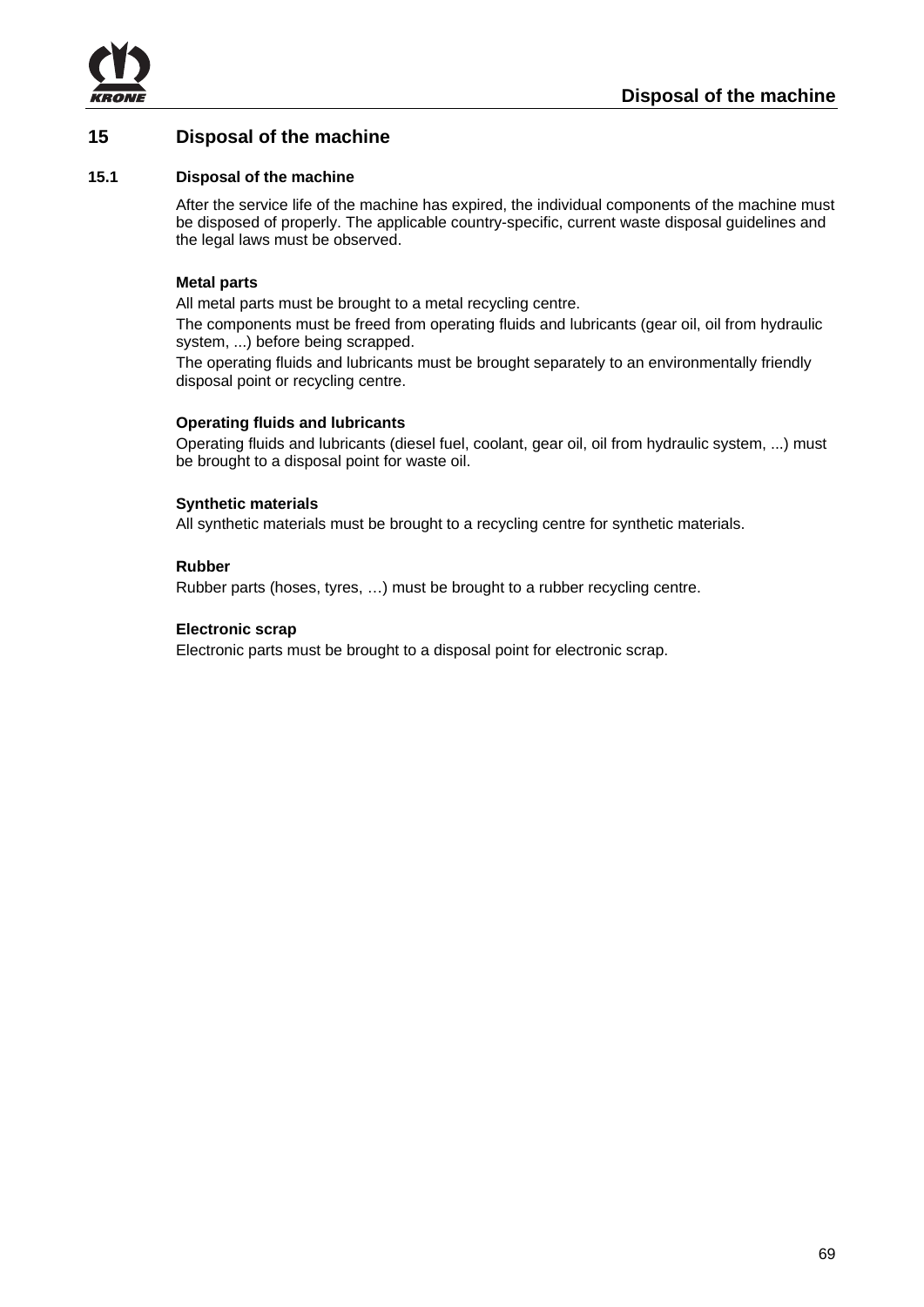# 15 Disposal of the machine

## 15.1 Disposal of the machine

After the service life of the machine has expired, the individual components of the machine must be disposed of properly. The applicable country-specific, current waste disposal guidelines and the legal laws must be observed.

**Metal parts**

All metal parts must be brought to a metal recycling centre.

The components must be freed from operating fluids and lubricants (gear oil, oil from hydraulic system, ...) before being scrapped.

The operating fluids and lubricants must be brought separately to an environmentally friendly disposal point or recycling centre.

**Operating fluids and lubricants**

Operating fluids and lubricants (diesel fuel, coolant, gear oil, oil from hydraulic system, ...) must be brought to a disposal point for waste oil.

**Synthetic materials**

All synthetic materials must be brought to a recycling centre for synthetic materials.

**Rubber**

Rubber parts (hoses, tyres, …) must be brought to a rubber recycling centre.

**Electronic scrap**

Electronic parts must be brought to a disposal point for electronic scrap.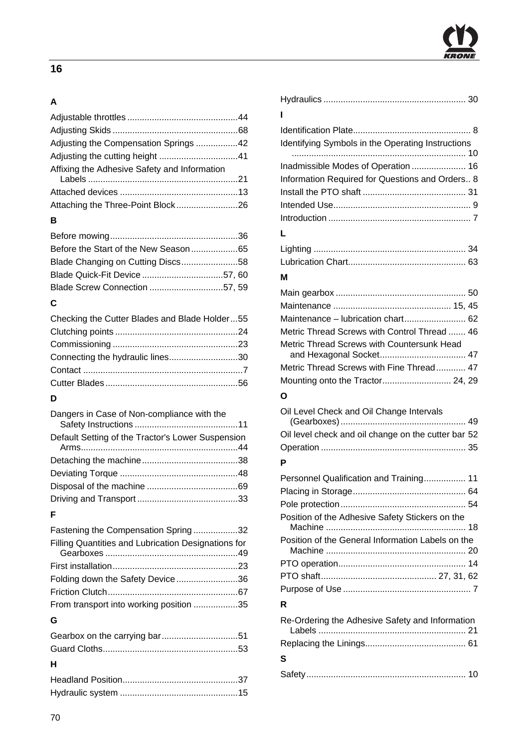# 16

## A

Adjustable throttles ............................................44
Adjusting Skids ..................................................68
Adjusting the Compensation Springs .................42
Adjusting the cutting height ................................41
Affixing the Adhesive Safety and Information Labels ............................................................21
Attached devices ................................................13
Attaching the Three-Point Block .........................26

## B

Before mowing...................................................36
Before the Start of the New Season ...................65
Blade Changing on Cutting Discs.......................58
Blade Quick-Fit Device .................................57, 60
Blade Screw Connection .............................57, 59

## C

Checking the Cutter Blades and Blade Holder...55
Clutching points .................................................24
Commissioning ..................................................23
Connecting the hydraulic lines............................30
Contact ................................................................7
Cutter Blades .....................................................56

## D

Dangers in Case of Non-compliance with the Safety Instructions ..........................................11
Default Setting of the Tractor's Lower Suspension Arms...............................................................44
Detaching the machine.......................................38
Deviating Torque ................................................48
Disposal of the machine .....................................69
Driving and Transport .........................................33

## F

Fastening the Compensation Spring ..................32
Filling Quantities and Lubrication Designations for Gearboxes ......................................................49
First installation...................................................23
Folding down the Safety Device .........................36
Friction Clutch.....................................................67
From transport into working position ..................35

## G

Gearbox on the carrying bar...............................51
Guard Cloths......................................................53

## H

Headland Position...............................................37
Hydraulic system ................................................15
Hydraulics .......................................................... 30

## I

Identification Plate................................................ 8
Identifying Symbols in the Operating Instructions ...................................................................... 10
Inadmissible Modes of Operation ...................... 16
Information Required for Questions and Orders.. 8
Install the PTO shaft .......................................... 31
Intended Use........................................................ 9
Introduction .......................................................... 7

## L

Lighting .............................................................. 34
Lubrication Chart................................................ 63

## M

Main gearbox ..................................................... 50
Maintenance ................................................ 15, 45
Maintenance – lubrication chart......................... 62
Metric Thread Screws with Control Thread ....... 46
Metric Thread Screws with Countersunk Head and Hexagonal Socket................................... 47
Metric Thread Screws with Fine Thread............ 47
Mounting onto the Tractor............................ 24, 29

## O

Oil Level Check and Oil Change Intervals (Gearboxes) ................................................... 49
Oil level check and oil change on the cutter bar 52
Operation ........................................................... 35

## P

Personnel Qualification and Training................. 11
Placing in Storage.............................................. 64
Pole protection ................................................... 54
Position of the Adhesive Safety Stickers on the Machine ......................................................... 18
Position of the General Information Labels on the Machine ......................................................... 20
PTO operation.................................................... 14
PTO shaft............................................... 27, 31, 62
Purpose of Use .................................................... 7

## R

Re-Ordering the Adhesive Safety and Information Labels ............................................................ 21
Replacing the Linings......................................... 61

## S

Safety................................................................. 10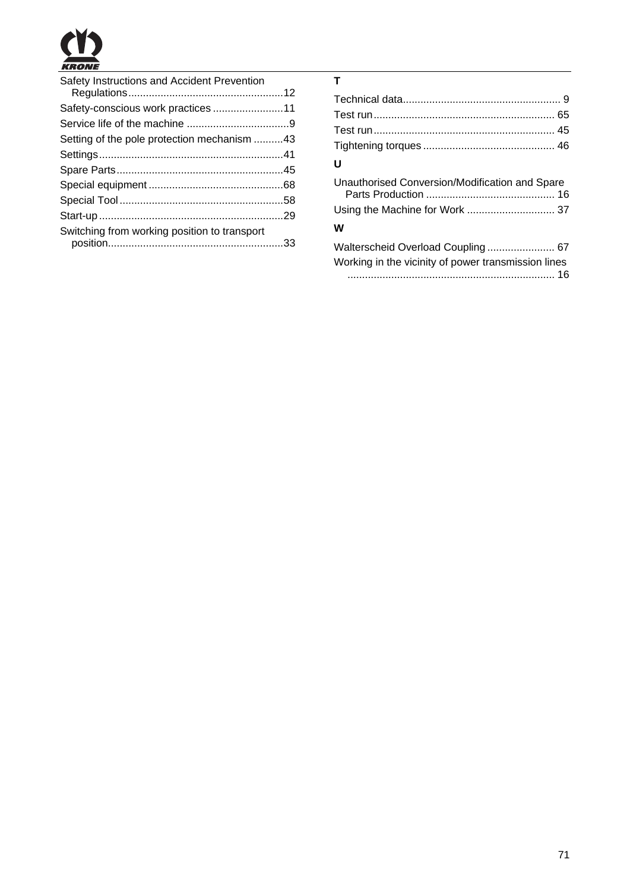Safety Instructions and Accident Prevention Regulations ..................................................12
Safety-conscious work practices ........................11
Service life of the machine ...................................9
Setting of the pole protection mechanism ..........43
Settings...............................................................41
Spare Parts.........................................................45
Special equipment ..............................................68
Special Tool ........................................................58
Start-up ...............................................................29
Switching from working position to transport position...........................................................33

**T**

Technical data..................................................... 9
Test run ............................................................. 65
Test run ............................................................. 45
Tightening torques ............................................ 46

**U**

Unauthorised Conversion/Modification and Spare Parts Production ........................................... 16
Using the Machine for Work .............................. 37

**W**

Walterscheid Overload Coupling ....................... 67
Working in the vicinity of power transmission lines ...................................................................... 16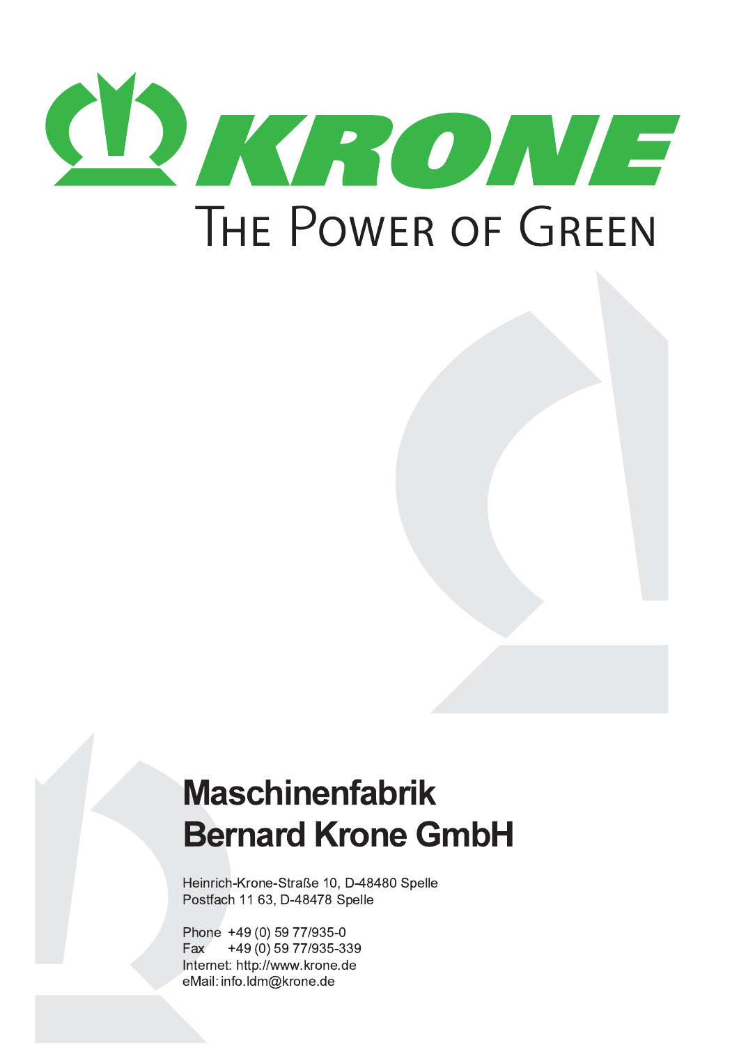# KRONE

THE POWER OF GREEN

## Maschinenfabrik Bernard Krone GmbH

Heinrich-Krone-Straße 10, D-48480 Spelle
Postfach 11 63, D-48478 Spelle

Phone +49 (0) 59 77/935-0
Fax +49 (0) 59 77/935-339
Internet: http://www.krone.de
eMail: info.ldm@krone.de